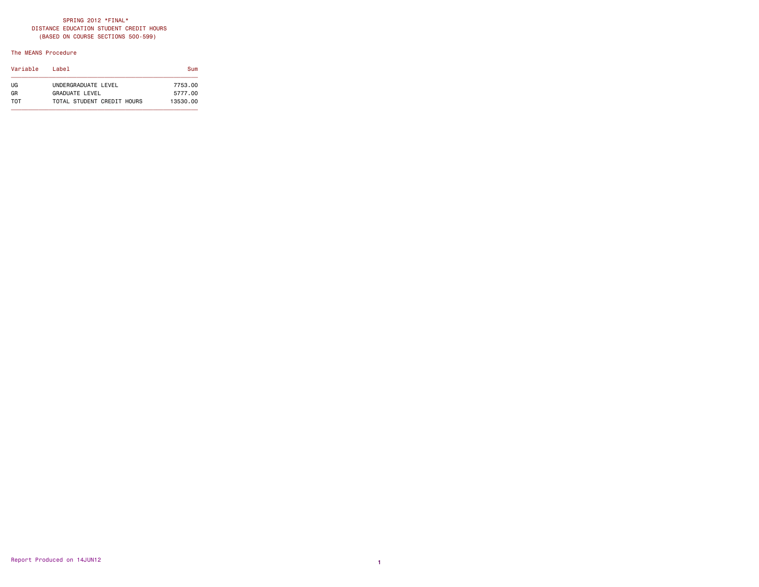SPRING 2012 *FINAL*
DISTANCE EDUCATION STUDENT CREDIT HOURS
(BASED ON COURSE SECTIONS 500-599)

The MEANS Procedure

| Variable | Label | Sum |
|---|---|---|
| UG | UNDERGRADUATE LEVEL | 7753.00 |
| GR | GRADUATE LEVEL | 5777.00 |
| TOT | TOTAL STUDENT CREDIT HOURS | 13530.00 |

Report Produced on 14JUN12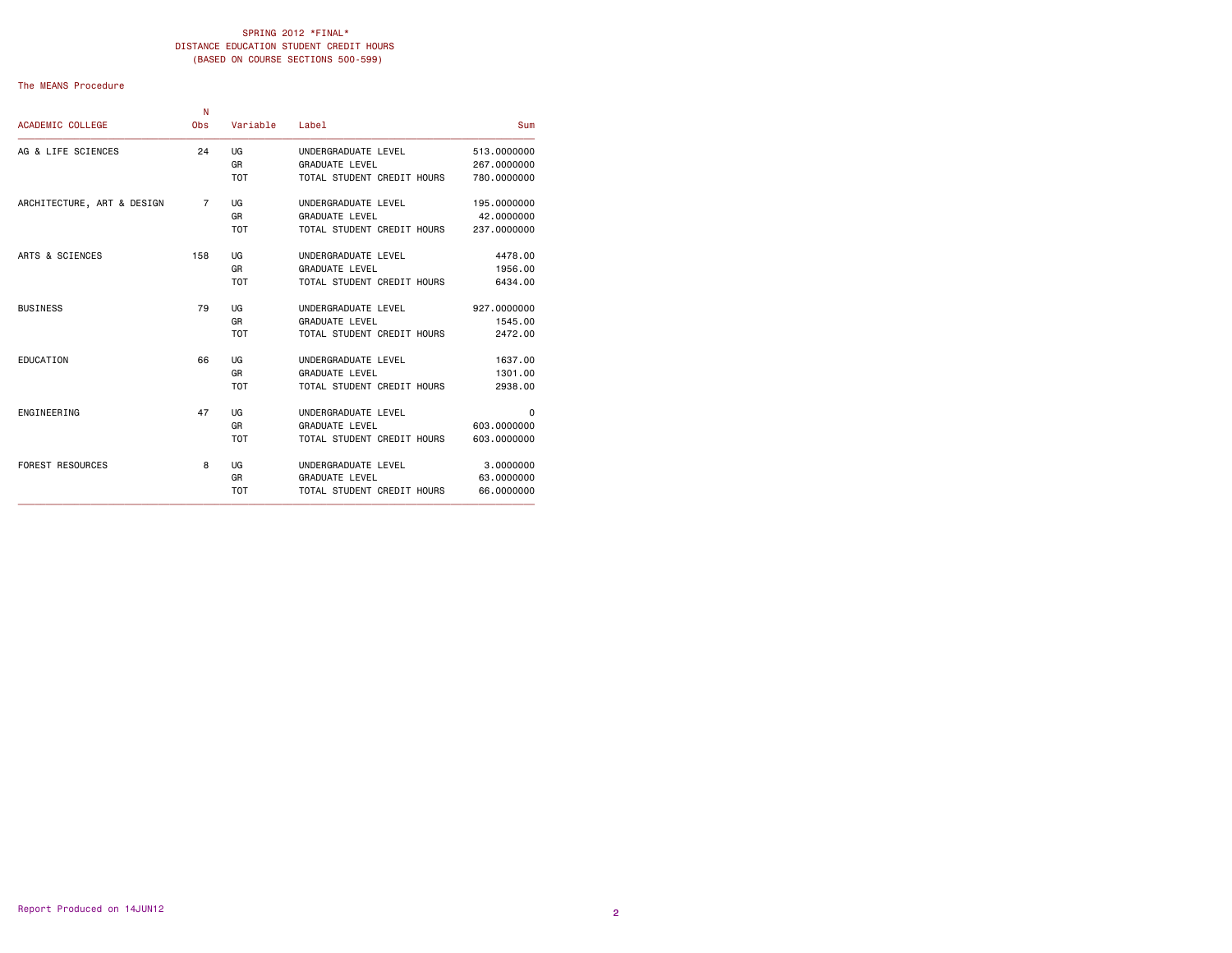SPRING 2012 *FINAL*
DISTANCE EDUCATION STUDENT CREDIT HOURS
(BASED ON COURSE SECTIONS 500-599)

The MEANS Procedure

| ACADEMIC COLLEGE | N Obs | Variable | Label | Sum |
|---|---|---|---|---|
| AG & LIFE SCIENCES | 24 | UG | UNDERGRADUATE LEVEL | 513.0000000 |
| | | GR | GRADUATE LEVEL | 267.0000000 |
| | | TOT | TOTAL STUDENT CREDIT HOURS | 780.0000000 |
| ARCHITECTURE, ART & DESIGN | 7 | UG | UNDERGRADUATE LEVEL | 195.0000000 |
| | | GR | GRADUATE LEVEL | 42.0000000 |
| | | TOT | TOTAL STUDENT CREDIT HOURS | 237.0000000 |
| ARTS & SCIENCES | 158 | UG | UNDERGRADUATE LEVEL | 4478.00 |
| | | GR | GRADUATE LEVEL | 1956.00 |
| | | TOT | TOTAL STUDENT CREDIT HOURS | 6434.00 |
| BUSINESS | 79 | UG | UNDERGRADUATE LEVEL | 927.0000000 |
| | | GR | GRADUATE LEVEL | 1545.00 |
| | | TOT | TOTAL STUDENT CREDIT HOURS | 2472.00 |
| EDUCATION | 66 | UG | UNDERGRADUATE LEVEL | 1637.00 |
| | | GR | GRADUATE LEVEL | 1301.00 |
| | | TOT | TOTAL STUDENT CREDIT HOURS | 2938.00 |
| ENGINEERING | 47 | UG | UNDERGRADUATE LEVEL | 0 |
| | | GR | GRADUATE LEVEL | 603.0000000 |
| | | TOT | TOTAL STUDENT CREDIT HOURS | 603.0000000 |
| FOREST RESOURCES | 8 | UG | UNDERGRADUATE LEVEL | 3.0000000 |
| | | GR | GRADUATE LEVEL | 63.0000000 |
| | | TOT | TOTAL STUDENT CREDIT HOURS | 66.0000000 |

Report Produced on 14JUN12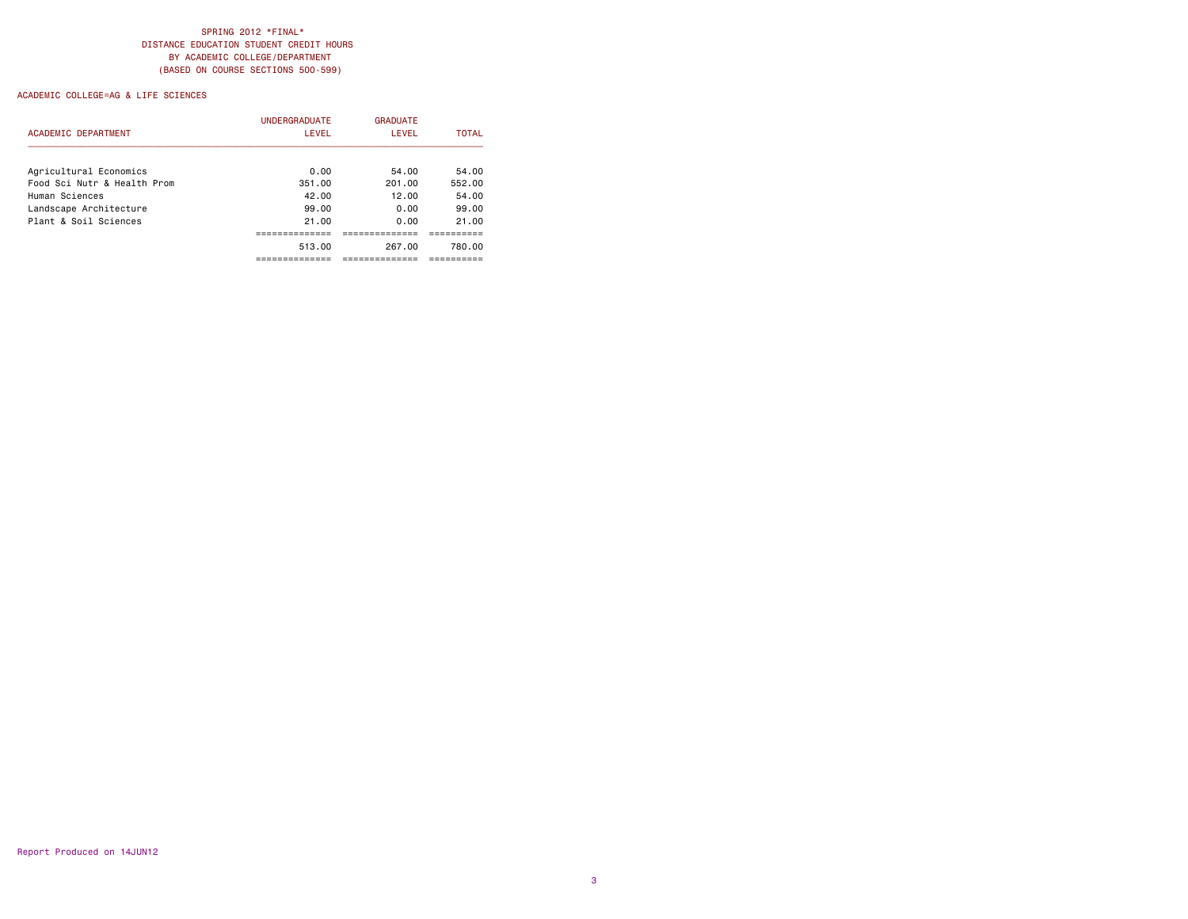SPRING 2012 *FINAL*
DISTANCE EDUCATION STUDENT CREDIT HOURS
BY ACADEMIC COLLEGE/DEPARTMENT
(BASED ON COURSE SECTIONS 500-599)

ACADEMIC COLLEGE=AG & LIFE SCIENCES

| ACADEMIC DEPARTMENT | UNDERGRADUATE LEVEL | GRADUATE LEVEL | TOTAL |
|---|---|---|---|
| Agricultural Economics | 0.00 | 54.00 | 54.00 |
| Food Sci Nutr & Health Prom | 351.00 | 201.00 | 552.00 |
| Human Sciences | 42.00 | 12.00 | 54.00 |
| Landscape Architecture | 99.00 | 0.00 | 99.00 |
| Plant & Soil Sciences | 21.00 | 0.00 | 21.00 |
| | 513.00 | 267.00 | 780.00 |

Report Produced on 14JUN12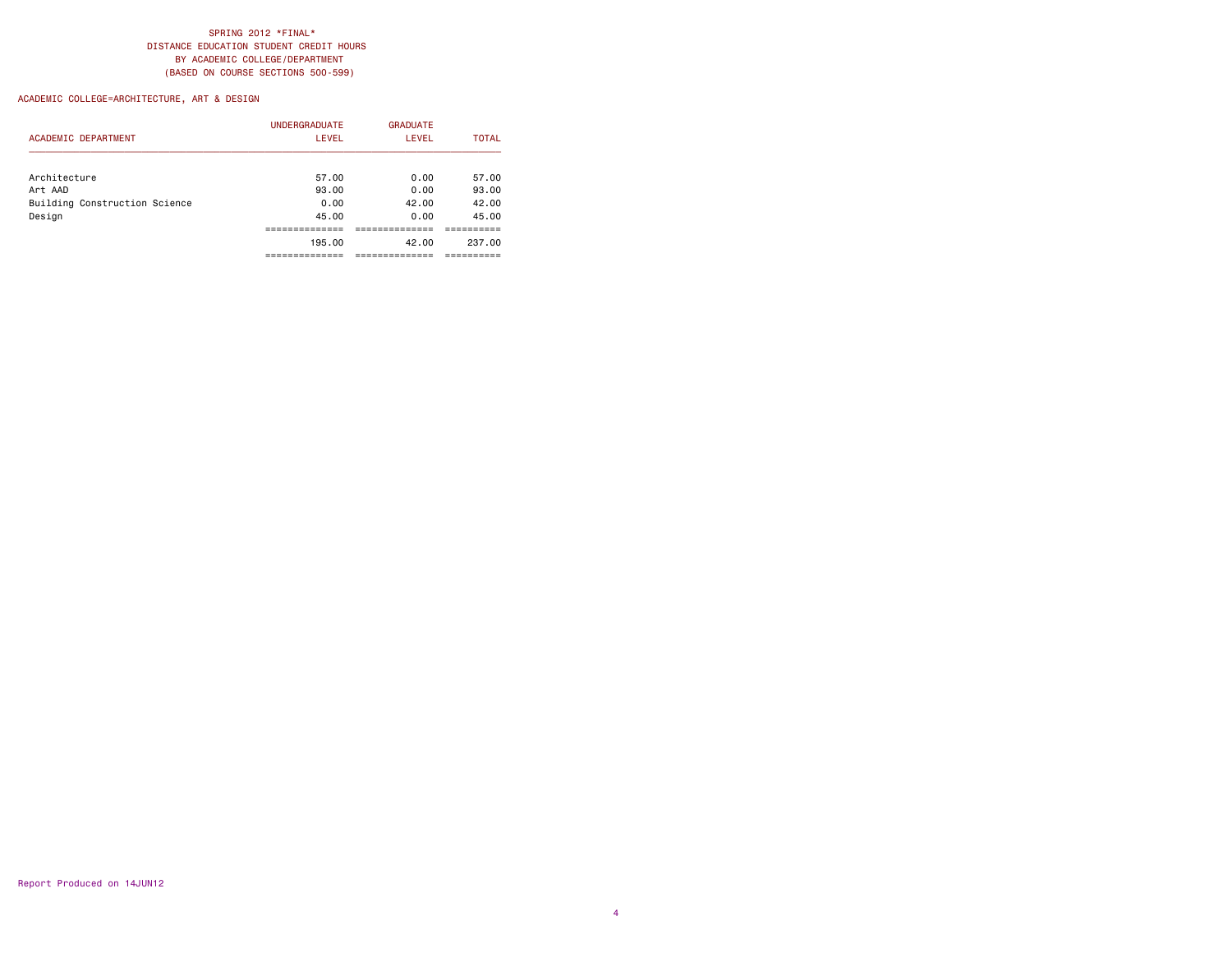# SPRING 2012 *FINAL*
## DISTANCE EDUCATION STUDENT CREDIT HOURS
## BY ACADEMIC COLLEGE/DEPARTMENT
## (BASED ON COURSE SECTIONS 500-599)

ACADEMIC COLLEGE=ARCHITECTURE, ART & DESIGN

| ACADEMIC DEPARTMENT | UNDERGRADUATE LEVEL | GRADUATE LEVEL | TOTAL |
|---|---|---|---|
| Architecture | 57.00 | 0.00 | 57.00 |
| Art AAD | 93.00 | 0.00 | 93.00 |
| Building Construction Science | 0.00 | 42.00 | 42.00 |
| Design | 45.00 | 0.00 | 45.00 |
| | 195.00 | 42.00 | 237.00 |

Report Produced on 14JUN12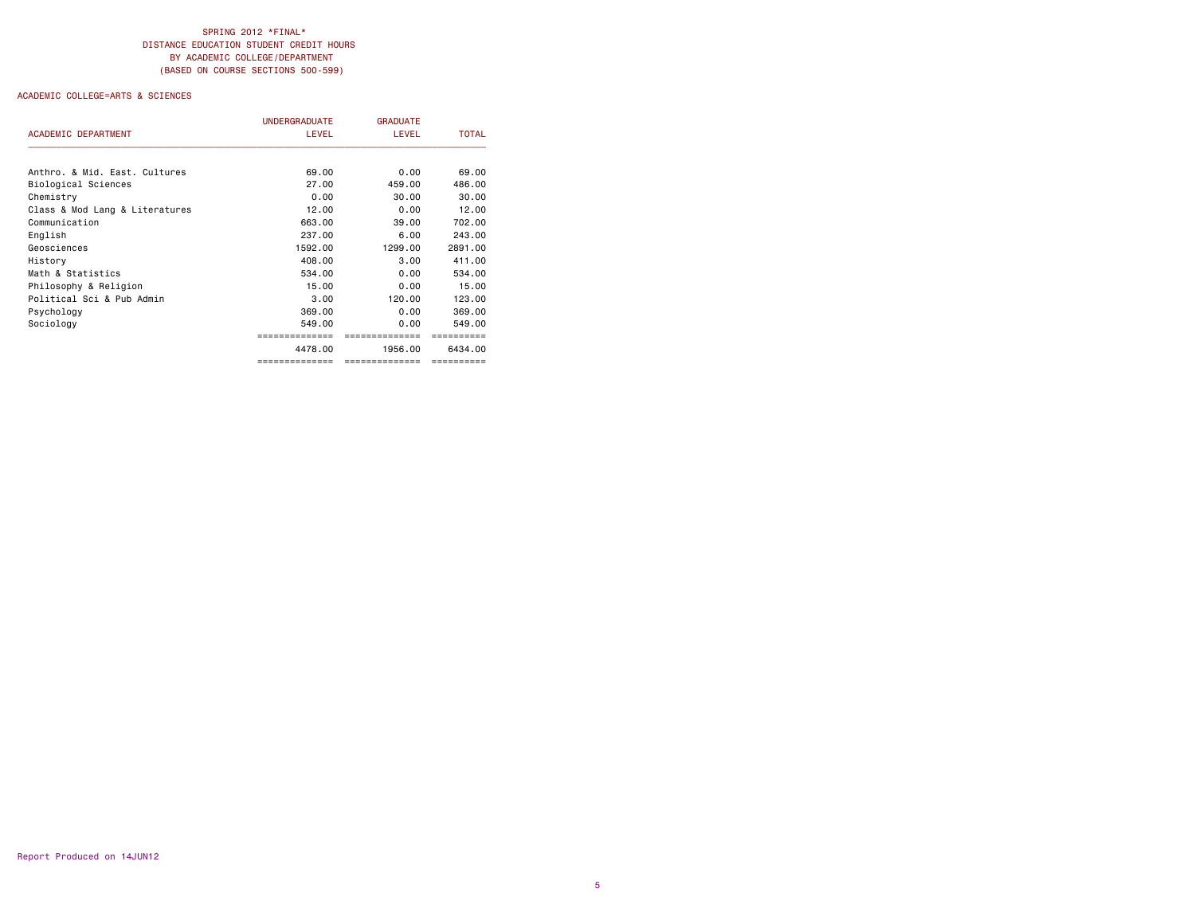SPRING 2012 *FINAL*
DISTANCE EDUCATION STUDENT CREDIT HOURS
BY ACADEMIC COLLEGE/DEPARTMENT
(BASED ON COURSE SECTIONS 500-599)

ACADEMIC COLLEGE=ARTS & SCIENCES

| ACADEMIC DEPARTMENT | UNDERGRADUATE LEVEL | GRADUATE LEVEL | TOTAL |
|---|---|---|---|
| Anthro. & Mid. East. Cultures | 69.00 | 0.00 | 69.00 |
| Biological Sciences | 27.00 | 459.00 | 486.00 |
| Chemistry | 0.00 | 30.00 | 30.00 |
| Class & Mod Lang & Literatures | 12.00 | 0.00 | 12.00 |
| Communication | 663.00 | 39.00 | 702.00 |
| English | 237.00 | 6.00 | 243.00 |
| Geosciences | 1592.00 | 1299.00 | 2891.00 |
| History | 408.00 | 3.00 | 411.00 |
| Math & Statistics | 534.00 | 0.00 | 534.00 |
| Philosophy & Religion | 15.00 | 0.00 | 15.00 |
| Political Sci & Pub Admin | 3.00 | 120.00 | 123.00 |
| Psychology | 369.00 | 0.00 | 369.00 |
| Sociology | 549.00 | 0.00 | 549.00 |
| | 4478.00 | 1956.00 | 6434.00 |

Report Produced on 14JUN12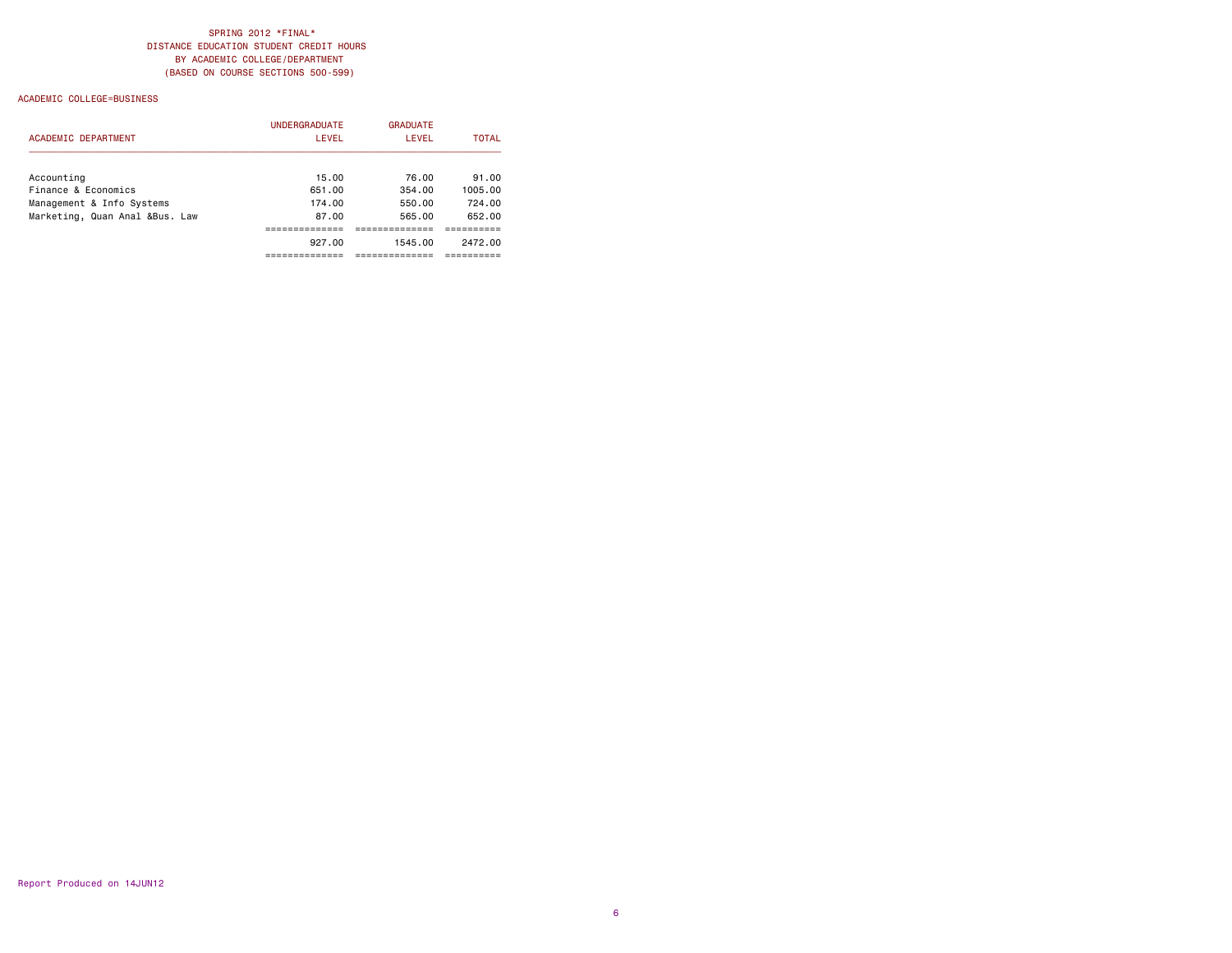SPRING 2012 *FINAL*
DISTANCE EDUCATION STUDENT CREDIT HOURS
BY ACADEMIC COLLEGE/DEPARTMENT
(BASED ON COURSE SECTIONS 500-599)

ACADEMIC COLLEGE=BUSINESS

| ACADEMIC DEPARTMENT | UNDERGRADUATE LEVEL | GRADUATE LEVEL | TOTAL |
|---|---|---|---|
| Accounting | 15.00 | 76.00 | 91.00 |
| Finance & Economics | 651.00 | 354.00 | 1005.00 |
| Management & Info Systems | 174.00 | 550.00 | 724.00 |
| Marketing, Quan Anal &Bus. Law | 87.00 | 565.00 | 652.00 |
| | 927.00 | 1545.00 | 2472.00 |

Report Produced on 14JUN12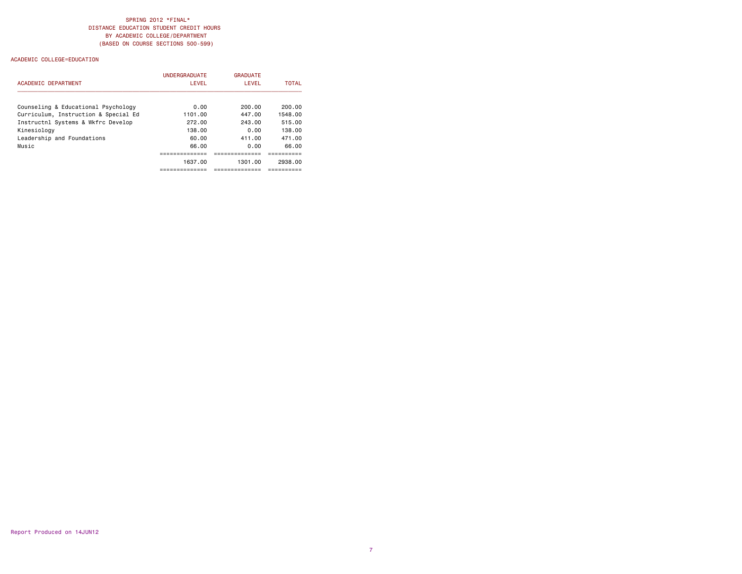# SPRING 2012 *FINAL*
## DISTANCE EDUCATION STUDENT CREDIT HOURS
## BY ACADEMIC COLLEGE/DEPARTMENT
## (BASED ON COURSE SECTIONS 500-599)

ACADEMIC COLLEGE=EDUCATION

| ACADEMIC DEPARTMENT | UNDERGRADUATE LEVEL | GRADUATE LEVEL | TOTAL |
|---|---|---|---|
| Counseling & Educational Psychology | 0.00 | 200.00 | 200.00 |
| Curriculum, Instruction & Special Ed | 1101.00 | 447.00 | 1548.00 |
| Instructnl Systems & Wkfrc Develop | 272.00 | 243.00 | 515.00 |
| Kinesiology | 138.00 | 0.00 | 138.00 |
| Leadership and Foundations | 60.00 | 411.00 | 471.00 |
| Music | 66.00 | 0.00 | 66.00 |
| | 1637.00 | 1301.00 | 2938.00 |

Report Produced on 14JUN12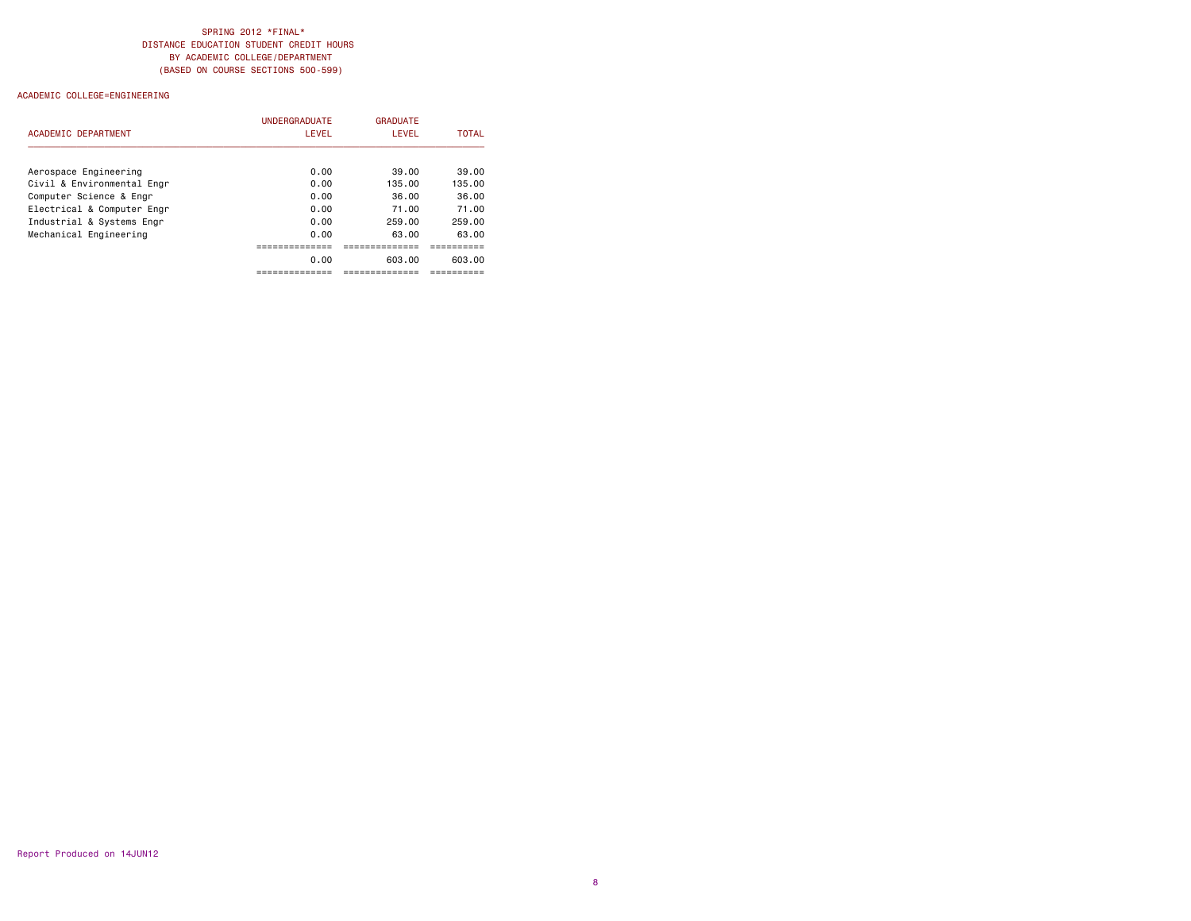SPRING 2012 *FINAL*
DISTANCE EDUCATION STUDENT CREDIT HOURS
BY ACADEMIC COLLEGE/DEPARTMENT
(BASED ON COURSE SECTIONS 500-599)

ACADEMIC COLLEGE=ENGINEERING

| ACADEMIC DEPARTMENT | UNDERGRADUATE LEVEL | GRADUATE LEVEL | TOTAL |
|---|---|---|---|
| Aerospace Engineering | 0.00 | 39.00 | 39.00 |
| Civil & Environmental Engr | 0.00 | 135.00 | 135.00 |
| Computer Science & Engr | 0.00 | 36.00 | 36.00 |
| Electrical & Computer Engr | 0.00 | 71.00 | 71.00 |
| Industrial & Systems Engr | 0.00 | 259.00 | 259.00 |
| Mechanical Engineering | 0.00 | 63.00 | 63.00 |
| | 0.00 | 603.00 | 603.00 |

Report Produced on 14JUN12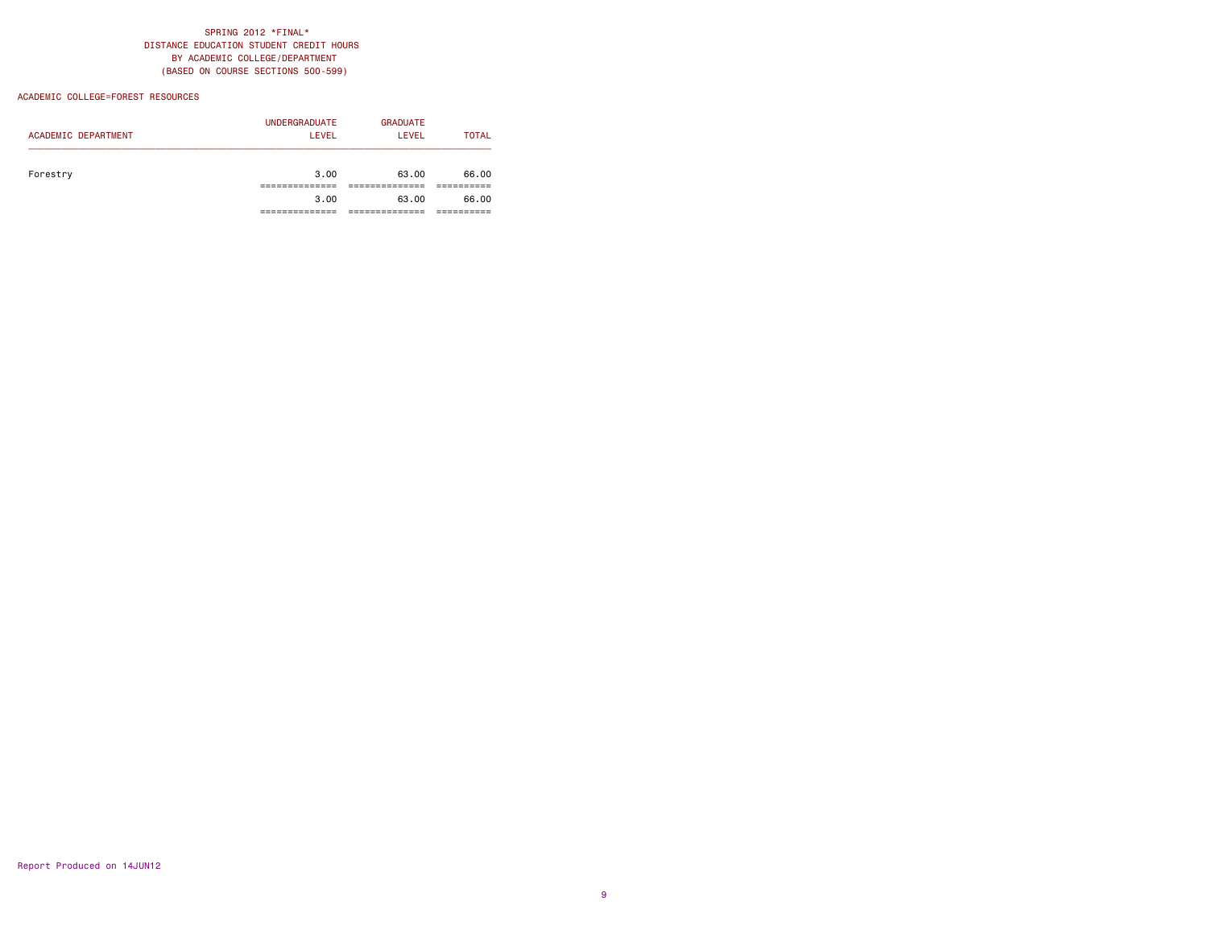SPRING 2012 *FINAL*
DISTANCE EDUCATION STUDENT CREDIT HOURS
BY ACADEMIC COLLEGE/DEPARTMENT
(BASED ON COURSE SECTIONS 500-599)

ACADEMIC COLLEGE=FOREST RESOURCES

| ACADEMIC DEPARTMENT | UNDERGRADUATE LEVEL | GRADUATE LEVEL | TOTAL |
|---|---|---|---|
| Forestry | 3.00 | 63.00 | 66.00 |
| | 3.00 | 63.00 | 66.00 |

Report Produced on 14JUN12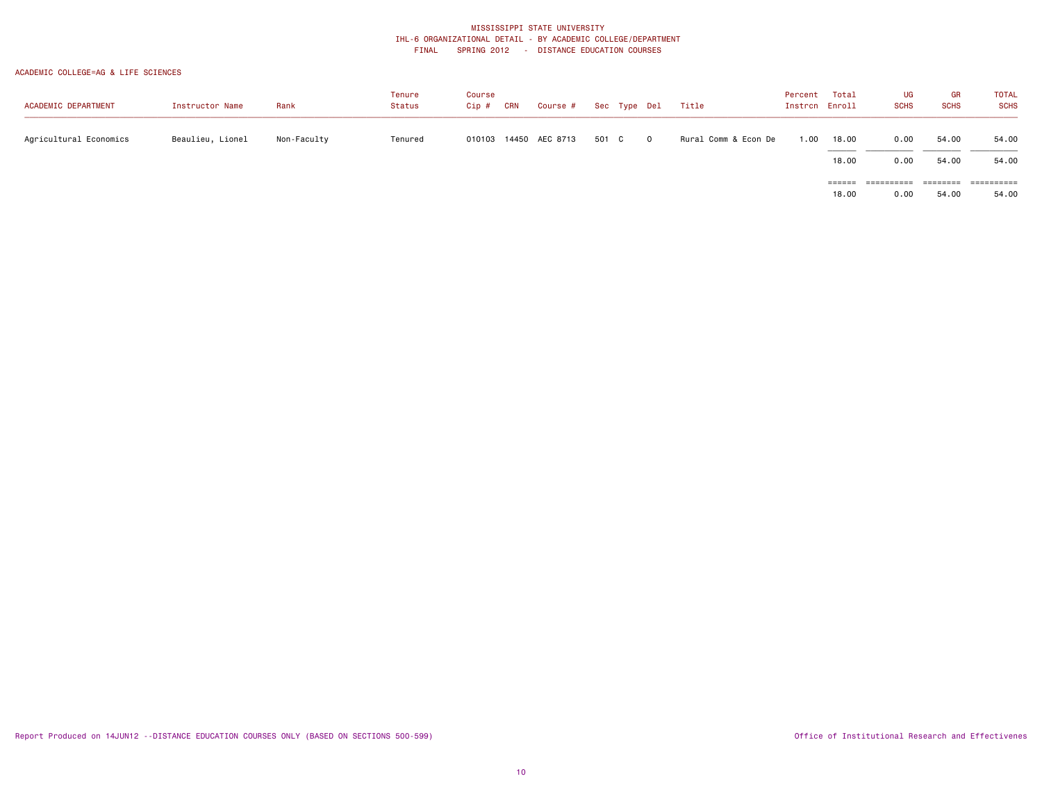MISSISSIPPI STATE UNIVERSITY
IHL-6 ORGANIZATIONAL DETAIL - BY ACADEMIC COLLEGE/DEPARTMENT
FINAL SPRING 2012 - DISTANCE EDUCATION COURSES

ACADEMIC COLLEGE=AG & LIFE SCIENCES

| ACADEMIC DEPARTMENT | Instructor Name | Rank | Tenure Status | Course Cip # | CRN | Course # | Sec | Type | Del | Title | Percent Instrcn | Total Enroll | UG SCHS | GR SCHS | TOTAL SCHS |
|---|---|---|---|---|---|---|---|---|---|---|---|---|---|---|---|
| Agricultural Economics | Beaulieu, Lionel | Non-Faculty | Tenured | 010103 | 14450 | AEC 8713 | 501 | C | O | Rural Comm & Econ De | 1.00 | 18.00 | 0.00 | 54.00 | 54.00 |
| | | | | | | | | | | | | 18.00 | 0.00 | 54.00 | 54.00 |
| | | | | | | | | | | | | 18.00 | 0.00 | 54.00 | 54.00 |

Report Produced on 14JUN12 --DISTANCE EDUCATION COURSES ONLY (BASED ON SECTIONS 500-599)

Office of Institutional Research and Effectivenes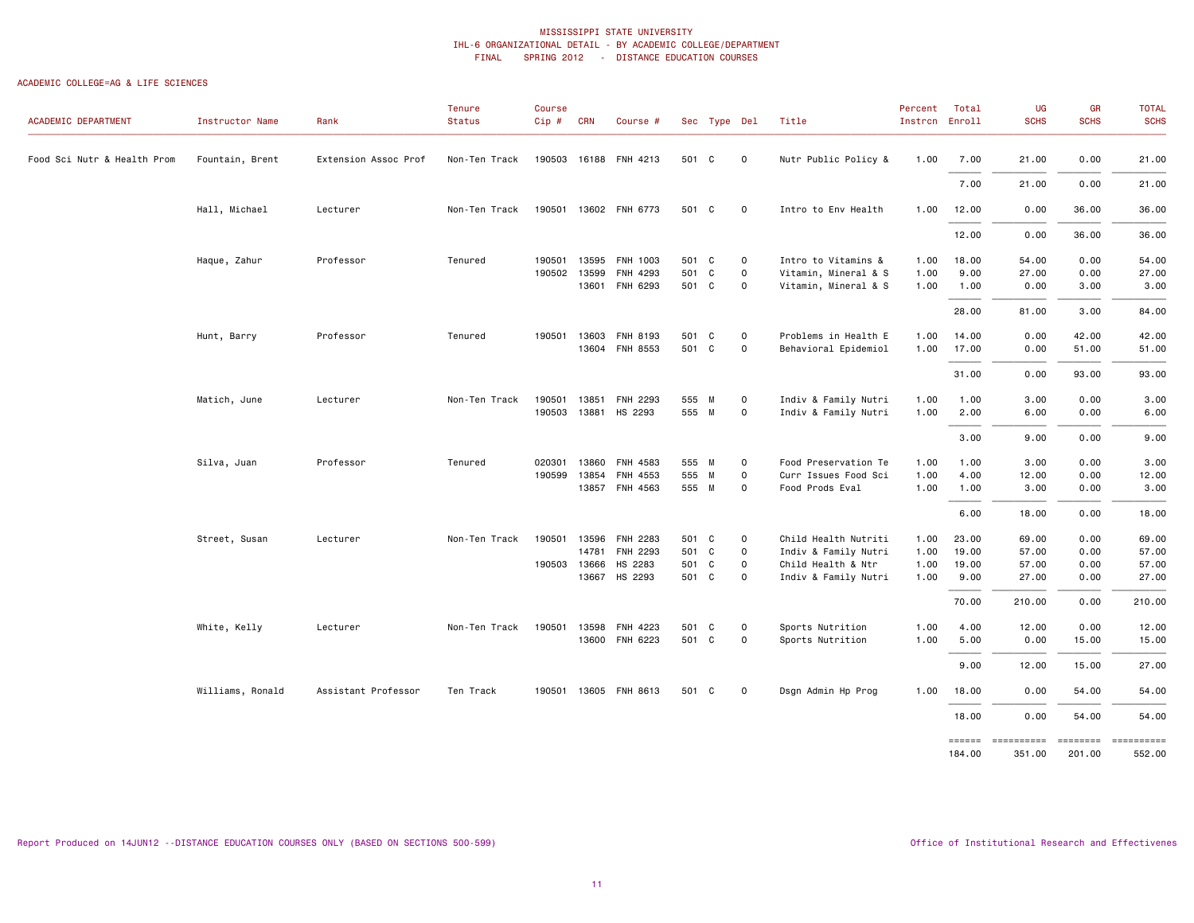MISSISSIPPI STATE UNIVERSITY
IHL-6 ORGANIZATIONAL DETAIL - BY ACADEMIC COLLEGE/DEPARTMENT
FINAL SPRING 2012 - DISTANCE EDUCATION COURSES

ACADEMIC COLLEGE=AG & LIFE SCIENCES

| ACADEMIC DEPARTMENT | Instructor Name | Rank | Tenure Status | Course Cip # | CRN | Course # | Sec | Type | Del | Title | Percent Instrcn | Total Enroll | UG SCHS | GR SCHS | TOTAL SCHS |
|---|---|---|---|---|---|---|---|---|---|---|---|---|---|---|---|
| Food Sci Nutr & Health Prom | Fountain, Brent | Extension Assoc Prof | Non-Ten Track | 190503 | 16188 | FNH 4213 | 501 | C | 0 | Nutr Public Policy & | 1.00 | 7.00 | 21.00 | 0.00 | 21.00 |
| | | | | | | | | | | | | 7.00 | 21.00 | 0.00 | 21.00 |
| | Hall, Michael | Lecturer | Non-Ten Track | 190501 | 13602 | FNH 6773 | 501 | C | 0 | Intro to Env Health | 1.00 | 12.00 | 0.00 | 36.00 | 36.00 |
| | | | | | | | | | | | | 12.00 | 0.00 | 36.00 | 36.00 |
| | Haque, Zahur | Professor | Tenured | 190501 | 13595 | FNH 1003 | 501 | C | 0 | Intro to Vitamins & | 1.00 | 18.00 | 54.00 | 0.00 | 54.00 |
| | | | | 190502 | 13599 | FNH 4293 | 501 | C | 0 | Vitamin, Mineral & S | 1.00 | 9.00 | 27.00 | 0.00 | 27.00 |
| | | | | | 13601 | FNH 6293 | 501 | C | 0 | Vitamin, Mineral & S | 1.00 | 1.00 | 0.00 | 3.00 | 3.00 |
| | | | | | | | | | | | | 28.00 | 81.00 | 3.00 | 84.00 |
| | Hunt, Barry | Professor | Tenured | 190501 | 13603 | FNH 8193 | 501 | C | 0 | Problems in Health E | 1.00 | 14.00 | 0.00 | 42.00 | 42.00 |
| | | | | | 13604 | FNH 8553 | 501 | C | 0 | Behavioral Epidemiol | 1.00 | 17.00 | 0.00 | 51.00 | 51.00 |
| | | | | | | | | | | | | 31.00 | 0.00 | 93.00 | 93.00 |
| | Matich, June | Lecturer | Non-Ten Track | 190501 | 13851 | FNH 2293 | 555 | M | 0 | Indiv & Family Nutri | 1.00 | 1.00 | 3.00 | 0.00 | 3.00 |
| | | | | 190503 | 13881 | HS 2293 | 555 | M | 0 | Indiv & Family Nutri | 1.00 | 2.00 | 6.00 | 0.00 | 6.00 |
| | | | | | | | | | | | | 3.00 | 9.00 | 0.00 | 9.00 |
| | Silva, Juan | Professor | Tenured | 020301 | 13860 | FNH 4583 | 555 | M | 0 | Food Preservation Te | 1.00 | 1.00 | 3.00 | 0.00 | 3.00 |
| | | | | 190599 | 13854 | FNH 4553 | 555 | M | 0 | Curr Issues Food Sci | 1.00 | 4.00 | 12.00 | 0.00 | 12.00 |
| | | | | | 13857 | FNH 4563 | 555 | M | 0 | Food Prods Eval | 1.00 | 1.00 | 3.00 | 0.00 | 3.00 |
| | | | | | | | | | | | | 6.00 | 18.00 | 0.00 | 18.00 |
| | Street, Susan | Lecturer | Non-Ten Track | 190501 | 13596 | FNH 2283 | 501 | C | 0 | Child Health Nutriti | 1.00 | 23.00 | 69.00 | 0.00 | 69.00 |
| | | | | | 14781 | FNH 2293 | 501 | C | 0 | Indiv & Family Nutri | 1.00 | 19.00 | 57.00 | 0.00 | 57.00 |
| | | | | 190503 | 13666 | HS 2283 | 501 | C | 0 | Child Health & Ntr | 1.00 | 19.00 | 57.00 | 0.00 | 57.00 |
| | | | | | 13667 | HS 2293 | 501 | C | 0 | Indiv & Family Nutri | 1.00 | 9.00 | 27.00 | 0.00 | 27.00 |
| | | | | | | | | | | | | 70.00 | 210.00 | 0.00 | 210.00 |
| | White, Kelly | Lecturer | Non-Ten Track | 190501 | 13598 | FNH 4223 | 501 | C | 0 | Sports Nutrition | 1.00 | 4.00 | 12.00 | 0.00 | 12.00 |
| | | | | | 13600 | FNH 6223 | 501 | C | 0 | Sports Nutrition | 1.00 | 5.00 | 0.00 | 15.00 | 15.00 |
| | | | | | | | | | | | | 9.00 | 12.00 | 15.00 | 27.00 |
| | Williams, Ronald | Assistant Professor | Ten Track | 190501 | 13605 | FNH 8613 | 501 | C | 0 | Dsgn Admin Hp Prog | 1.00 | 18.00 | 0.00 | 54.00 | 54.00 |
| | | | | | | | | | | | | 18.00 | 0.00 | 54.00 | 54.00 |
| | | | | | | | | | | | | 184.00 | 351.00 | 201.00 | 552.00 |

Report Produced on 14JUN12 --DISTANCE EDUCATION COURSES ONLY (BASED ON SECTIONS 500-599)

Office of Institutional Research and Effectivenes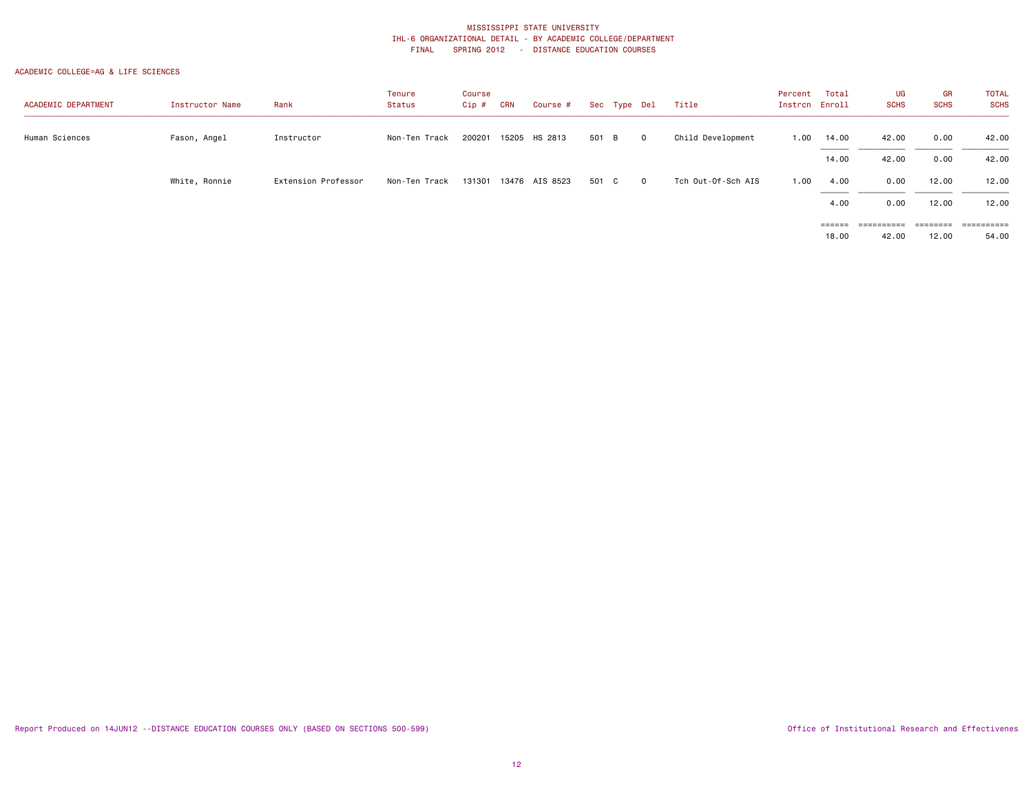MISSISSIPPI STATE UNIVERSITY
IHL-6 ORGANIZATIONAL DETAIL - BY ACADEMIC COLLEGE/DEPARTMENT
FINAL SPRING 2012 - DISTANCE EDUCATION COURSES

ACADEMIC COLLEGE=AG & LIFE SCIENCES

| ACADEMIC DEPARTMENT | Instructor Name | Rank | Tenure Status | Course Cip # | CRN | Course # | Sec | Type | Del | Title | Percent Instrcn | Total Enroll | UG SCHS | GR SCHS | TOTAL SCHS |
|---|---|---|---|---|---|---|---|---|---|---|---|---|---|---|---|
| Human Sciences | Fason, Angel | Instructor | Non-Ten Track | 200201 | 15205 | HS 2813 | 501 | B | 0 | Child Development | 1.00 | 14.00 | 42.00 | 0.00 | 42.00 |
| | | | | | | | | | | | | 14.00 | 42.00 | 0.00 | 42.00 |
| | White, Ronnie | Extension Professor | Non-Ten Track | 131301 | 13476 | AIS 8523 | 501 | C | 0 | Tch Out-Of-Sch AIS | 1.00 | 4.00 | 0.00 | 12.00 | 12.00 |
| | | | | | | | | | | | | 4.00 | 0.00 | 12.00 | 12.00 |
| | | | | | | | | | | | | 18.00 | 42.00 | 12.00 | 54.00 |

Report Produced on 14JUN12 --DISTANCE EDUCATION COURSES ONLY (BASED ON SECTIONS 500-599)

Office of Institutional Research and Effectivenes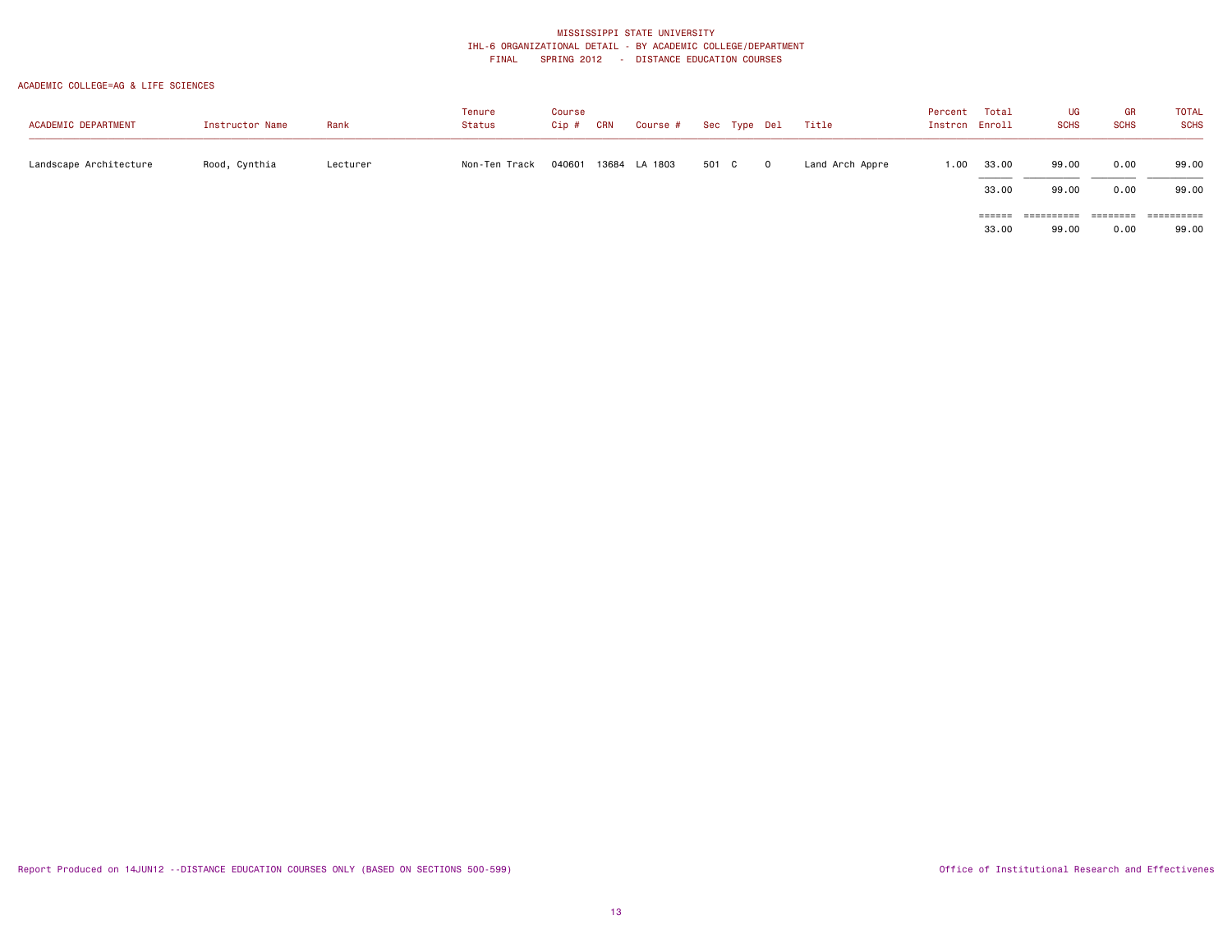MISSISSIPPI STATE UNIVERSITY
IHL-6 ORGANIZATIONAL DETAIL - BY ACADEMIC COLLEGE/DEPARTMENT
FINAL SPRING 2012 - DISTANCE EDUCATION COURSES

ACADEMIC COLLEGE=AG & LIFE SCIENCES

| ACADEMIC DEPARTMENT | Instructor Name | Rank | Tenure Status | Course Cip # | CRN | Course # | Sec | Type | Del | Title | Percent Instrcn | Total Enroll | UG SCHS | GR SCHS | TOTAL SCHS |
|---|---|---|---|---|---|---|---|---|---|---|---|---|---|---|---|
| Landscape Architecture | Rood, Cynthia | Lecturer | Non-Ten Track | 040601 | 13684 | LA 1803 | 501 | C | O | Land Arch Appre | 1.00 | 33.00 | 99.00 | 0.00 | 99.00 |
| | | | | | | | | | | | | 33.00 | 99.00 | 0.00 | 99.00 |
| | | | | | | | | | | | | 33.00 | 99.00 | 0.00 | 99.00 |

Report Produced on 14JUN12 --DISTANCE EDUCATION COURSES ONLY (BASED ON SECTIONS 500-599)

Office of Institutional Research and Effectivenes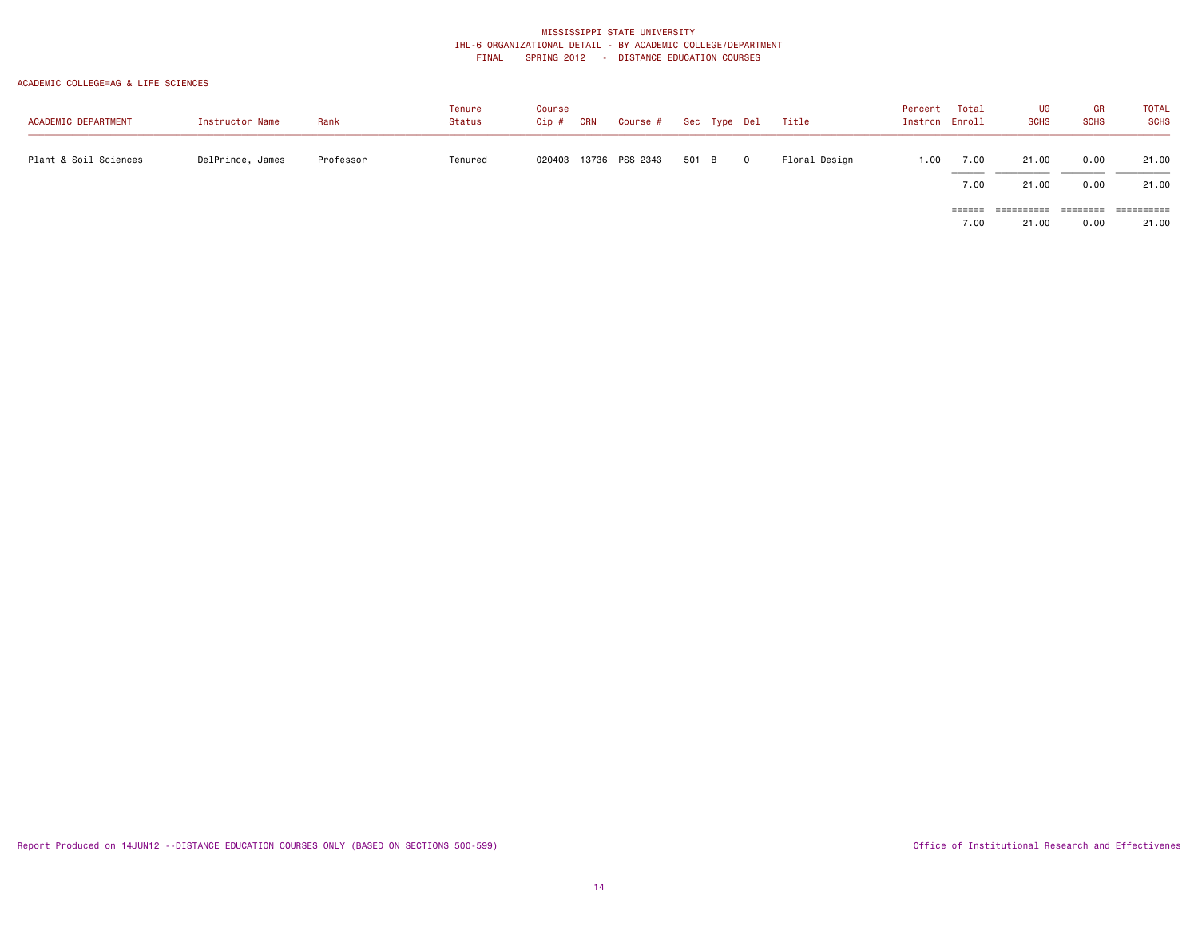MISSISSIPPI STATE UNIVERSITY
IHL-6 ORGANIZATIONAL DETAIL - BY ACADEMIC COLLEGE/DEPARTMENT
FINAL SPRING 2012 - DISTANCE EDUCATION COURSES

ACADEMIC COLLEGE=AG & LIFE SCIENCES

| ACADEMIC DEPARTMENT | Instructor Name | Rank | Tenure Status | Course Cip # | CRN | Course # | Sec | Type | Del | Title | Percent Instrcn | Total Enroll | UG SCHS | GR SCHS | TOTAL SCHS |
|---|---|---|---|---|---|---|---|---|---|---|---|---|---|---|---|
| Plant & Soil Sciences | DelPrince, James | Professor | Tenured | 020403 | 13736 | PSS 2343 | 501 | B | O | Floral Design | 1.00 | 7.00 | 21.00 | 0.00 | 21.00 |
| | | | | | | | | | | | | 7.00 | 21.00 | 0.00 | 21.00 |
| | | | | | | | | | | | | 7.00 | 21.00 | 0.00 | 21.00 |

Report Produced on 14JUN12 --DISTANCE EDUCATION COURSES ONLY (BASED ON SECTIONS 500-599)

Office of Institutional Research and Effectivenes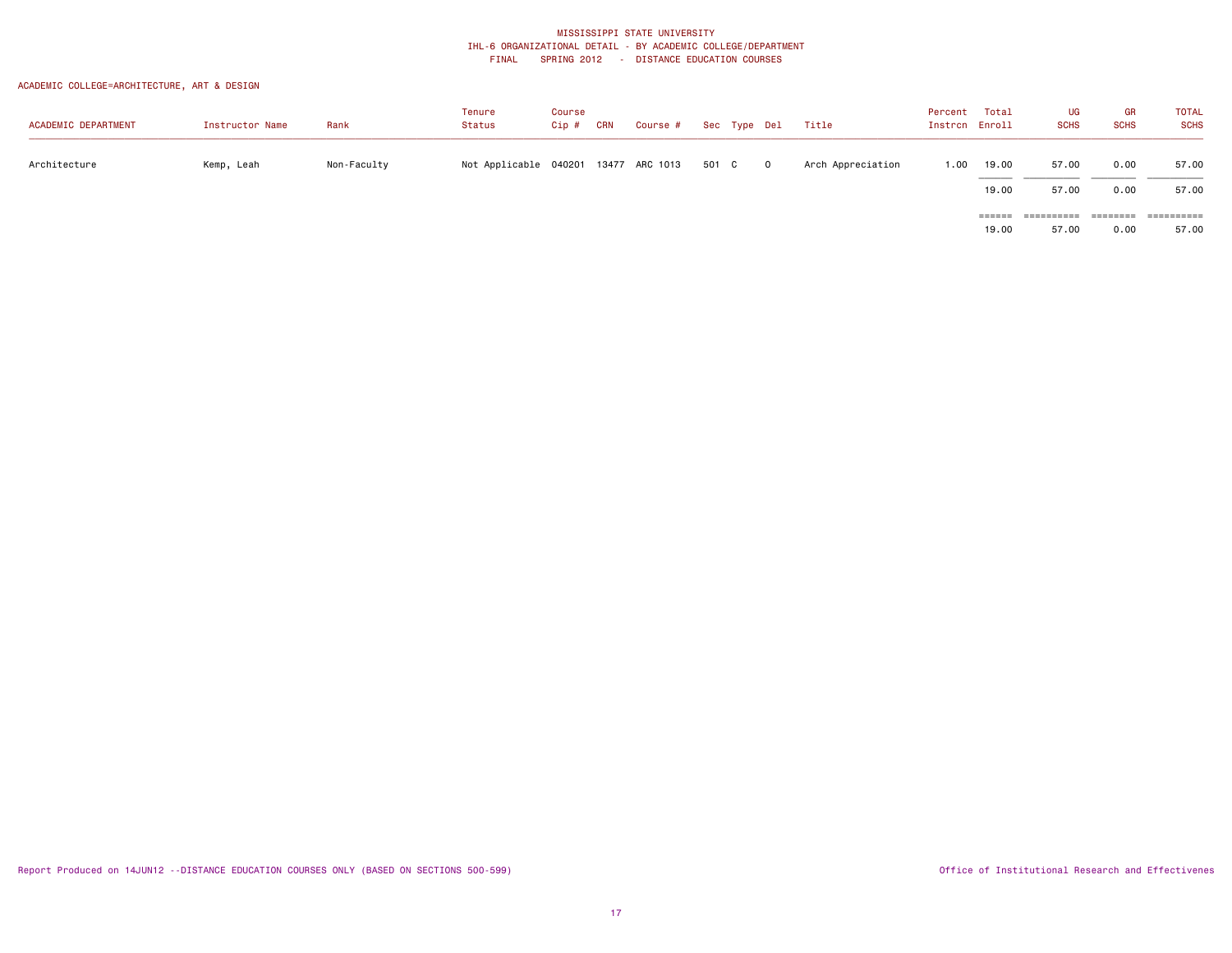MISSISSIPPI STATE UNIVERSITY
IHL-6 ORGANIZATIONAL DETAIL - BY ACADEMIC COLLEGE/DEPARTMENT
FINAL SPRING 2012 - DISTANCE EDUCATION COURSES

ACADEMIC COLLEGE=ARCHITECTURE, ART & DESIGN

| ACADEMIC DEPARTMENT | Instructor Name | Rank | Tenure Status | Course Cip # | CRN | Course # | Sec | Type | Del | Title | Percent Instrcn | Total Enroll | UG SCHS | GR SCHS | TOTAL SCHS |
|---|---|---|---|---|---|---|---|---|---|---|---|---|---|---|---|
| Architecture | Kemp, Leah | Non-Faculty | Not Applicable | 040201 | 13477 | ARC 1013 | 501 | C | O | Arch Appreciation | 1.00 | 19.00 | 57.00 | 0.00 | 57.00 |
| | | | | | | | | | | | | 19.00 | 57.00 | 0.00 | 57.00 |
| | | | | | | | | | | | | 19.00 | 57.00 | 0.00 | 57.00 |

Report Produced on 14JUN12 --DISTANCE EDUCATION COURSES ONLY (BASED ON SECTIONS 500-599)

Office of Institutional Research and Effectivenes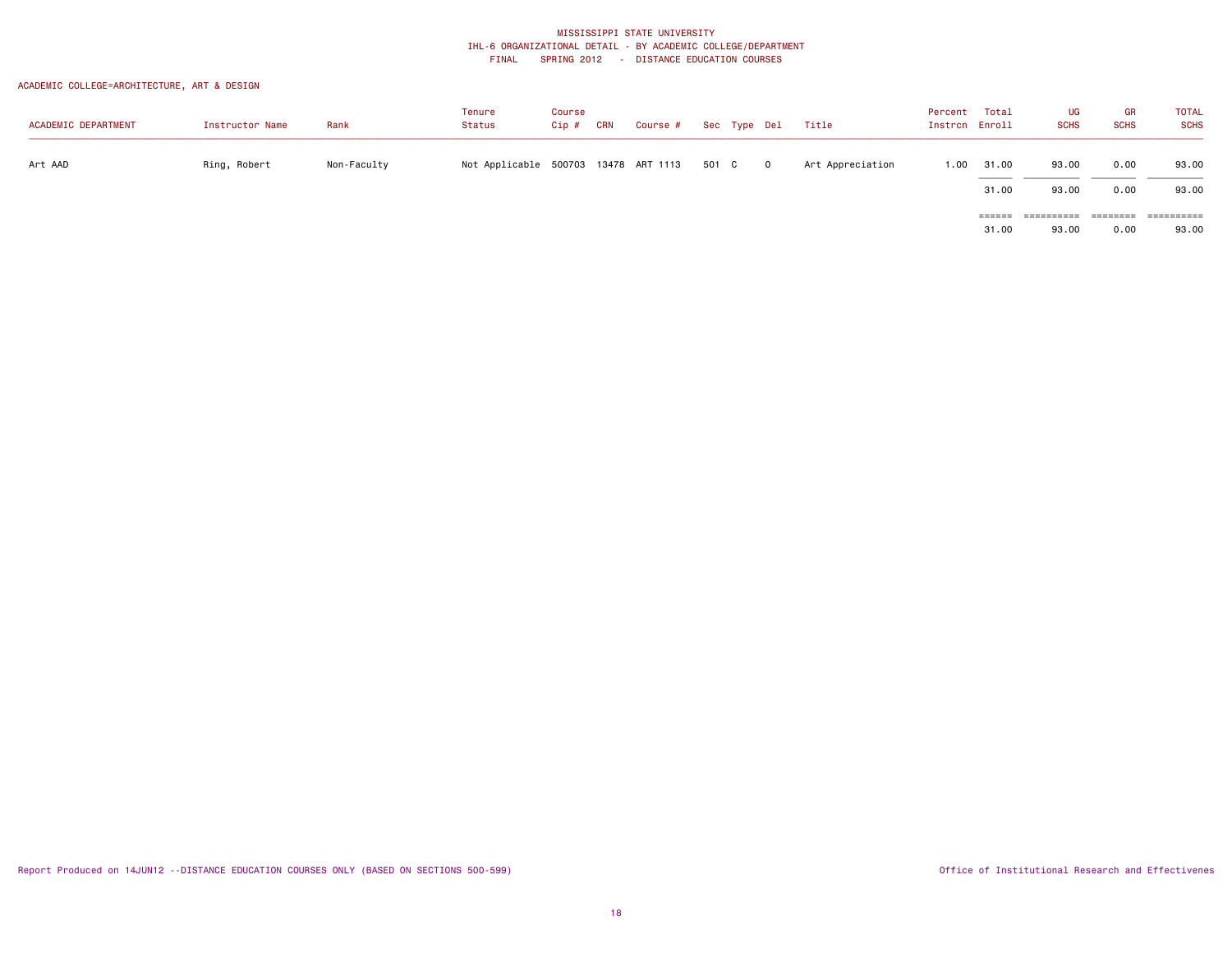MISSISSIPPI STATE UNIVERSITY
IHL-6 ORGANIZATIONAL DETAIL - BY ACADEMIC COLLEGE/DEPARTMENT
FINAL SPRING 2012 - DISTANCE EDUCATION COURSES

ACADEMIC COLLEGE=ARCHITECTURE, ART & DESIGN

| ACADEMIC DEPARTMENT | Instructor Name | Rank | Tenure Status | Course Cip # | CRN | Course # | Sec | Type | Del | Title | Percent Instrcn | Total Enroll | UG SCHS | GR SCHS | TOTAL SCHS |
|---|---|---|---|---|---|---|---|---|---|---|---|---|---|---|---|
| Art AAD | Ring, Robert | Non-Faculty | Not Applicable | 500703 | 13478 | ART 1113 | 501 | C | O | Art Appreciation | 1.00 | 31.00 | 93.00 | 0.00 | 93.00 |
| | | | | | | | | | | | | 31.00 | 93.00 | 0.00 | 93.00 |
| | | | | | | | | | | | | 31.00 | 93.00 | 0.00 | 93.00 |

Report Produced on 14JUN12 --DISTANCE EDUCATION COURSES ONLY (BASED ON SECTIONS 500-599)

Office of Institutional Research and Effectivenes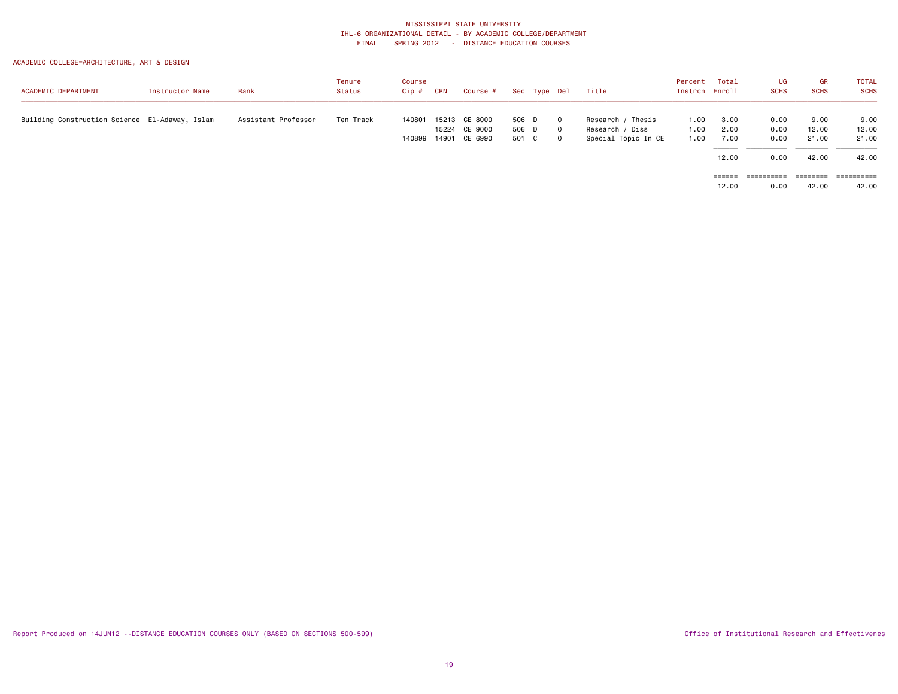MISSISSIPPI STATE UNIVERSITY
IHL-6 ORGANIZATIONAL DETAIL - BY ACADEMIC COLLEGE/DEPARTMENT
FINAL SPRING 2012 - DISTANCE EDUCATION COURSES

ACADEMIC COLLEGE=ARCHITECTURE, ART & DESIGN

| ACADEMIC DEPARTMENT | Instructor Name | Rank | Tenure Status | Course Cip # | CRN | Course # | Sec | Type | Del | Title | Percent Instrcn | Total Enroll | UG SCHS | GR SCHS | TOTAL SCHS |
|---|---|---|---|---|---|---|---|---|---|---|---|---|---|---|---|
| Building Construction Science | El-Adaway, Islam | Assistant Professor | Ten Track | 140801 | 15213 | CE 8000 | 506 | D | 0 | Research / Thesis | 1.00 | 3.00 | 0.00 | 9.00 | 9.00 |
| | | | | | 15224 | CE 9000 | 506 | D | 0 | Research / Diss | 1.00 | 2.00 | 0.00 | 12.00 | 12.00 |
| | | | | 140899 | 14901 | CE 6990 | 501 | C | 0 | Special Topic In CE | 1.00 | 7.00 | 0.00 | 21.00 | 21.00 |
| | | | | | | | | | | | | 12.00 | 0.00 | 42.00 | 42.00 |
| | | | | | | | | | | | | 12.00 | 0.00 | 42.00 | 42.00 |

Report Produced on 14JUN12 --DISTANCE EDUCATION COURSES ONLY (BASED ON SECTIONS 500-599)

Office of Institutional Research and Effectivenes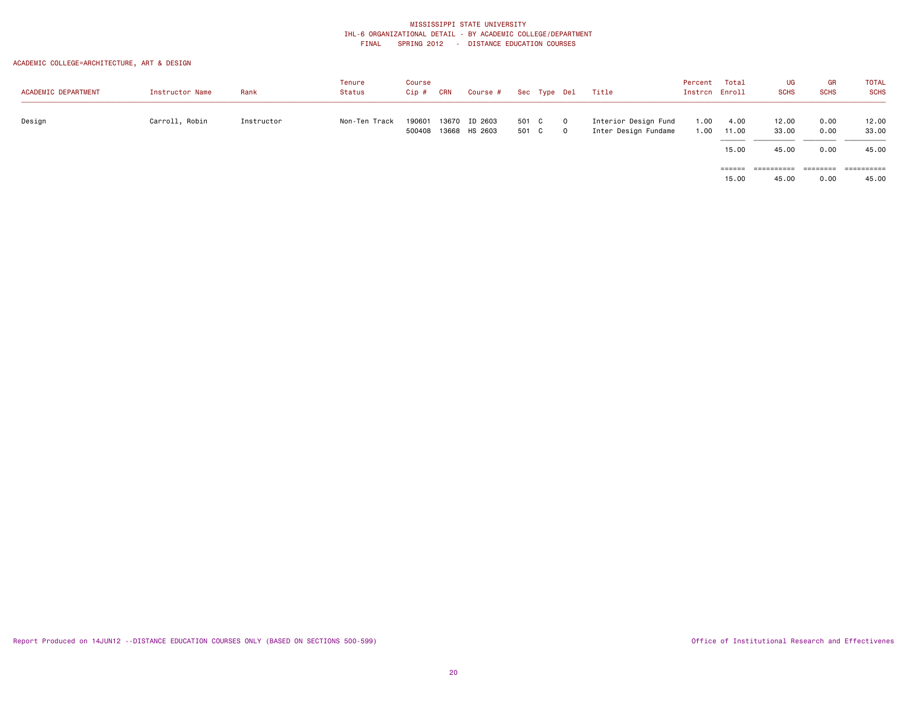MISSISSIPPI STATE UNIVERSITY
IHL-6 ORGANIZATIONAL DETAIL - BY ACADEMIC COLLEGE/DEPARTMENT
FINAL SPRING 2012 - DISTANCE EDUCATION COURSES

ACADEMIC COLLEGE=ARCHITECTURE, ART & DESIGN

| ACADEMIC DEPARTMENT | Instructor Name | Rank | Tenure Status | Course Cip # | CRN | Course # | Sec | Type | Del | Title | Percent Instrcn | Total Enroll | UG SCHS | GR SCHS | TOTAL SCHS |
|---|---|---|---|---|---|---|---|---|---|---|---|---|---|---|---|
| Design | Carroll, Robin | Instructor | Non-Ten Track | 190601 | 13670 | ID 2603 | 501 | C | 0 | Interior Design Fund | 1.00 | 4.00 | 12.00 | 0.00 | 12.00 |
| | | | | 500408 | 13668 | HS 2603 | 501 | C | 0 | Inter Design Fundame | 1.00 | 11.00 | 33.00 | 0.00 | 33.00 |
| | | | | | | | | | | | | 15.00 | 45.00 | 0.00 | 45.00 |
| | | | | | | | | | | | | 15.00 | 45.00 | 0.00 | 45.00 |

Report Produced on 14JUN12 --DISTANCE EDUCATION COURSES ONLY (BASED ON SECTIONS 500-599)

Office of Institutional Research and Effectivenes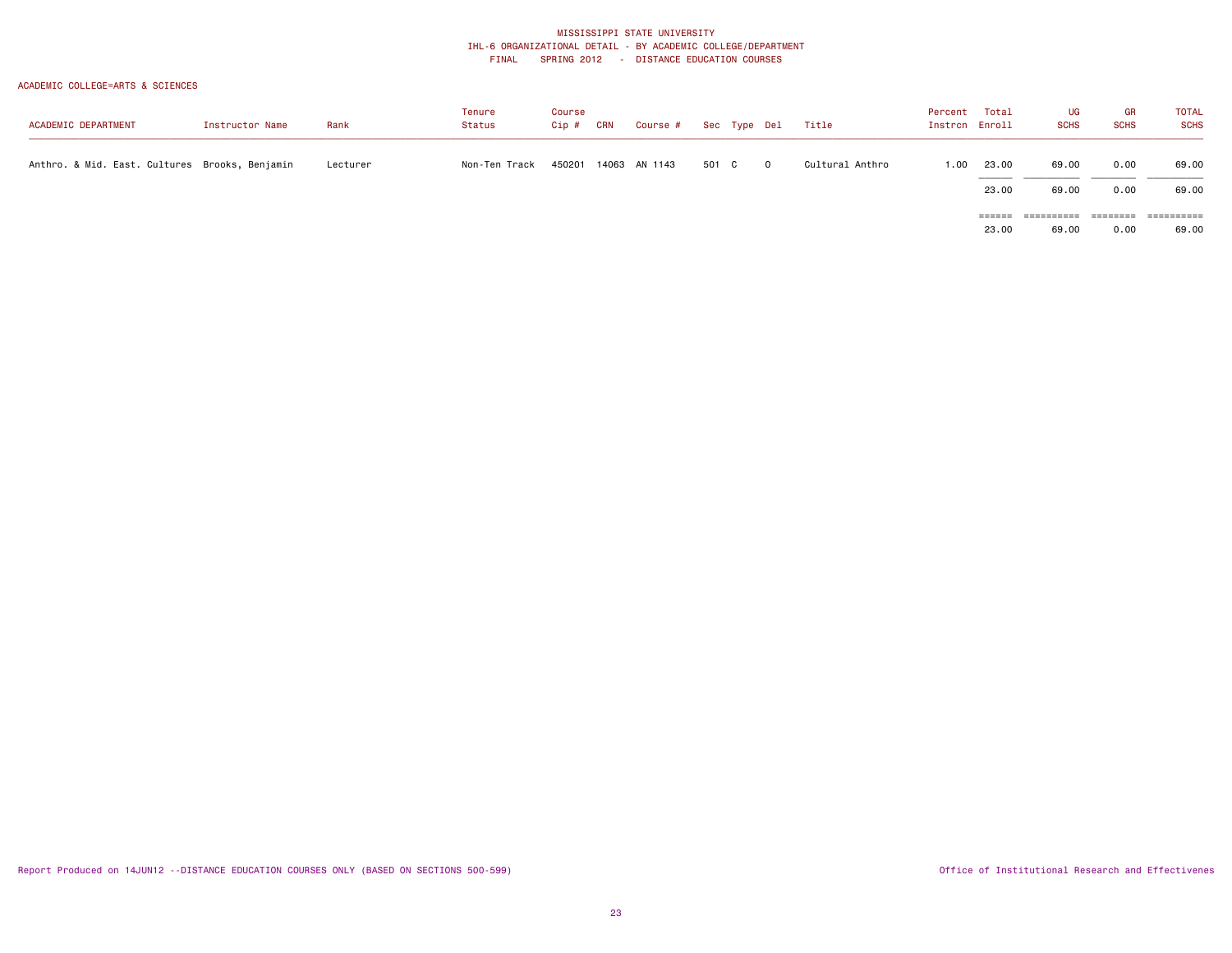MISSISSIPPI STATE UNIVERSITY
IHL-6 ORGANIZATIONAL DETAIL - BY ACADEMIC COLLEGE/DEPARTMENT
FINAL SPRING 2012 - DISTANCE EDUCATION COURSES

ACADEMIC COLLEGE=ARTS & SCIENCES

| ACADEMIC DEPARTMENT | Instructor Name | Rank | Tenure Status | Course Cip # | CRN | Course # | Sec | Type | Del | Title | Percent Instrcn | Total Enroll | UG SCHS | GR SCHS | TOTAL SCHS |
|---|---|---|---|---|---|---|---|---|---|---|---|---|---|---|---|
| Anthro. & Mid. East. Cultures | Brooks, Benjamin | Lecturer | Non-Ten Track | 450201 | 14063 | AN 1143 | 501 | C | O | Cultural Anthro | 1.00 | 23.00 | 69.00 | 0.00 | 69.00 |
| | | | | | | | | | | | | 23.00 | 69.00 | 0.00 | 69.00 |
| | | | | | | | | | | | | 23.00 | 69.00 | 0.00 | 69.00 |

Report Produced on 14JUN12 --DISTANCE EDUCATION COURSES ONLY (BASED ON SECTIONS 500-599)

Office of Institutional Research and Effectivenes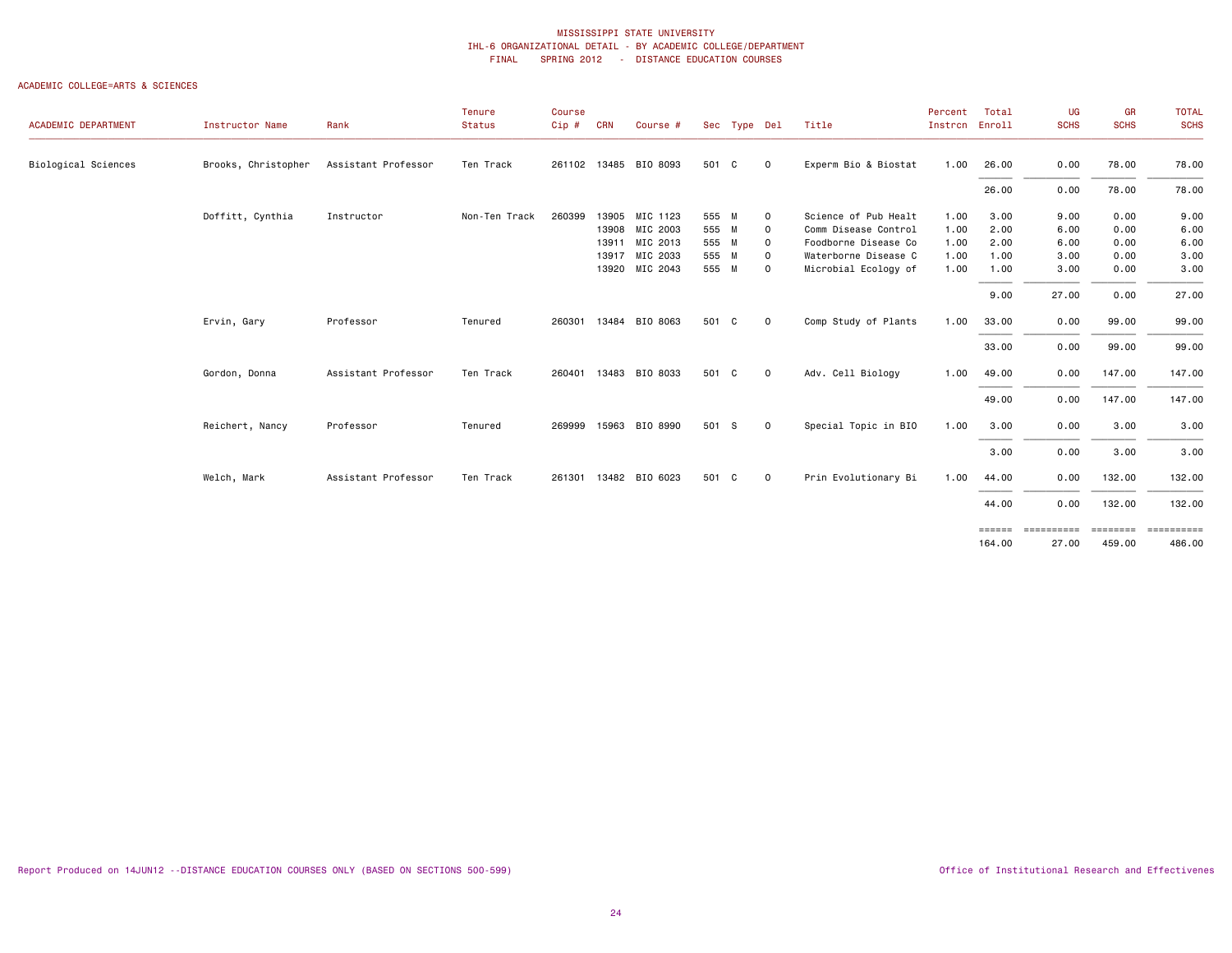MISSISSIPPI STATE UNIVERSITY
IHL-6 ORGANIZATIONAL DETAIL - BY ACADEMIC COLLEGE/DEPARTMENT
FINAL SPRING 2012 - DISTANCE EDUCATION COURSES

ACADEMIC COLLEGE=ARTS & SCIENCES

| ACADEMIC DEPARTMENT | Instructor Name | Rank | Tenure Status | Course Cip # | CRN | Course # | Sec | Type | Del | Title | Percent Instrcn | Total Enroll | UG SCHS | GR SCHS | TOTAL SCHS |
|---|---|---|---|---|---|---|---|---|---|---|---|---|---|---|---|
| Biological Sciences | Brooks, Christopher | Assistant Professor | Ten Track | 261102 | 13485 | BIO 8093 | 501 | C | 0 | Experm Bio & Biostat | 1.00 | 26.00 | 0.00 | 78.00 | 78.00 |
| | | | | | | | | | | | | 26.00 | 0.00 | 78.00 | 78.00 |
| | Doffitt, Cynthia | Instructor | Non-Ten Track | 260399 | 13905 | MIC 1123 | 555 | M | 0 | Science of Pub Healt | 1.00 | 3.00 | 9.00 | 0.00 | 9.00 |
| | | | | | 13908 | MIC 2003 | 555 | M | 0 | Comm Disease Control | 1.00 | 2.00 | 6.00 | 0.00 | 6.00 |
| | | | | | 13911 | MIC 2013 | 555 | M | 0 | Foodborne Disease Co | 1.00 | 2.00 | 6.00 | 0.00 | 6.00 |
| | | | | | 13917 | MIC 2033 | 555 | M | 0 | Waterborne Disease C | 1.00 | 1.00 | 3.00 | 0.00 | 3.00 |
| | | | | | 13920 | MIC 2043 | 555 | M | 0 | Microbial Ecology of | 1.00 | 1.00 | 3.00 | 0.00 | 3.00 |
| | | | | | | | | | | | | 9.00 | 27.00 | 0.00 | 27.00 |
| | Ervin, Gary | Professor | Tenured | 260301 | 13484 | BIO 8063 | 501 | C | 0 | Comp Study of Plants | 1.00 | 33.00 | 0.00 | 99.00 | 99.00 |
| | | | | | | | | | | | | 33.00 | 0.00 | 99.00 | 99.00 |
| | Gordon, Donna | Assistant Professor | Ten Track | 260401 | 13483 | BIO 8033 | 501 | C | 0 | Adv. Cell Biology | 1.00 | 49.00 | 0.00 | 147.00 | 147.00 |
| | | | | | | | | | | | | 49.00 | 0.00 | 147.00 | 147.00 |
| | Reichert, Nancy | Professor | Tenured | 269999 | 15963 | BIO 8990 | 501 | S | 0 | Special Topic in BIO | 1.00 | 3.00 | 0.00 | 3.00 | 3.00 |
| | | | | | | | | | | | | 3.00 | 0.00 | 3.00 | 3.00 |
| | Welch, Mark | Assistant Professor | Ten Track | 261301 | 13482 | BIO 6023 | 501 | C | 0 | Prin Evolutionary Bi | 1.00 | 44.00 | 0.00 | 132.00 | 132.00 |
| | | | | | | | | | | | | 44.00 | 0.00 | 132.00 | 132.00 |
| | | | | | | | | | | | | 164.00 | 27.00 | 459.00 | 486.00 |

Report Produced on 14JUN12 --DISTANCE EDUCATION COURSES ONLY (BASED ON SECTIONS 500-599)

Office of Institutional Research and Effectivenes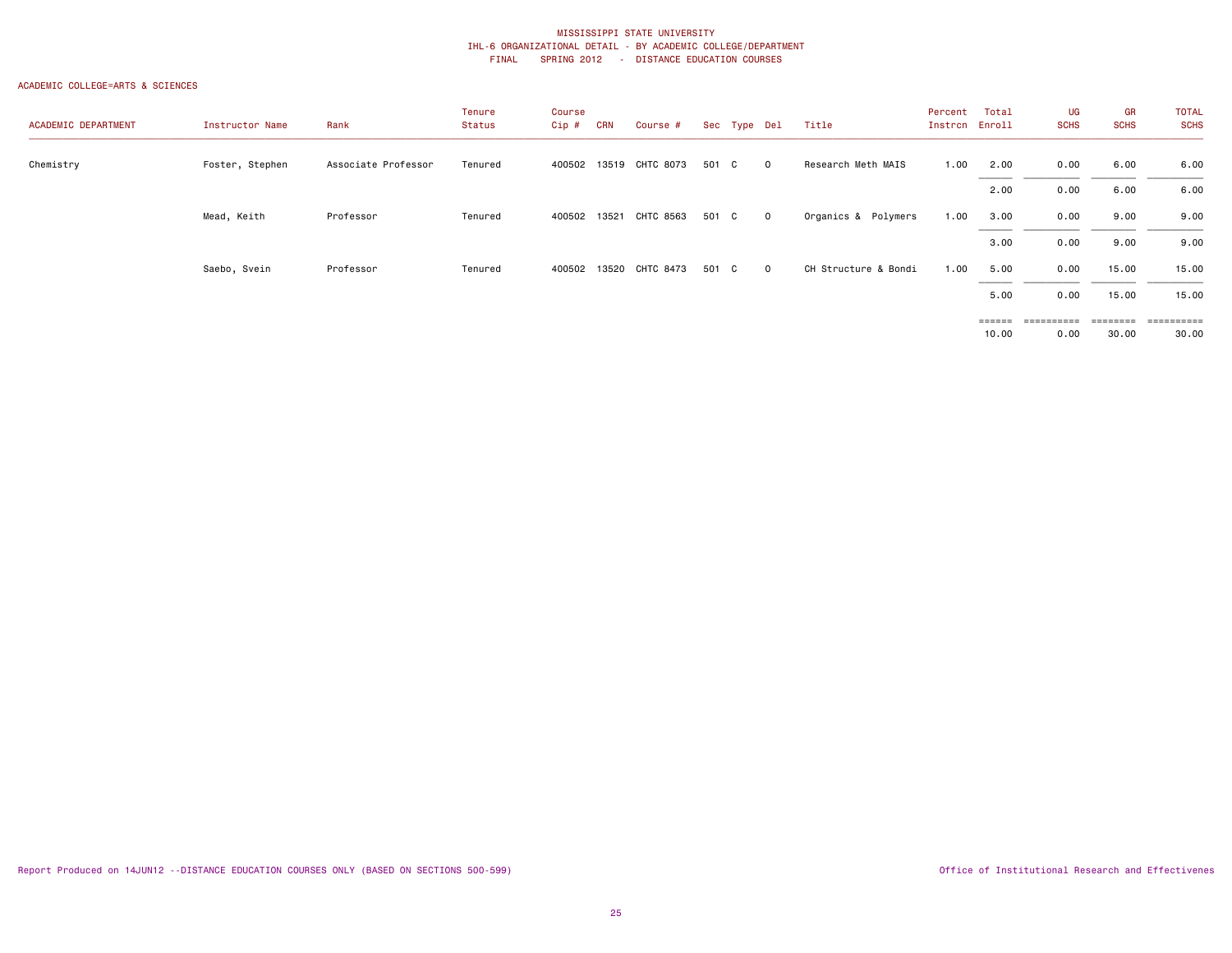MISSISSIPPI STATE UNIVERSITY
IHL-6 ORGANIZATIONAL DETAIL - BY ACADEMIC COLLEGE/DEPARTMENT
FINAL SPRING 2012 - DISTANCE EDUCATION COURSES

ACADEMIC COLLEGE=ARTS & SCIENCES

| ACADEMIC DEPARTMENT | Instructor Name | Rank | Tenure Status | Course Cip # | CRN | Course # | Sec | Type | Del | Title | Percent Instrcn | Total Enroll | UG SCHS | GR SCHS | TOTAL SCHS |
|---|---|---|---|---|---|---|---|---|---|---|---|---|---|---|---|
| Chemistry | Foster, Stephen | Associate Professor | Tenured | 400502 | 13519 | CHTC 8073 | 501 | C | 0 | Research Meth MAIS | 1.00 | 2.00 | 0.00 | 6.00 | 6.00 |
| | | | | | | | | | | | | 2.00 | 0.00 | 6.00 | 6.00 |
| | Mead, Keith | Professor | Tenured | 400502 | 13521 | CHTC 8563 | 501 | C | 0 | Organics & Polymers | 1.00 | 3.00 | 0.00 | 9.00 | 9.00 |
| | | | | | | | | | | | | 3.00 | 0.00 | 9.00 | 9.00 |
| | Saebo, Svein | Professor | Tenured | 400502 | 13520 | CHTC 8473 | 501 | C | 0 | CH Structure & Bondi | 1.00 | 5.00 | 0.00 | 15.00 | 15.00 |
| | | | | | | | | | | | | 5.00 | 0.00 | 15.00 | 15.00 |
| | | | | | | | | | | | | 10.00 | 0.00 | 30.00 | 30.00 |

Report Produced on 14JUN12 --DISTANCE EDUCATION COURSES ONLY (BASED ON SECTIONS 500-599)

Office of Institutional Research and Effectivenes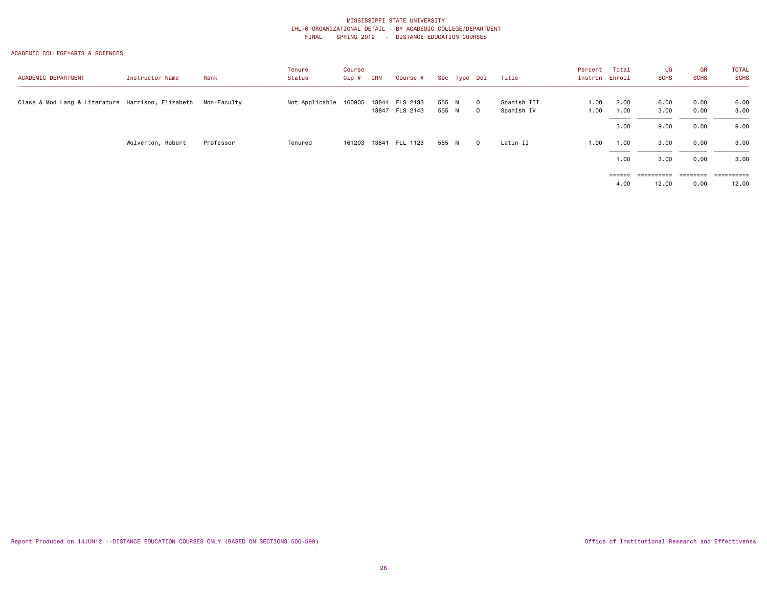MISSISSIPPI STATE UNIVERSITY
IHL-6 ORGANIZATIONAL DETAIL - BY ACADEMIC COLLEGE/DEPARTMENT
FINAL SPRING 2012 - DISTANCE EDUCATION COURSES

ACADEMIC COLLEGE=ARTS & SCIENCES

| ACADEMIC DEPARTMENT | Instructor Name | Rank | Tenure Status | Course Cip # | CRN | Course # | Sec | Type | Del | Title | Percent Instrcn | Total Enroll | UG SCHS | GR SCHS | TOTAL SCHS |
|---|---|---|---|---|---|---|---|---|---|---|---|---|---|---|---|
| Class & Mod Lang & Literature | Harrison, Elizabeth | Non-Faculty | Not Applicable | 160905 | 13844 | FLS 2133 | 555 | M | 0 | Spanish III | 1.00 | 2.00 | 6.00 | 0.00 | 6.00 |
| | | | | | 13847 | FLS 2143 | 555 | M | 0 | Spanish IV | 1.00 | 1.00 | 3.00 | 0.00 | 3.00 |
| | | | | | | | | | | | | 3.00 | 9.00 | 0.00 | 9.00 |
| | Wolverton, Robert | Professor | Tenured | 161203 | 13841 | FLL 1123 | 555 | M | 0 | Latin II | 1.00 | 1.00 | 3.00 | 0.00 | 3.00 |
| | | | | | | | | | | | | 1.00 | 3.00 | 0.00 | 3.00 |
| | | | | | | | | | | | | 4.00 | 12.00 | 0.00 | 12.00 |

Report Produced on 14JUN12 --DISTANCE EDUCATION COURSES ONLY (BASED ON SECTIONS 500-599)

Office of Institutional Research and Effectivenes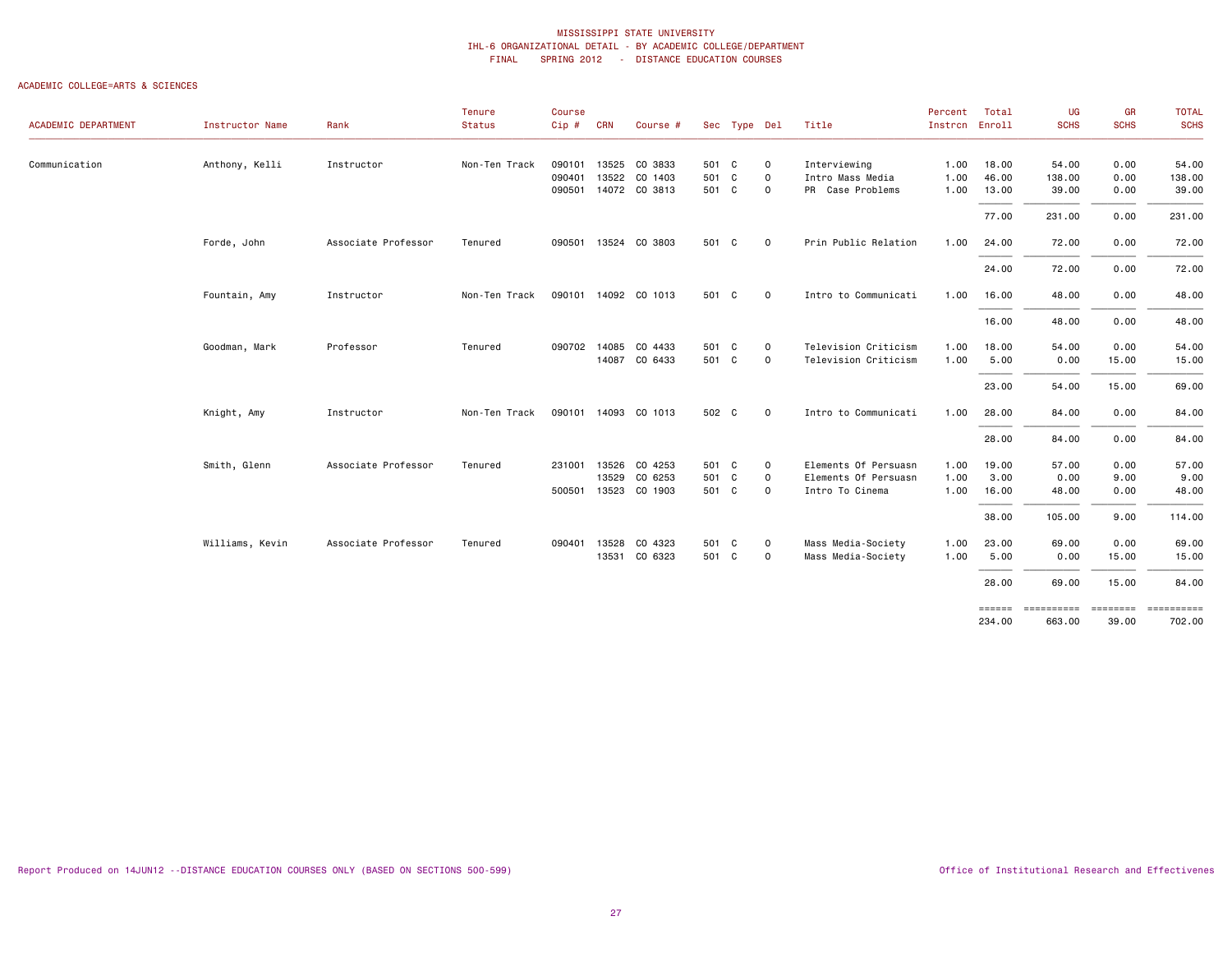MISSISSIPPI STATE UNIVERSITY
IHL-6 ORGANIZATIONAL DETAIL - BY ACADEMIC COLLEGE/DEPARTMENT
FINAL SPRING 2012 - DISTANCE EDUCATION COURSES

ACADEMIC COLLEGE=ARTS & SCIENCES

| ACADEMIC DEPARTMENT | Instructor Name | Rank | Tenure Status | Course Cip # | CRN | Course # | Sec | Type | Del | Title | Percent Instrcn | Total Enroll | UG SCHS | GR SCHS | TOTAL SCHS |
|---|---|---|---|---|---|---|---|---|---|---|---|---|---|---|---|
| Communication | Anthony, Kelli | Instructor | Non-Ten Track | 090101 | 13525 | CO 3833 | 501 | C | 0 | Interviewing | 1.00 | 18.00 | 54.00 | 0.00 | 54.00 |
| | | | | 090401 | 13522 | CO 1403 | 501 | C | 0 | Intro Mass Media | 1.00 | 46.00 | 138.00 | 0.00 | 138.00 |
| | | | | 090501 | 14072 | CO 3813 | 501 | C | 0 | PR Case Problems | 1.00 | 13.00 | 39.00 | 0.00 | 39.00 |
| | | | | | | | | | | | | 77.00 | 231.00 | 0.00 | 231.00 |
| | Forde, John | Associate Professor | Tenured | 090501 | 13524 | CO 3803 | 501 | C | 0 | Prin Public Relation | 1.00 | 24.00 | 72.00 | 0.00 | 72.00 |
| | | | | | | | | | | | | 24.00 | 72.00 | 0.00 | 72.00 |
| | Fountain, Amy | Instructor | Non-Ten Track | 090101 | 14092 | CO 1013 | 501 | C | 0 | Intro to Communicati | 1.00 | 16.00 | 48.00 | 0.00 | 48.00 |
| | | | | | | | | | | | | 16.00 | 48.00 | 0.00 | 48.00 |
| | Goodman, Mark | Professor | Tenured | 090702 | 14085 | CO 4433 | 501 | C | 0 | Television Criticism | 1.00 | 18.00 | 54.00 | 0.00 | 54.00 |
| | | | | | 14087 | CO 6433 | 501 | C | 0 | Television Criticism | 1.00 | 5.00 | 0.00 | 15.00 | 15.00 |
| | | | | | | | | | | | | 23.00 | 54.00 | 15.00 | 69.00 |
| | Knight, Amy | Instructor | Non-Ten Track | 090101 | 14093 | CO 1013 | 502 | C | 0 | Intro to Communicati | 1.00 | 28.00 | 84.00 | 0.00 | 84.00 |
| | | | | | | | | | | | | 28.00 | 84.00 | 0.00 | 84.00 |
| | Smith, Glenn | Associate Professor | Tenured | 231001 | 13526 | CO 4253 | 501 | C | 0 | Elements Of Persuasn | 1.00 | 19.00 | 57.00 | 0.00 | 57.00 |
| | | | | | 13529 | CO 6253 | 501 | C | 0 | Elements Of Persuasn | 1.00 | 3.00 | 0.00 | 9.00 | 9.00 |
| | | | | 500501 | 13523 | CO 1903 | 501 | C | 0 | Intro To Cinema | 1.00 | 16.00 | 48.00 | 0.00 | 48.00 |
| | | | | | | | | | | | | 38.00 | 105.00 | 9.00 | 114.00 |
| | Williams, Kevin | Associate Professor | Tenured | 090401 | 13528 | CO 4323 | 501 | C | 0 | Mass Media-Society | 1.00 | 23.00 | 69.00 | 0.00 | 69.00 |
| | | | | | 13531 | CO 6323 | 501 | C | 0 | Mass Media-Society | 1.00 | 5.00 | 0.00 | 15.00 | 15.00 |
| | | | | | | | | | | | | 28.00 | 69.00 | 15.00 | 84.00 |
| | | | | | | | | | | | | 234.00 | 663.00 | 39.00 | 702.00 |

Report Produced on 14JUN12 --DISTANCE EDUCATION COURSES ONLY (BASED ON SECTIONS 500-599)

Office of Institutional Research and Effectivenes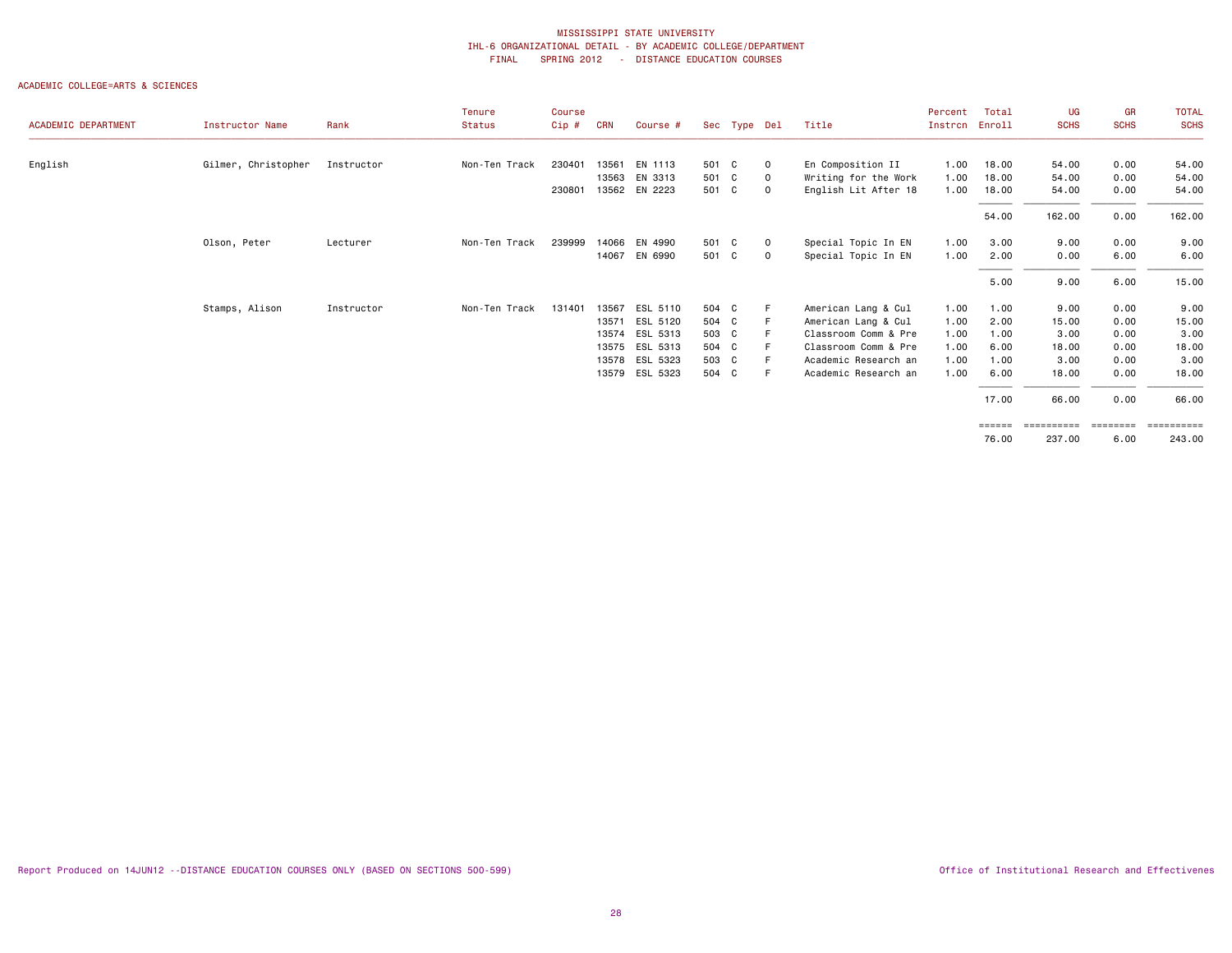MISSISSIPPI STATE UNIVERSITY
IHL-6 ORGANIZATIONAL DETAIL - BY ACADEMIC COLLEGE/DEPARTMENT
FINAL SPRING 2012 - DISTANCE EDUCATION COURSES

ACADEMIC COLLEGE=ARTS & SCIENCES

| ACADEMIC DEPARTMENT | Instructor Name | Rank | Tenure Status | Course Cip # | CRN | Course # | Sec | Type | Del | Title | Percent Instrcn | Total Enroll | UG SCHS | GR SCHS | TOTAL SCHS |
|---|---|---|---|---|---|---|---|---|---|---|---|---|---|---|---|
| English | Gilmer, Christopher | Instructor | Non-Ten Track | 230401 | 13561 | EN 1113 | 501 | C | O | En Composition II | 1.00 | 18.00 | 54.00 | 0.00 | 54.00 |
| | | | | | 13563 | EN 3313 | 501 | C | O | Writing for the Work | 1.00 | 18.00 | 54.00 | 0.00 | 54.00 |
| | | | | 230801 | 13562 | EN 2223 | 501 | C | O | English Lit After 18 | 1.00 | 18.00 | 54.00 | 0.00 | 54.00 |
| | | | | | | | | | | | | 54.00 | 162.00 | 0.00 | 162.00 |
| | Olson, Peter | Lecturer | Non-Ten Track | 239999 | 14066 | EN 4990 | 501 | C | O | Special Topic In EN | 1.00 | 3.00 | 9.00 | 0.00 | 9.00 |
| | | | | | 14067 | EN 6990 | 501 | C | O | Special Topic In EN | 1.00 | 2.00 | 0.00 | 6.00 | 6.00 |
| | | | | | | | | | | | | 5.00 | 9.00 | 6.00 | 15.00 |
| | Stamps, Alison | Instructor | Non-Ten Track | 131401 | 13567 | ESL 5110 | 504 | C | F | American Lang & Cul | 1.00 | 1.00 | 9.00 | 0.00 | 9.00 |
| | | | | | 13571 | ESL 5120 | 504 | C | F | American Lang & Cul | 1.00 | 2.00 | 15.00 | 0.00 | 15.00 |
| | | | | | 13574 | ESL 5313 | 503 | C | F | Classroom Comm & Pre | 1.00 | 1.00 | 3.00 | 0.00 | 3.00 |
| | | | | | 13575 | ESL 5313 | 504 | C | F | Classroom Comm & Pre | 1.00 | 6.00 | 18.00 | 0.00 | 18.00 |
| | | | | | 13578 | ESL 5323 | 503 | C | F | Academic Research an | 1.00 | 1.00 | 3.00 | 0.00 | 3.00 |
| | | | | | 13579 | ESL 5323 | 504 | C | F | Academic Research an | 1.00 | 6.00 | 18.00 | 0.00 | 18.00 |
| | | | | | | | | | | | | 17.00 | 66.00 | 0.00 | 66.00 |
| | | | | | | | | | | | | 76.00 | 237.00 | 6.00 | 243.00 |

Report Produced on 14JUN12 --DISTANCE EDUCATION COURSES ONLY (BASED ON SECTIONS 500-599)

Office of Institutional Research and Effectivenes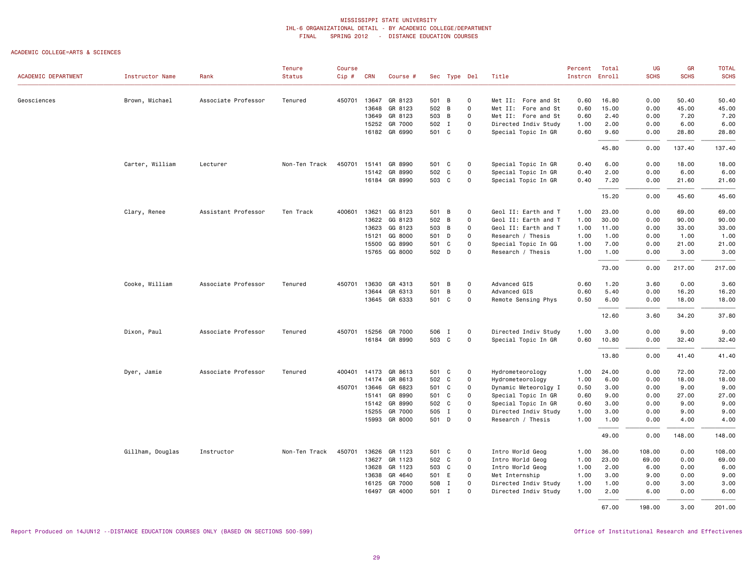MISSISSIPPI STATE UNIVERSITY
IHL-6 ORGANIZATIONAL DETAIL - BY ACADEMIC COLLEGE/DEPARTMENT
FINAL SPRING 2012 - DISTANCE EDUCATION COURSES

ACADEMIC COLLEGE=ARTS & SCIENCES

| ACADEMIC DEPARTMENT | Instructor Name | Rank | Tenure Status | Course Cip # | CRN | Course # | Sec | Type | Del | Title | Percent Instrcn | Total Enroll | UG SCHS | GR SCHS | TOTAL SCHS |
|---|---|---|---|---|---|---|---|---|---|---|---|---|---|---|---|
| Geosciences | Brown, Michael | Associate Professor | Tenured | 450701 | 13647 | GR 8123 | 501 | B | 0 | Met II: Fore and St | 0.60 | 16.80 | 0.00 | 50.40 | 50.40 |
| | | | | | 13648 | GR 8123 | 502 | B | 0 | Met II: Fore and St | 0.60 | 15.00 | 0.00 | 45.00 | 45.00 |
| | | | | | 13649 | GR 8123 | 503 | B | 0 | Met II: Fore and St | 0.60 | 2.40 | 0.00 | 7.20 | 7.20 |
| | | | | | 15252 | GR 7000 | 502 | I | 0 | Directed Indiv Study | 1.00 | 2.00 | 0.00 | 6.00 | 6.00 |
| | | | | | 16182 | GR 6990 | 501 | C | 0 | Special Topic In GR | 0.60 | 9.60 | 0.00 | 28.80 | 28.80 |
| | | | | | | | | | | | | 45.80 | 0.00 | 137.40 | 137.40 |
| | Carter, William | Lecturer | Non-Ten Track | 450701 | 15141 | GR 8990 | 501 | C | 0 | Special Topic In GR | 0.40 | 6.00 | 0.00 | 18.00 | 18.00 |
| | | | | | 15142 | GR 8990 | 502 | C | 0 | Special Topic In GR | 0.40 | 2.00 | 0.00 | 6.00 | 6.00 |
| | | | | | 16184 | GR 8990 | 503 | C | 0 | Special Topic In GR | 0.40 | 7.20 | 0.00 | 21.60 | 21.60 |
| | | | | | | | | | | | | 15.20 | 0.00 | 45.60 | 45.60 |
| | Clary, Renee | Assistant Professor | Ten Track | 400601 | 13621 | GG 8123 | 501 | B | 0 | Geol II: Earth and T | 1.00 | 23.00 | 0.00 | 69.00 | 69.00 |
| | | | | | 13622 | GG 8123 | 502 | B | 0 | Geol II: Earth and T | 1.00 | 30.00 | 0.00 | 90.00 | 90.00 |
| | | | | | 13623 | GG 8123 | 503 | B | 0 | Geol II: Earth and T | 1.00 | 11.00 | 0.00 | 33.00 | 33.00 |
| | | | | | 15121 | GG 8000 | 501 | D | 0 | Research / Thesis | 1.00 | 1.00 | 0.00 | 1.00 | 1.00 |
| | | | | | 15500 | GG 8990 | 501 | C | 0 | Special Topic In GG | 1.00 | 7.00 | 0.00 | 21.00 | 21.00 |
| | | | | | 15765 | GG 8000 | 502 | D | 0 | Research / Thesis | 1.00 | 1.00 | 0.00 | 3.00 | 3.00 |
| | | | | | | | | | | | | 73.00 | 0.00 | 217.00 | 217.00 |
| | Cooke, William | Associate Professor | Tenured | 450701 | 13630 | GR 4313 | 501 | B | 0 | Advanced GIS | 0.60 | 1.20 | 3.60 | 0.00 | 3.60 |
| | | | | | 13644 | GR 6313 | 501 | B | 0 | Advanced GIS | 0.60 | 5.40 | 0.00 | 16.20 | 16.20 |
| | | | | | 13645 | GR 6333 | 501 | C | 0 | Remote Sensing Phys | 0.50 | 6.00 | 0.00 | 18.00 | 18.00 |
| | | | | | | | | | | | | 12.60 | 3.60 | 34.20 | 37.80 |
| | Dixon, Paul | Associate Professor | Tenured | 450701 | 15256 | GR 7000 | 506 | I | 0 | Directed Indiv Study | 1.00 | 3.00 | 0.00 | 9.00 | 9.00 |
| | | | | | 16184 | GR 8990 | 503 | C | 0 | Special Topic In GR | 0.60 | 10.80 | 0.00 | 32.40 | 32.40 |
| | | | | | | | | | | | | 13.80 | 0.00 | 41.40 | 41.40 |
| | Dyer, Jamie | Associate Professor | Tenured | 400401 | 14173 | GR 8613 | 501 | C | 0 | Hydrometeorology | 1.00 | 24.00 | 0.00 | 72.00 | 72.00 |
| | | | | | 14174 | GR 8613 | 502 | C | 0 | Hydrometeorology | 1.00 | 6.00 | 0.00 | 18.00 | 18.00 |
| | | | | 450701 | 13646 | GR 6823 | 501 | C | 0 | Dynamic Meteorolgy I | 0.50 | 3.00 | 0.00 | 9.00 | 9.00 |
| | | | | | 15141 | GR 8990 | 501 | C | 0 | Special Topic In GR | 0.60 | 9.00 | 0.00 | 27.00 | 27.00 |
| | | | | | 15142 | GR 8990 | 502 | C | 0 | Special Topic In GR | 0.60 | 3.00 | 0.00 | 9.00 | 9.00 |
| | | | | | 15255 | GR 7000 | 505 | I | 0 | Directed Indiv Study | 1.00 | 3.00 | 0.00 | 9.00 | 9.00 |
| | | | | | 15993 | GR 8000 | 501 | D | 0 | Research / Thesis | 1.00 | 1.00 | 0.00 | 4.00 | 4.00 |
| | | | | | | | | | | | | 49.00 | 0.00 | 148.00 | 148.00 |
| | Gillham, Douglas | Instructor | Non-Ten Track | 450701 | 13626 | GR 1123 | 501 | C | 0 | Intro World Geog | 1.00 | 36.00 | 108.00 | 0.00 | 108.00 |
| | | | | | 13627 | GR 1123 | 502 | C | 0 | Intro World Geog | 1.00 | 23.00 | 69.00 | 0.00 | 69.00 |
| | | | | | 13628 | GR 1123 | 503 | C | 0 | Intro World Geog | 1.00 | 2.00 | 6.00 | 0.00 | 6.00 |
| | | | | | 13638 | GR 4640 | 501 | E | 0 | Met Internship | 1.00 | 3.00 | 9.00 | 0.00 | 9.00 |
| | | | | | 16125 | GR 7000 | 508 | I | 0 | Directed Indiv Study | 1.00 | 1.00 | 0.00 | 3.00 | 3.00 |
| | | | | | 16497 | GR 4000 | 501 | I | 0 | Directed Indiv Study | 1.00 | 2.00 | 6.00 | 0.00 | 6.00 |
| | | | | | | | | | | | | 67.00 | 198.00 | 3.00 | 201.00 |

Report Produced on 14JUN12 --DISTANCE EDUCATION COURSES ONLY (BASED ON SECTIONS 500-599)

Office of Institutional Research and Effectivenes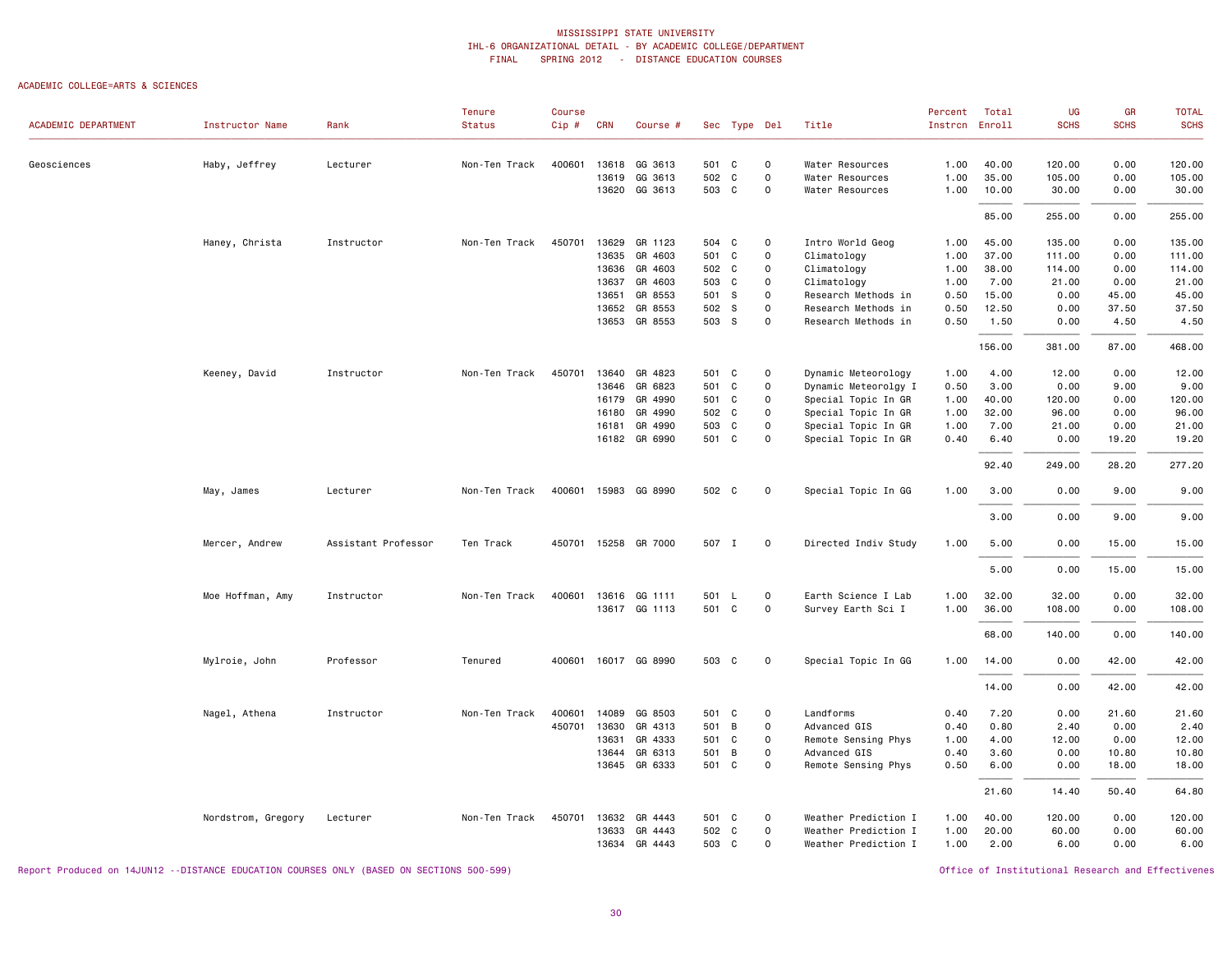MISSISSIPPI STATE UNIVERSITY
IHL-6 ORGANIZATIONAL DETAIL - BY ACADEMIC COLLEGE/DEPARTMENT
FINAL SPRING 2012 - DISTANCE EDUCATION COURSES

ACADEMIC COLLEGE=ARTS & SCIENCES

| ACADEMIC DEPARTMENT | Instructor Name | Rank | Tenure Status | Course Cip # | CRN | Course # | Sec | Type | Del | Title | Percent Instrcn | Total Enroll | UG SCHS | GR SCHS | TOTAL SCHS |
|---|---|---|---|---|---|---|---|---|---|---|---|---|---|---|---|
| Geosciences | Haby, Jeffrey | Lecturer | Non-Ten Track | 400601 | 13618 | GG 3613 | 501 | C | 0 | Water Resources | 1.00 | 40.00 | 120.00 | 0.00 | 120.00 |
| | | | | | 13619 | GG 3613 | 502 | C | 0 | Water Resources | 1.00 | 35.00 | 105.00 | 0.00 | 105.00 |
| | | | | | 13620 | GG 3613 | 503 | C | 0 | Water Resources | 1.00 | 10.00 | 30.00 | 0.00 | 30.00 |
| | | | | | | | | | | | | 85.00 | 255.00 | 0.00 | 255.00 |
| | Haney, Christa | Instructor | Non-Ten Track | 450701 | 13629 | GR 1123 | 504 | C | 0 | Intro World Geog | 1.00 | 45.00 | 135.00 | 0.00 | 135.00 |
| | | | | | 13635 | GR 4603 | 501 | C | 0 | Climatology | 1.00 | 37.00 | 111.00 | 0.00 | 111.00 |
| | | | | | 13636 | GR 4603 | 502 | C | 0 | Climatology | 1.00 | 38.00 | 114.00 | 0.00 | 114.00 |
| | | | | | 13637 | GR 4603 | 503 | C | 0 | Climatology | 1.00 | 7.00 | 21.00 | 0.00 | 21.00 |
| | | | | | 13651 | GR 8553 | 501 | S | 0 | Research Methods in | 0.50 | 15.00 | 0.00 | 45.00 | 45.00 |
| | | | | | 13652 | GR 8553 | 502 | S | 0 | Research Methods in | 0.50 | 12.50 | 0.00 | 37.50 | 37.50 |
| | | | | | 13653 | GR 8553 | 503 | S | 0 | Research Methods in | 0.50 | 1.50 | 0.00 | 4.50 | 4.50 |
| | | | | | | | | | | | | 156.00 | 381.00 | 87.00 | 468.00 |
| | Keeney, David | Instructor | Non-Ten Track | 450701 | 13640 | GR 4823 | 501 | C | 0 | Dynamic Meteorology | 1.00 | 4.00 | 12.00 | 0.00 | 12.00 |
| | | | | | 13646 | GR 6823 | 501 | C | 0 | Dynamic Meteorolgy I | 0.50 | 3.00 | 0.00 | 9.00 | 9.00 |
| | | | | | 16179 | GR 4990 | 501 | C | 0 | Special Topic In GR | 1.00 | 40.00 | 120.00 | 0.00 | 120.00 |
| | | | | | 16180 | GR 4990 | 502 | C | 0 | Special Topic In GR | 1.00 | 32.00 | 96.00 | 0.00 | 96.00 |
| | | | | | 16181 | GR 4990 | 503 | C | 0 | Special Topic In GR | 1.00 | 7.00 | 21.00 | 0.00 | 21.00 |
| | | | | | 16182 | GR 6990 | 501 | C | 0 | Special Topic In GR | 0.40 | 6.40 | 0.00 | 19.20 | 19.20 |
| | | | | | | | | | | | | 92.40 | 249.00 | 28.20 | 277.20 |
| | May, James | Lecturer | Non-Ten Track | 400601 | 15983 | GG 8990 | 502 | C | 0 | Special Topic In GG | 1.00 | 3.00 | 0.00 | 9.00 | 9.00 |
| | | | | | | | | | | | | 3.00 | 0.00 | 9.00 | 9.00 |
| | Mercer, Andrew | Assistant Professor | Ten Track | 450701 | 15258 | GR 7000 | 507 | I | 0 | Directed Indiv Study | 1.00 | 5.00 | 0.00 | 15.00 | 15.00 |
| | | | | | | | | | | | | 5.00 | 0.00 | 15.00 | 15.00 |
| | Moe Hoffman, Amy | Instructor | Non-Ten Track | 400601 | 13616 | GG 1111 | 501 | L | 0 | Earth Science I Lab | 1.00 | 32.00 | 32.00 | 0.00 | 32.00 |
| | | | | | 13617 | GG 1113 | 501 | C | 0 | Survey Earth Sci I | 1.00 | 36.00 | 108.00 | 0.00 | 108.00 |
| | | | | | | | | | | | | 68.00 | 140.00 | 0.00 | 140.00 |
| | Mylroie, John | Professor | Tenured | 400601 | 16017 | GG 8990 | 503 | C | 0 | Special Topic In GG | 1.00 | 14.00 | 0.00 | 42.00 | 42.00 |
| | | | | | | | | | | | | 14.00 | 0.00 | 42.00 | 42.00 |
| | Nagel, Athena | Instructor | Non-Ten Track | 400601 | 14089 | GG 8503 | 501 | C | 0 | Landforms | 0.40 | 7.20 | 0.00 | 21.60 | 21.60 |
| | | | | 450701 | 13630 | GR 4313 | 501 | B | 0 | Advanced GIS | 0.40 | 0.80 | 2.40 | 0.00 | 2.40 |
| | | | | | 13631 | GR 4333 | 501 | C | 0 | Remote Sensing Phys | 1.00 | 4.00 | 12.00 | 0.00 | 12.00 |
| | | | | | 13644 | GR 6313 | 501 | B | 0 | Advanced GIS | 0.40 | 3.60 | 0.00 | 10.80 | 10.80 |
| | | | | | 13645 | GR 6333 | 501 | C | 0 | Remote Sensing Phys | 0.50 | 6.00 | 0.00 | 18.00 | 18.00 |
| | | | | | | | | | | | | 21.60 | 14.40 | 50.40 | 64.80 |
| | Nordstrom, Gregory | Lecturer | Non-Ten Track | 450701 | 13632 | GR 4443 | 501 | C | 0 | Weather Prediction I | 1.00 | 40.00 | 120.00 | 0.00 | 120.00 |
| | | | | | 13633 | GR 4443 | 502 | C | 0 | Weather Prediction I | 1.00 | 20.00 | 60.00 | 0.00 | 60.00 |
| | | | | | 13634 | GR 4443 | 503 | C | 0 | Weather Prediction I | 1.00 | 2.00 | 6.00 | 0.00 | 6.00 |

Report Produced on 14JUN12 --DISTANCE EDUCATION COURSES ONLY (BASED ON SECTIONS 500-599) Office of Institutional Research and Effectivenes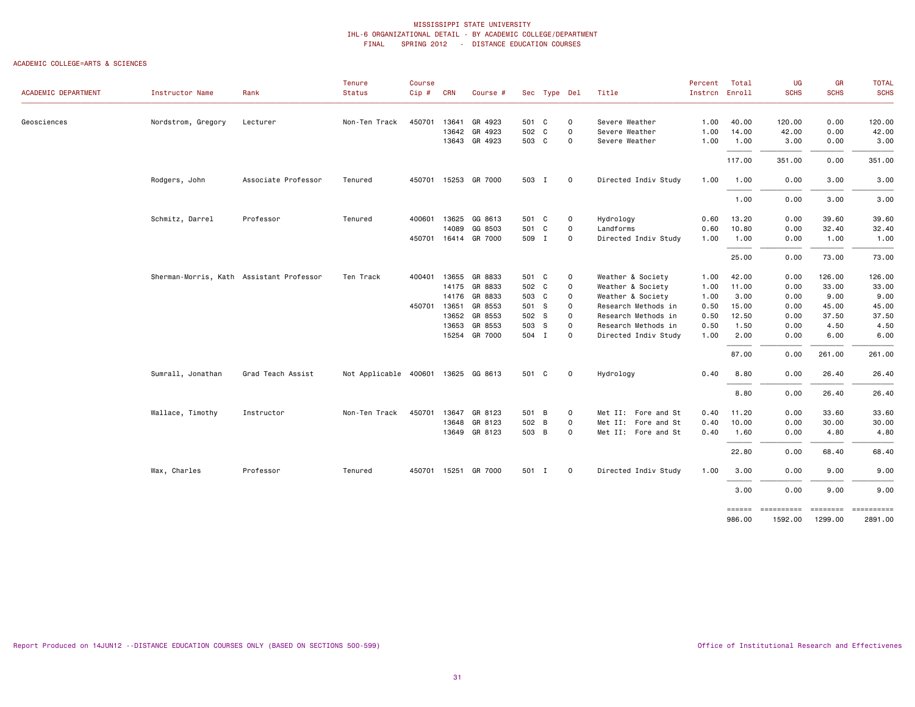MISSISSIPPI STATE UNIVERSITY
IHL-6 ORGANIZATIONAL DETAIL - BY ACADEMIC COLLEGE/DEPARTMENT
FINAL SPRING 2012 - DISTANCE EDUCATION COURSES

ACADEMIC COLLEGE=ARTS & SCIENCES

| ACADEMIC DEPARTMENT | Instructor Name | Rank | Tenure Status | Course Cip # | CRN | Course # | Sec | Type | Del | Title | Percent Instrcn | Total Enroll | UG SCHS | GR SCHS | TOTAL SCHS |
|---|---|---|---|---|---|---|---|---|---|---|---|---|---|---|---|
| Geosciences | Nordstrom, Gregory | Lecturer | Non-Ten Track | 450701 | 13641 | GR 4923 | 501 | C | 0 | Severe Weather | 1.00 | 40.00 | 120.00 | 0.00 | 120.00 |
| | | | | | 13642 | GR 4923 | 502 | C | 0 | Severe Weather | 1.00 | 14.00 | 42.00 | 0.00 | 42.00 |
| | | | | | 13643 | GR 4923 | 503 | C | 0 | Severe Weather | 1.00 | 1.00 | 3.00 | 0.00 | 3.00 |
| | | | | | | | | | | | | 117.00 | 351.00 | 0.00 | 351.00 |
| | Rodgers, John | Associate Professor | Tenured | 450701 | 15253 | GR 7000 | 503 | I | 0 | Directed Indiv Study | 1.00 | 1.00 | 0.00 | 3.00 | 3.00 |
| | | | | | | | | | | | | 1.00 | 0.00 | 3.00 | 3.00 |
| | Schmitz, Darrel | Professor | Tenured | 400601 | 13625 | GG 8613 | 501 | C | 0 | Hydrology | 0.60 | 13.20 | 0.00 | 39.60 | 39.60 |
| | | | | | 14089 | GG 8503 | 501 | C | 0 | Landforms | 0.60 | 10.80 | 0.00 | 32.40 | 32.40 |
| | | | | 450701 | 16414 | GR 7000 | 509 | I | 0 | Directed Indiv Study | 1.00 | 1.00 | 0.00 | 1.00 | 1.00 |
| | | | | | | | | | | | | 25.00 | 0.00 | 73.00 | 73.00 |
| | Sherman-Morris, Kath | Assistant Professor | Ten Track | 400401 | 13655 | GR 8833 | 501 | C | 0 | Weather & Society | 1.00 | 42.00 | 0.00 | 126.00 | 126.00 |
| | | | | | 14175 | GR 8833 | 502 | C | 0 | Weather & Society | 1.00 | 11.00 | 0.00 | 33.00 | 33.00 |
| | | | | | 14176 | GR 8833 | 503 | C | 0 | Weather & Society | 1.00 | 3.00 | 0.00 | 9.00 | 9.00 |
| | | | | 450701 | 13651 | GR 8553 | 501 | S | 0 | Research Methods in | 0.50 | 15.00 | 0.00 | 45.00 | 45.00 |
| | | | | | 13652 | GR 8553 | 502 | S | 0 | Research Methods in | 0.50 | 12.50 | 0.00 | 37.50 | 37.50 |
| | | | | | 13653 | GR 8553 | 503 | S | 0 | Research Methods in | 0.50 | 1.50 | 0.00 | 4.50 | 4.50 |
| | | | | | 15254 | GR 7000 | 504 | I | 0 | Directed Indiv Study | 1.00 | 2.00 | 0.00 | 6.00 | 6.00 |
| | | | | | | | | | | | | 87.00 | 0.00 | 261.00 | 261.00 |
| | Sumrall, Jonathan | Grad Teach Assist | Not Applicable | 400601 | 13625 | GG 8613 | 501 | C | 0 | Hydrology | 0.40 | 8.80 | 0.00 | 26.40 | 26.40 |
| | | | | | | | | | | | | 8.80 | 0.00 | 26.40 | 26.40 |
| | Wallace, Timothy | Instructor | Non-Ten Track | 450701 | 13647 | GR 8123 | 501 | B | 0 | Met II: Fore and St | 0.40 | 11.20 | 0.00 | 33.60 | 33.60 |
| | | | | | 13648 | GR 8123 | 502 | B | 0 | Met II: Fore and St | 0.40 | 10.00 | 0.00 | 30.00 | 30.00 |
| | | | | | 13649 | GR 8123 | 503 | B | 0 | Met II: Fore and St | 0.40 | 1.60 | 0.00 | 4.80 | 4.80 |
| | | | | | | | | | | | | 22.80 | 0.00 | 68.40 | 68.40 |
| | Wax, Charles | Professor | Tenured | 450701 | 15251 | GR 7000 | 501 | I | 0 | Directed Indiv Study | 1.00 | 3.00 | 0.00 | 9.00 | 9.00 |
| | | | | | | | | | | | | 3.00 | 0.00 | 9.00 | 9.00 |
| | | | | | | | | | | | | 986.00 | 1592.00 | 1299.00 | 2891.00 |

Report Produced on 14JUN12 --DISTANCE EDUCATION COURSES ONLY (BASED ON SECTIONS 500-599)

Office of Institutional Research and Effectivenes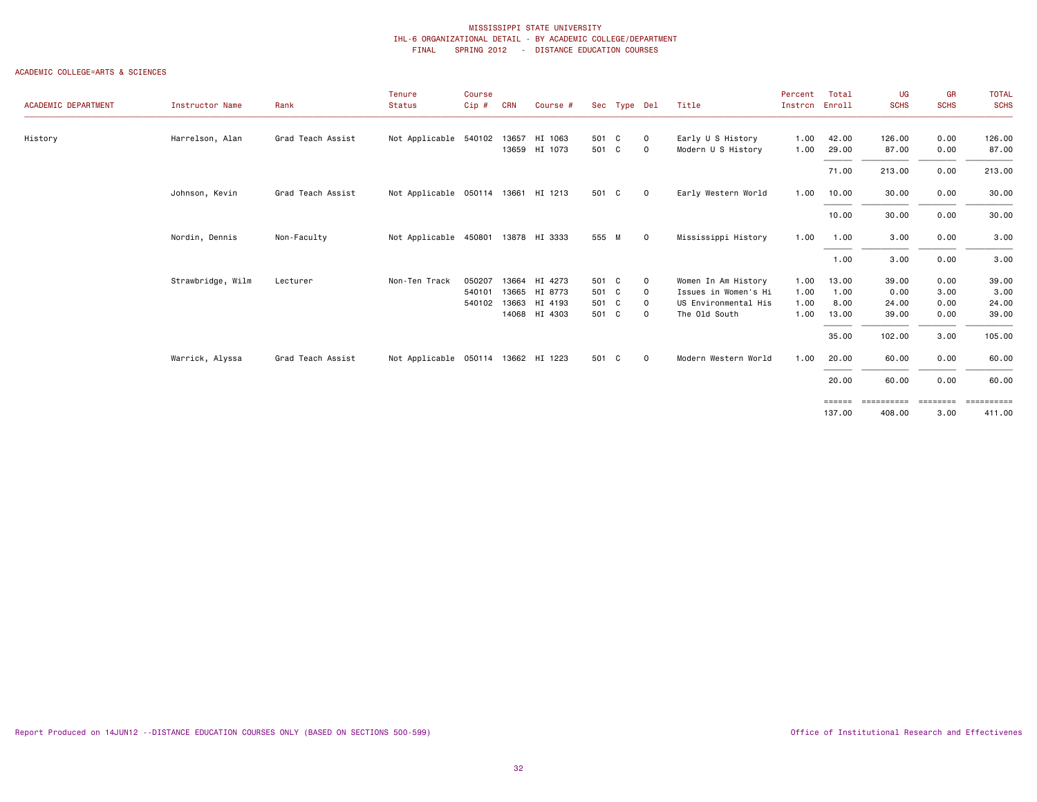MISSISSIPPI STATE UNIVERSITY
IHL-6 ORGANIZATIONAL DETAIL - BY ACADEMIC COLLEGE/DEPARTMENT
FINAL SPRING 2012 - DISTANCE EDUCATION COURSES

ACADEMIC COLLEGE=ARTS & SCIENCES

| ACADEMIC DEPARTMENT | Instructor Name | Rank | Tenure Status | Course Cip # | CRN | Course # | Sec | Type | Del | Title | Percent Instrcn | Total Enroll | UG SCHS | GR SCHS | TOTAL SCHS |
|---|---|---|---|---|---|---|---|---|---|---|---|---|---|---|---|
| History | Harrelson, Alan | Grad Teach Assist | Not Applicable | 540102 | 13657 | HI 1063 | 501 | C | 0 | Early U S History | 1.00 | 42.00 | 126.00 | 0.00 | 126.00 |
| | | | | | 13659 | HI 1073 | 501 | C | 0 | Modern U S History | 1.00 | 29.00 | 87.00 | 0.00 | 87.00 |
| | | | | | | | | | | | | 71.00 | 213.00 | 0.00 | 213.00 |
| | Johnson, Kevin | Grad Teach Assist | Not Applicable | 050114 | 13661 | HI 1213 | 501 | C | 0 | Early Western World | 1.00 | 10.00 | 30.00 | 0.00 | 30.00 |
| | | | | | | | | | | | | 10.00 | 30.00 | 0.00 | 30.00 |
| | Nordin, Dennis | Non-Faculty | Not Applicable | 450801 | 13878 | HI 3333 | 555 | M | 0 | Mississippi History | 1.00 | 1.00 | 3.00 | 0.00 | 3.00 |
| | | | | | | | | | | | | 1.00 | 3.00 | 0.00 | 3.00 |
| | Strawbridge, Wilm | Lecturer | Non-Ten Track | 050207 | 13664 | HI 4273 | 501 | C | 0 | Women In Am History | 1.00 | 13.00 | 39.00 | 0.00 | 39.00 |
| | | | | 540101 | 13665 | HI 8773 | 501 | C | 0 | Issues in Women's Hi | 1.00 | 1.00 | 0.00 | 3.00 | 3.00 |
| | | | | 540102 | 13663 | HI 4193 | 501 | C | 0 | US Environmental His | 1.00 | 8.00 | 24.00 | 0.00 | 24.00 |
| | | | | | 14068 | HI 4303 | 501 | C | 0 | The Old South | 1.00 | 13.00 | 39.00 | 0.00 | 39.00 |
| | | | | | | | | | | | | 35.00 | 102.00 | 3.00 | 105.00 |
| | Warrick, Alyssa | Grad Teach Assist | Not Applicable | 050114 | 13662 | HI 1223 | 501 | C | 0 | Modern Western World | 1.00 | 20.00 | 60.00 | 0.00 | 60.00 |
| | | | | | | | | | | | | 20.00 | 60.00 | 0.00 | 60.00 |
| | | | | | | | | | | | | 137.00 | 408.00 | 3.00 | 411.00 |

Report Produced on 14JUN12 --DISTANCE EDUCATION COURSES ONLY (BASED ON SECTIONS 500-599)

Office of Institutional Research and Effectivenes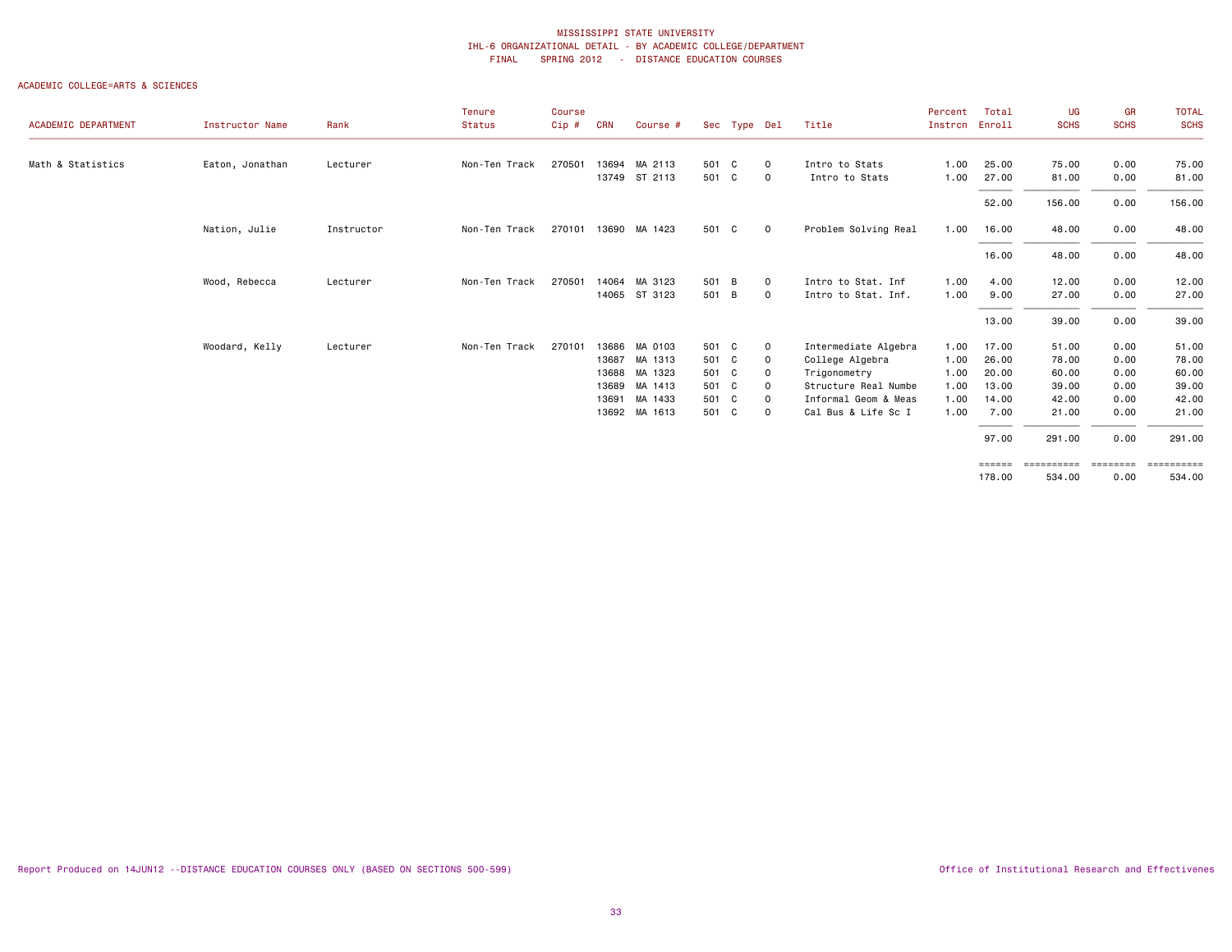MISSISSIPPI STATE UNIVERSITY
IHL-6 ORGANIZATIONAL DETAIL - BY ACADEMIC COLLEGE/DEPARTMENT
FINAL SPRING 2012 - DISTANCE EDUCATION COURSES

ACADEMIC COLLEGE=ARTS & SCIENCES

| ACADEMIC DEPARTMENT | Instructor Name | Rank | Tenure Status | Course Cip # | CRN | Course # | Sec | Type | Del | Title | Percent Instrcn | Total Enroll | UG SCHS | GR SCHS | TOTAL SCHS |
|---|---|---|---|---|---|---|---|---|---|---|---|---|---|---|---|
| Math & Statistics | Eaton, Jonathan | Lecturer | Non-Ten Track | 270501 | 13694 | MA 2113 | 501 | C | 0 | Intro to Stats | 1.00 | 25.00 | 75.00 | 0.00 | 75.00 |
| | | | | | 13749 | ST 2113 | 501 | C | 0 | Intro to Stats | 1.00 | 27.00 | 81.00 | 0.00 | 81.00 |
| | | | | | | | | | | | | 52.00 | 156.00 | 0.00 | 156.00 |
| | Nation, Julie | Instructor | Non-Ten Track | 270101 | 13690 | MA 1423 | 501 | C | 0 | Problem Solving Real | 1.00 | 16.00 | 48.00 | 0.00 | 48.00 |
| | | | | | | | | | | | | 16.00 | 48.00 | 0.00 | 48.00 |
| | Wood, Rebecca | Lecturer | Non-Ten Track | 270501 | 14064 | MA 3123 | 501 | B | 0 | Intro to Stat. Inf | 1.00 | 4.00 | 12.00 | 0.00 | 12.00 |
| | | | | | 14065 | ST 3123 | 501 | B | 0 | Intro to Stat. Inf. | 1.00 | 9.00 | 27.00 | 0.00 | 27.00 |
| | | | | | | | | | | | | 13.00 | 39.00 | 0.00 | 39.00 |
| | Woodard, Kelly | Lecturer | Non-Ten Track | 270101 | 13686 | MA 0103 | 501 | C | 0 | Intermediate Algebra | 1.00 | 17.00 | 51.00 | 0.00 | 51.00 |
| | | | | | 13687 | MA 1313 | 501 | C | 0 | College Algebra | 1.00 | 26.00 | 78.00 | 0.00 | 78.00 |
| | | | | | 13688 | MA 1323 | 501 | C | 0 | Trigonometry | 1.00 | 20.00 | 60.00 | 0.00 | 60.00 |
| | | | | | 13689 | MA 1413 | 501 | C | 0 | Structure Real Numbe | 1.00 | 13.00 | 39.00 | 0.00 | 39.00 |
| | | | | | 13691 | MA 1433 | 501 | C | 0 | Informal Geom & Meas | 1.00 | 14.00 | 42.00 | 0.00 | 42.00 |
| | | | | | 13692 | MA 1613 | 501 | C | 0 | Cal Bus & Life Sc I | 1.00 | 7.00 | 21.00 | 0.00 | 21.00 |
| | | | | | | | | | | | | 97.00 | 291.00 | 0.00 | 291.00 |
| | | | | | | | | | | | | 178.00 | 534.00 | 0.00 | 534.00 |

Report Produced on 14JUN12 --DISTANCE EDUCATION COURSES ONLY (BASED ON SECTIONS 500-599)

Office of Institutional Research and Effectivenes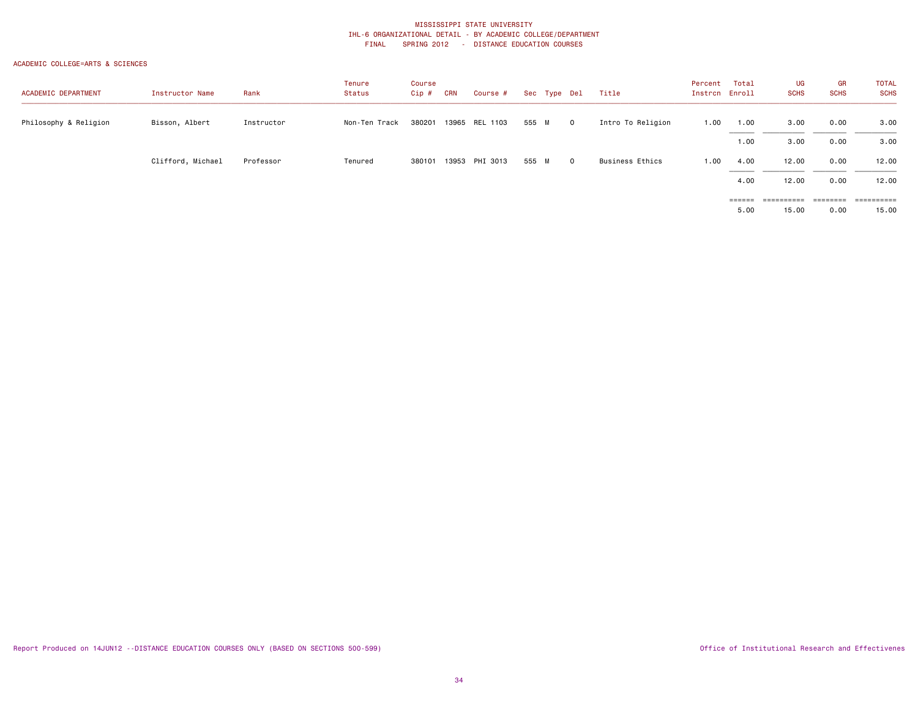MISSISSIPPI STATE UNIVERSITY
IHL-6 ORGANIZATIONAL DETAIL - BY ACADEMIC COLLEGE/DEPARTMENT
FINAL SPRING 2012 - DISTANCE EDUCATION COURSES

ACADEMIC COLLEGE=ARTS & SCIENCES

| ACADEMIC DEPARTMENT | Instructor Name | Rank | Tenure Status | Course Cip # | CRN | Course # | Sec | Type | Del | Title | Percent Instrcn | Total Enroll | UG SCHS | GR SCHS | TOTAL SCHS |
|---|---|---|---|---|---|---|---|---|---|---|---|---|---|---|---|
| Philosophy & Religion | Bisson, Albert | Instructor | Non-Ten Track | 380201 | 13965 | REL 1103 | 555 | M | 0 | Intro To Religion | 1.00 | 1.00 | 3.00 | 0.00 | 3.00 |
| | | | | | | | | | | | | 1.00 | 3.00 | 0.00 | 3.00 |
| | Clifford, Michael | Professor | Tenured | 380101 | 13953 | PHI 3013 | 555 | M | 0 | Business Ethics | 1.00 | 4.00 | 12.00 | 0.00 | 12.00 |
| | | | | | | | | | | | | 4.00 | 12.00 | 0.00 | 12.00 |
| | | | | | | | | | | | | 5.00 | 15.00 | 0.00 | 15.00 |

Report Produced on 14JUN12 --DISTANCE EDUCATION COURSES ONLY (BASED ON SECTIONS 500-599)

Office of Institutional Research and Effectivenes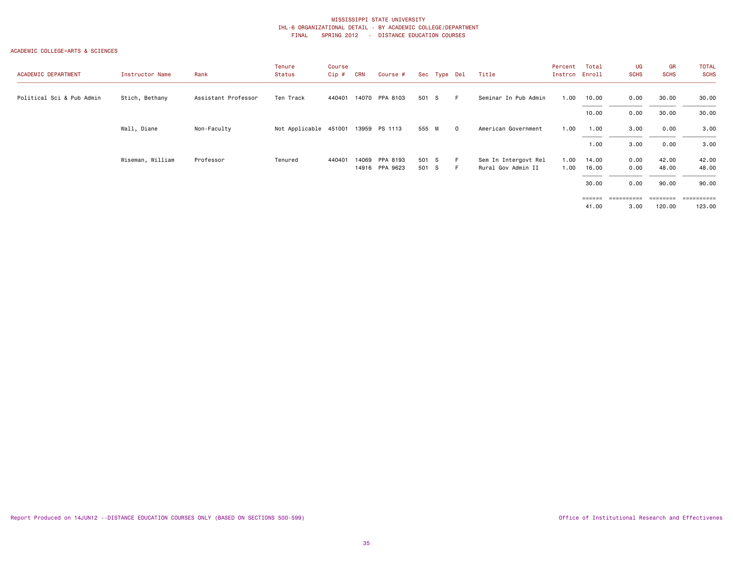MISSISSIPPI STATE UNIVERSITY
IHL-6 ORGANIZATIONAL DETAIL - BY ACADEMIC COLLEGE/DEPARTMENT
FINAL SPRING 2012 - DISTANCE EDUCATION COURSES

ACADEMIC COLLEGE=ARTS & SCIENCES

| ACADEMIC DEPARTMENT | Instructor Name | Rank | Tenure Status | Course Cip # | CRN | Course # | Sec | Type | Del | Title | Percent Instrcn | Total Enroll | UG SCHS | GR SCHS | TOTAL SCHS |
|---|---|---|---|---|---|---|---|---|---|---|---|---|---|---|---|
| Political Sci & Pub Admin | Stich, Bethany | Assistant Professor | Ten Track | 440401 | 14070 | PPA 8103 | 501 | S | F | Seminar In Pub Admin | 1.00 | 10.00 | 0.00 | 30.00 | 30.00 |
| | | | | | | | | | | | | 10.00 | 0.00 | 30.00 | 30.00 |
| | Wall, Diane | Non-Faculty | Not Applicable | 451001 | 13959 | PS 1113 | 555 | M | O | American Government | 1.00 | 1.00 | 3.00 | 0.00 | 3.00 |
| | | | | | | | | | | | | 1.00 | 3.00 | 0.00 | 3.00 |
| | Wiseman, William | Professor | Tenured | 440401 | 14069 | PPA 8193 | 501 | S | F | Sem In Intergovt Rel | 1.00 | 14.00 | 0.00 | 42.00 | 42.00 |
| | | | | | 14916 | PPA 9623 | 501 | S | F | Rural Gov Admin II | 1.00 | 16.00 | 0.00 | 48.00 | 48.00 |
| | | | | | | | | | | | | 30.00 | 0.00 | 90.00 | 90.00 |
| | | | | | | | | | | | | 41.00 | 3.00 | 120.00 | 123.00 |

Report Produced on 14JUN12 --DISTANCE EDUCATION COURSES ONLY (BASED ON SECTIONS 500-599)

Office of Institutional Research and Effectivenes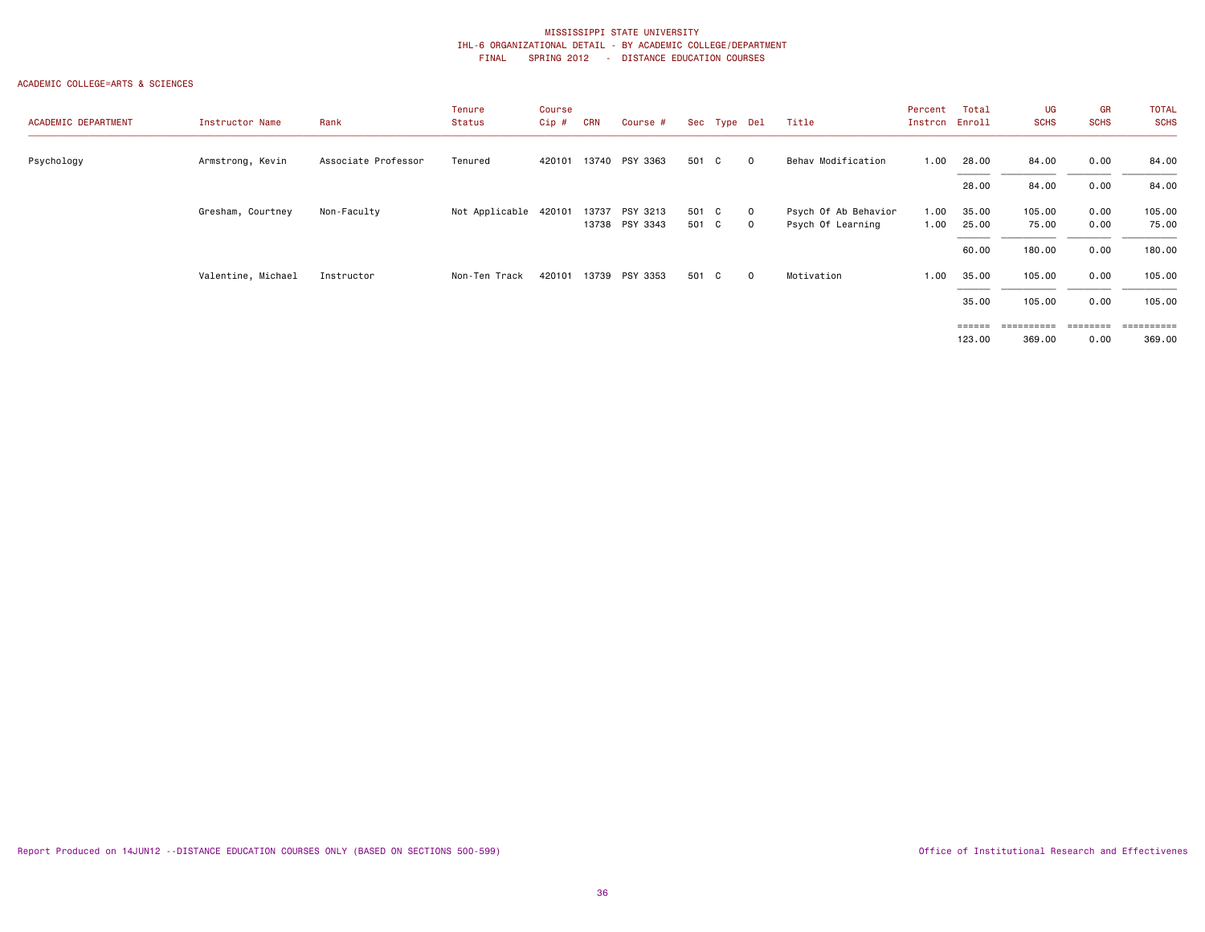MISSISSIPPI STATE UNIVERSITY
IHL-6 ORGANIZATIONAL DETAIL - BY ACADEMIC COLLEGE/DEPARTMENT
FINAL SPRING 2012 - DISTANCE EDUCATION COURSES

ACADEMIC COLLEGE=ARTS & SCIENCES

| ACADEMIC DEPARTMENT | Instructor Name | Rank | Tenure Status | Course Cip # | CRN | Course # | Sec | Type | Del | Title | Percent Instrcn | Total Enroll | UG SCHS | GR SCHS | TOTAL SCHS |
|---|---|---|---|---|---|---|---|---|---|---|---|---|---|---|---|
| Psychology | Armstrong, Kevin | Associate Professor | Tenured | 420101 | 13740 | PSY 3363 | 501 | C | 0 | Behav Modification | 1.00 | 28.00 | 84.00 | 0.00 | 84.00 |
| | | | | | | | | | | | | 28.00 | 84.00 | 0.00 | 84.00 |
| | Gresham, Courtney | Non-Faculty | Not Applicable | 420101 | 13737 | PSY 3213 | 501 | C | 0 | Psych Of Ab Behavior | 1.00 | 35.00 | 105.00 | 0.00 | 105.00 |
| | | | | | 13738 | PSY 3343 | 501 | C | 0 | Psych Of Learning | 1.00 | 25.00 | 75.00 | 0.00 | 75.00 |
| | | | | | | | | | | | | 60.00 | 180.00 | 0.00 | 180.00 |
| | Valentine, Michael | Instructor | Non-Ten Track | 420101 | 13739 | PSY 3353 | 501 | C | 0 | Motivation | 1.00 | 35.00 | 105.00 | 0.00 | 105.00 |
| | | | | | | | | | | | | 35.00 | 105.00 | 0.00 | 105.00 |
| | | | | | | | | | | | | 123.00 | 369.00 | 0.00 | 369.00 |

Report Produced on 14JUN12 --DISTANCE EDUCATION COURSES ONLY (BASED ON SECTIONS 500-599)

Office of Institutional Research and Effectivenes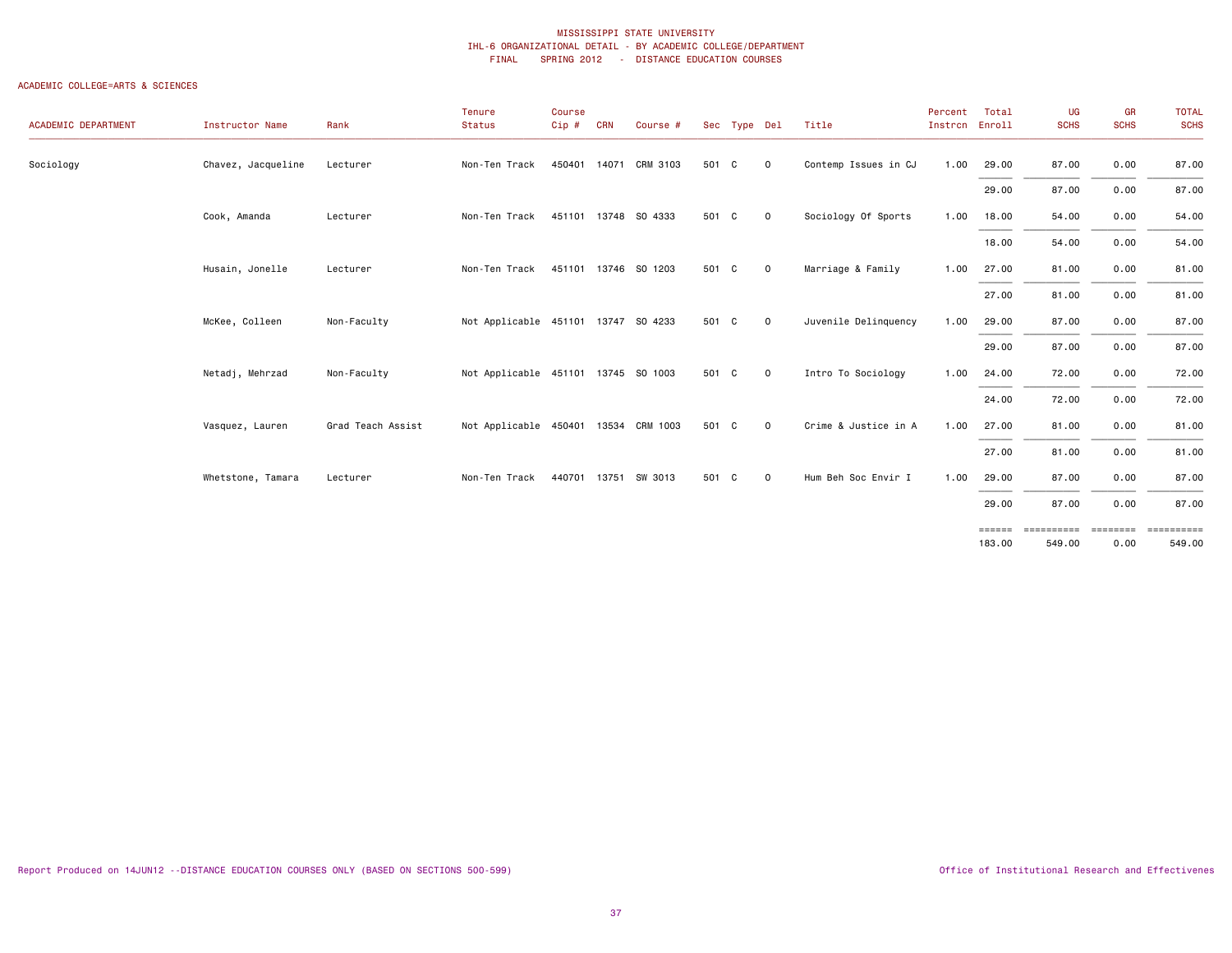MISSISSIPPI STATE UNIVERSITY
IHL-6 ORGANIZATIONAL DETAIL - BY ACADEMIC COLLEGE/DEPARTMENT
FINAL SPRING 2012 - DISTANCE EDUCATION COURSES

ACADEMIC COLLEGE=ARTS & SCIENCES

| ACADEMIC DEPARTMENT | Instructor Name | Rank | Tenure Status | Course Cip # | CRN | Course # | Sec | Type | Del | Title | Percent Instrcn | Total Enroll | UG SCHS | GR SCHS | TOTAL SCHS |
|---|---|---|---|---|---|---|---|---|---|---|---|---|---|---|---|
| Sociology | Chavez, Jacqueline | Lecturer | Non-Ten Track | 450401 | 14071 | CRM 3103 | 501 | C | 0 | Contemp Issues in CJ | 1.00 | 29.00 | 87.00 | 0.00 | 87.00 |
| | | | | | | | | | | | | 29.00 | 87.00 | 0.00 | 87.00 |
| | Cook, Amanda | Lecturer | Non-Ten Track | 451101 | 13748 | SO 4333 | 501 | C | 0 | Sociology Of Sports | 1.00 | 18.00 | 54.00 | 0.00 | 54.00 |
| | | | | | | | | | | | | 18.00 | 54.00 | 0.00 | 54.00 |
| | Husain, Jonelle | Lecturer | Non-Ten Track | 451101 | 13746 | SO 1203 | 501 | C | 0 | Marriage & Family | 1.00 | 27.00 | 81.00 | 0.00 | 81.00 |
| | | | | | | | | | | | | 27.00 | 81.00 | 0.00 | 81.00 |
| | McKee, Colleen | Non-Faculty | Not Applicable | 451101 | 13747 | SO 4233 | 501 | C | 0 | Juvenile Delinquency | 1.00 | 29.00 | 87.00 | 0.00 | 87.00 |
| | | | | | | | | | | | | 29.00 | 87.00 | 0.00 | 87.00 |
| | Netadj, Mehrzad | Non-Faculty | Not Applicable | 451101 | 13745 | SO 1003 | 501 | C | 0 | Intro To Sociology | 1.00 | 24.00 | 72.00 | 0.00 | 72.00 |
| | | | | | | | | | | | | 24.00 | 72.00 | 0.00 | 72.00 |
| | Vasquez, Lauren | Grad Teach Assist | Not Applicable | 450401 | 13534 | CRM 1003 | 501 | C | 0 | Crime & Justice in A | 1.00 | 27.00 | 81.00 | 0.00 | 81.00 |
| | | | | | | | | | | | | 27.00 | 81.00 | 0.00 | 81.00 |
| | Whetstone, Tamara | Lecturer | Non-Ten Track | 440701 | 13751 | SW 3013 | 501 | C | 0 | Hum Beh Soc Envir I | 1.00 | 29.00 | 87.00 | 0.00 | 87.00 |
| | | | | | | | | | | | | 29.00 | 87.00 | 0.00 | 87.00 |
| | | | | | | | | | | | | 183.00 | 549.00 | 0.00 | 549.00 |

Report Produced on 14JUN12 --DISTANCE EDUCATION COURSES ONLY (BASED ON SECTIONS 500-599)

Office of Institutional Research and Effectivenes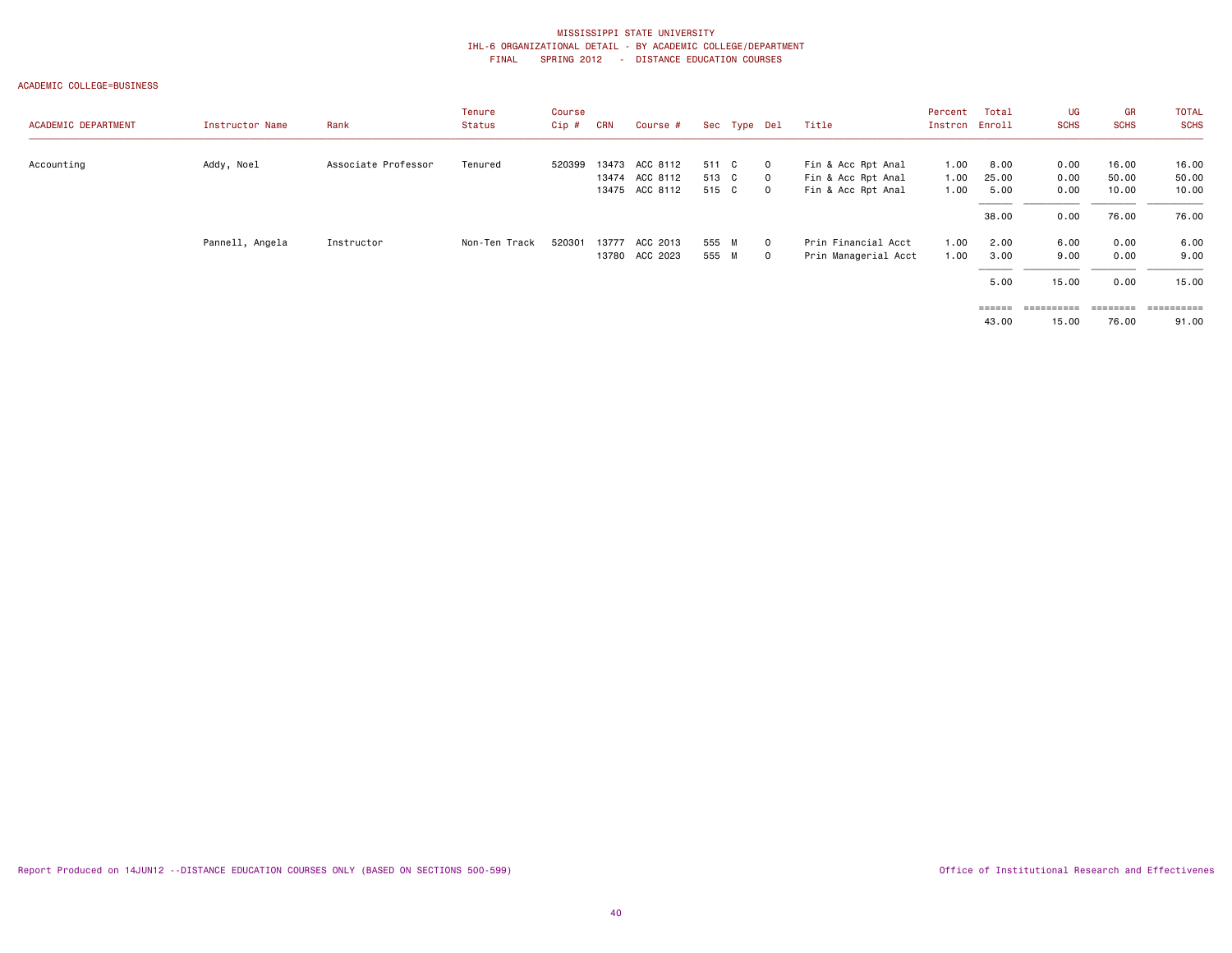MISSISSIPPI STATE UNIVERSITY
IHL-6 ORGANIZATIONAL DETAIL - BY ACADEMIC COLLEGE/DEPARTMENT
FINAL SPRING 2012 - DISTANCE EDUCATION COURSES

ACADEMIC COLLEGE=BUSINESS

| ACADEMIC DEPARTMENT | Instructor Name | Rank | Tenure Status | Course Cip # | CRN | Course # | Sec | Type | Del | Title | Percent Instrcn | Total Enroll | UG SCHS | GR SCHS | TOTAL SCHS |
|---|---|---|---|---|---|---|---|---|---|---|---|---|---|---|---|
| Accounting | Addy, Noel | Associate Professor | Tenured | 520399 | 13473 | ACC 8112 | 511 | C | 0 | Fin & Acc Rpt Anal | 1.00 | 8.00 | 0.00 | 16.00 | 16.00 |
| | | | | | 13474 | ACC 8112 | 513 | C | 0 | Fin & Acc Rpt Anal | 1.00 | 25.00 | 0.00 | 50.00 | 50.00 |
| | | | | | 13475 | ACC 8112 | 515 | C | 0 | Fin & Acc Rpt Anal | 1.00 | 5.00 | 0.00 | 10.00 | 10.00 |
| | | | | | | | | | | | | 38.00 | 0.00 | 76.00 | 76.00 |
| | Pannell, Angela | Instructor | Non-Ten Track | 520301 | 13777 | ACC 2013 | 555 | M | 0 | Prin Financial Acct | 1.00 | 2.00 | 6.00 | 0.00 | 6.00 |
| | | | | | 13780 | ACC 2023 | 555 | M | 0 | Prin Managerial Acct | 1.00 | 3.00 | 9.00 | 0.00 | 9.00 |
| | | | | | | | | | | | | 5.00 | 15.00 | 0.00 | 15.00 |
| | | | | | | | | | | | | 43.00 | 15.00 | 76.00 | 91.00 |

Report Produced on 14JUN12 --DISTANCE EDUCATION COURSES ONLY (BASED ON SECTIONS 500-599)

Office of Institutional Research and Effectivenes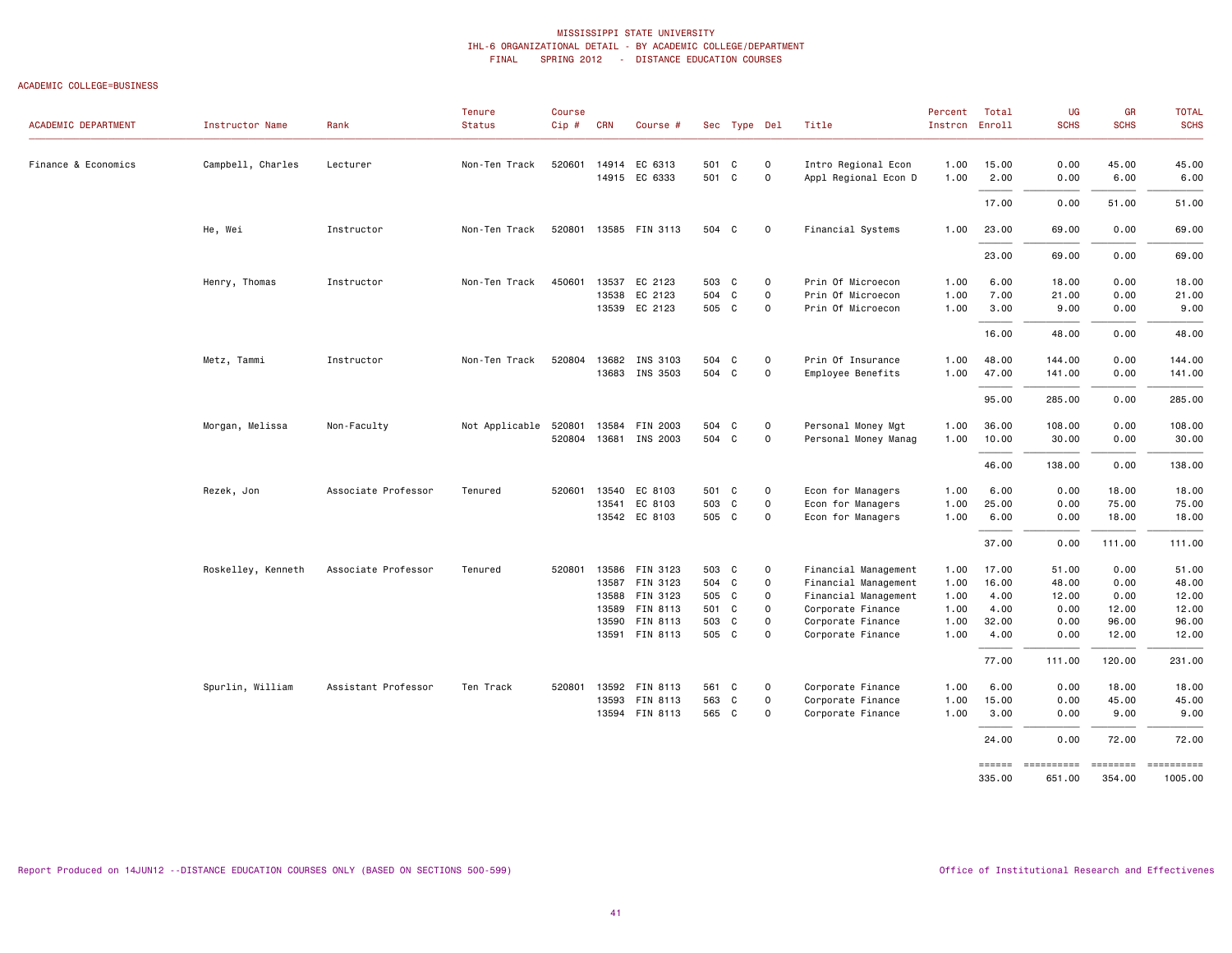MISSISSIPPI STATE UNIVERSITY
IHL-6 ORGANIZATIONAL DETAIL - BY ACADEMIC COLLEGE/DEPARTMENT
FINAL SPRING 2012 - DISTANCE EDUCATION COURSES

ACADEMIC COLLEGE=BUSINESS

| ACADEMIC DEPARTMENT | Instructor Name | Rank | Tenure Status | Course Cip # | CRN | Course # | Sec | Type | Del | Title | Percent Instrcn | Total Enroll | UG SCHS | GR SCHS | TOTAL SCHS |
|---|---|---|---|---|---|---|---|---|---|---|---|---|---|---|---|
| Finance & Economics | Campbell, Charles | Lecturer | Non-Ten Track | 520601 | 14914 | EC 6313 | 501 | C | 0 | Intro Regional Econ | 1.00 | 15.00 | 0.00 | 45.00 | 45.00 |
| | | | | | 14915 | EC 6333 | 501 | C | 0 | Appl Regional Econ D | 1.00 | 2.00 | 0.00 | 6.00 | 6.00 |
| | | | | | | | | | | | | 17.00 | 0.00 | 51.00 | 51.00 |
| | He, Wei | Instructor | Non-Ten Track | 520801 | 13585 | FIN 3113 | 504 | C | 0 | Financial Systems | 1.00 | 23.00 | 69.00 | 0.00 | 69.00 |
| | | | | | | | | | | | | 23.00 | 69.00 | 0.00 | 69.00 |
| | Henry, Thomas | Instructor | Non-Ten Track | 450601 | 13537 | EC 2123 | 503 | C | 0 | Prin Of Microecon | 1.00 | 6.00 | 18.00 | 0.00 | 18.00 |
| | | | | | 13538 | EC 2123 | 504 | C | 0 | Prin Of Microecon | 1.00 | 7.00 | 21.00 | 0.00 | 21.00 |
| | | | | | 13539 | EC 2123 | 505 | C | 0 | Prin Of Microecon | 1.00 | 3.00 | 9.00 | 0.00 | 9.00 |
| | | | | | | | | | | | | 16.00 | 48.00 | 0.00 | 48.00 |
| | Metz, Tammi | Instructor | Non-Ten Track | 520804 | 13682 | INS 3103 | 504 | C | 0 | Prin Of Insurance | 1.00 | 48.00 | 144.00 | 0.00 | 144.00 |
| | | | | | 13683 | INS 3503 | 504 | C | 0 | Employee Benefits | 1.00 | 47.00 | 141.00 | 0.00 | 141.00 |
| | | | | | | | | | | | | 95.00 | 285.00 | 0.00 | 285.00 |
| | Morgan, Melissa | Non-Faculty | Not Applicable | 520801 | 13584 | FIN 2003 | 504 | C | 0 | Personal Money Mgt | 1.00 | 36.00 | 108.00 | 0.00 | 108.00 |
| | | | | 520804 | 13681 | INS 2003 | 504 | C | 0 | Personal Money Manag | 1.00 | 10.00 | 30.00 | 0.00 | 30.00 |
| | | | | | | | | | | | | 46.00 | 138.00 | 0.00 | 138.00 |
| | Rezek, Jon | Associate Professor | Tenured | 520601 | 13540 | EC 8103 | 501 | C | 0 | Econ for Managers | 1.00 | 6.00 | 0.00 | 18.00 | 18.00 |
| | | | | | 13541 | EC 8103 | 503 | C | 0 | Econ for Managers | 1.00 | 25.00 | 0.00 | 75.00 | 75.00 |
| | | | | | 13542 | EC 8103 | 505 | C | 0 | Econ for Managers | 1.00 | 6.00 | 0.00 | 18.00 | 18.00 |
| | | | | | | | | | | | | 37.00 | 0.00 | 111.00 | 111.00 |
| | Roskelley, Kenneth | Associate Professor | Tenured | 520801 | 13586 | FIN 3123 | 503 | C | 0 | Financial Management | 1.00 | 17.00 | 51.00 | 0.00 | 51.00 |
| | | | | | 13587 | FIN 3123 | 504 | C | 0 | Financial Management | 1.00 | 16.00 | 48.00 | 0.00 | 48.00 |
| | | | | | 13588 | FIN 3123 | 505 | C | 0 | Financial Management | 1.00 | 4.00 | 12.00 | 0.00 | 12.00 |
| | | | | | 13589 | FIN 8113 | 501 | C | 0 | Corporate Finance | 1.00 | 4.00 | 0.00 | 12.00 | 12.00 |
| | | | | | 13590 | FIN 8113 | 503 | C | 0 | Corporate Finance | 1.00 | 32.00 | 0.00 | 96.00 | 96.00 |
| | | | | | 13591 | FIN 8113 | 505 | C | 0 | Corporate Finance | 1.00 | 4.00 | 0.00 | 12.00 | 12.00 |
| | | | | | | | | | | | | 77.00 | 111.00 | 120.00 | 231.00 |
| | Spurlin, William | Assistant Professor | Ten Track | 520801 | 13592 | FIN 8113 | 561 | C | 0 | Corporate Finance | 1.00 | 6.00 | 0.00 | 18.00 | 18.00 |
| | | | | | 13593 | FIN 8113 | 563 | C | 0 | Corporate Finance | 1.00 | 15.00 | 0.00 | 45.00 | 45.00 |
| | | | | | 13594 | FIN 8113 | 565 | C | 0 | Corporate Finance | 1.00 | 3.00 | 0.00 | 9.00 | 9.00 |
| | | | | | | | | | | | | 24.00 | 0.00 | 72.00 | 72.00 |
| | | | | | | | | | | | | 335.00 | 651.00 | 354.00 | 1005.00 |

Report Produced on 14JUN12 --DISTANCE EDUCATION COURSES ONLY (BASED ON SECTIONS 500-599)

Office of Institutional Research and Effectivenes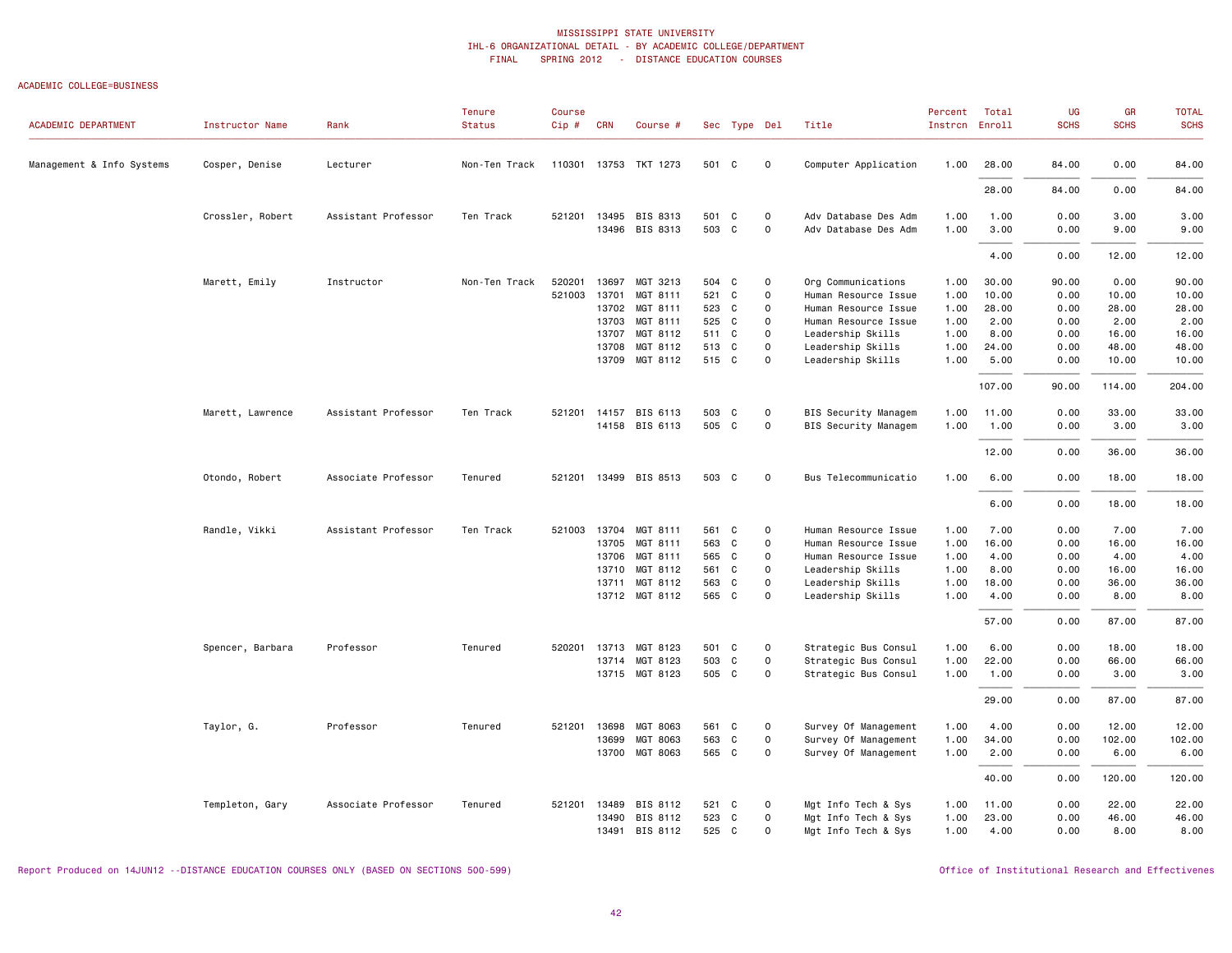MISSISSIPPI STATE UNIVERSITY
IHL-6 ORGANIZATIONAL DETAIL - BY ACADEMIC COLLEGE/DEPARTMENT
FINAL SPRING 2012 - DISTANCE EDUCATION COURSES

ACADEMIC COLLEGE=BUSINESS

| ACADEMIC DEPARTMENT | Instructor Name | Rank | Tenure Status | Course Cip # | CRN | Course # | Sec | Type | Del | Title | Percent Instrcn | Total Enroll | UG SCHS | GR SCHS | TOTAL SCHS |
|---|---|---|---|---|---|---|---|---|---|---|---|---|---|---|---|
| Management & Info Systems | Cosper, Denise | Lecturer | Non-Ten Track | 110301 | 13753 | TKT 1273 | 501 | C | 0 | Computer Application | 1.00 | 28.00 | 84.00 | 0.00 | 84.00 |
| | | | | | | | | | | | | 28.00 | 84.00 | 0.00 | 84.00 |
| | Crossler, Robert | Assistant Professor | Ten Track | 521201 | 13495 | BIS 8313 | 501 | C | 0 | Adv Database Des Adm | 1.00 | 1.00 | 0.00 | 3.00 | 3.00 |
| | | | | | 13496 | BIS 8313 | 503 | C | 0 | Adv Database Des Adm | 1.00 | 3.00 | 0.00 | 9.00 | 9.00 |
| | | | | | | | | | | | | 4.00 | 0.00 | 12.00 | 12.00 |
| | Marett, Emily | Instructor | Non-Ten Track | 520201 | 13697 | MGT 3213 | 504 | C | 0 | Org Communications | 1.00 | 30.00 | 90.00 | 0.00 | 90.00 |
| | | | | 521003 | 13701 | MGT 8111 | 521 | C | 0 | Human Resource Issue | 1.00 | 10.00 | 0.00 | 10.00 | 10.00 |
| | | | | | 13702 | MGT 8111 | 523 | C | 0 | Human Resource Issue | 1.00 | 28.00 | 0.00 | 28.00 | 28.00 |
| | | | | | 13703 | MGT 8111 | 525 | C | 0 | Human Resource Issue | 1.00 | 2.00 | 0.00 | 2.00 | 2.00 |
| | | | | | 13707 | MGT 8112 | 511 | C | 0 | Leadership Skills | 1.00 | 8.00 | 0.00 | 16.00 | 16.00 |
| | | | | | 13708 | MGT 8112 | 513 | C | 0 | Leadership Skills | 1.00 | 24.00 | 0.00 | 48.00 | 48.00 |
| | | | | | 13709 | MGT 8112 | 515 | C | 0 | Leadership Skills | 1.00 | 5.00 | 0.00 | 10.00 | 10.00 |
| | | | | | | | | | | | | 107.00 | 90.00 | 114.00 | 204.00 |
| | Marett, Lawrence | Assistant Professor | Ten Track | 521201 | 14157 | BIS 6113 | 503 | C | 0 | BIS Security Managem | 1.00 | 11.00 | 0.00 | 33.00 | 33.00 |
| | | | | | 14158 | BIS 6113 | 505 | C | 0 | BIS Security Managem | 1.00 | 1.00 | 0.00 | 3.00 | 3.00 |
| | | | | | | | | | | | | 12.00 | 0.00 | 36.00 | 36.00 |
| | Otondo, Robert | Associate Professor | Tenured | 521201 | 13499 | BIS 8513 | 503 | C | 0 | Bus Telecommunicatio | 1.00 | 6.00 | 0.00 | 18.00 | 18.00 |
| | | | | | | | | | | | | 6.00 | 0.00 | 18.00 | 18.00 |
| | Randle, Vikki | Assistant Professor | Ten Track | 521003 | 13704 | MGT 8111 | 561 | C | 0 | Human Resource Issue | 1.00 | 7.00 | 0.00 | 7.00 | 7.00 |
| | | | | | 13705 | MGT 8111 | 563 | C | 0 | Human Resource Issue | 1.00 | 16.00 | 0.00 | 16.00 | 16.00 |
| | | | | | 13706 | MGT 8111 | 565 | C | 0 | Human Resource Issue | 1.00 | 4.00 | 0.00 | 4.00 | 4.00 |
| | | | | | 13710 | MGT 8112 | 561 | C | 0 | Leadership Skills | 1.00 | 8.00 | 0.00 | 16.00 | 16.00 |
| | | | | | 13711 | MGT 8112 | 563 | C | 0 | Leadership Skills | 1.00 | 18.00 | 0.00 | 36.00 | 36.00 |
| | | | | | 13712 | MGT 8112 | 565 | C | 0 | Leadership Skills | 1.00 | 4.00 | 0.00 | 8.00 | 8.00 |
| | | | | | | | | | | | | 57.00 | 0.00 | 87.00 | 87.00 |
| | Spencer, Barbara | Professor | Tenured | 520201 | 13713 | MGT 8123 | 501 | C | 0 | Strategic Bus Consul | 1.00 | 6.00 | 0.00 | 18.00 | 18.00 |
| | | | | | 13714 | MGT 8123 | 503 | C | 0 | Strategic Bus Consul | 1.00 | 22.00 | 0.00 | 66.00 | 66.00 |
| | | | | | 13715 | MGT 8123 | 505 | C | 0 | Strategic Bus Consul | 1.00 | 1.00 | 0.00 | 3.00 | 3.00 |
| | | | | | | | | | | | | 29.00 | 0.00 | 87.00 | 87.00 |
| | Taylor, G. | Professor | Tenured | 521201 | 13698 | MGT 8063 | 561 | C | 0 | Survey Of Management | 1.00 | 4.00 | 0.00 | 12.00 | 12.00 |
| | | | | | 13699 | MGT 8063 | 563 | C | 0 | Survey Of Management | 1.00 | 34.00 | 0.00 | 102.00 | 102.00 |
| | | | | | 13700 | MGT 8063 | 565 | C | 0 | Survey Of Management | 1.00 | 2.00 | 0.00 | 6.00 | 6.00 |
| | | | | | | | | | | | | 40.00 | 0.00 | 120.00 | 120.00 |
| | Templeton, Gary | Associate Professor | Tenured | 521201 | 13489 | BIS 8112 | 521 | C | 0 | Mgt Info Tech & Sys | 1.00 | 11.00 | 0.00 | 22.00 | 22.00 |
| | | | | | 13490 | BIS 8112 | 523 | C | 0 | Mgt Info Tech & Sys | 1.00 | 23.00 | 0.00 | 46.00 | 46.00 |
| | | | | | 13491 | BIS 8112 | 525 | C | 0 | Mgt Info Tech & Sys | 1.00 | 4.00 | 0.00 | 8.00 | 8.00 |

Report Produced on 14JUN12 --DISTANCE EDUCATION COURSES ONLY (BASED ON SECTIONS 500-599)

Office of Institutional Research and Effectivenes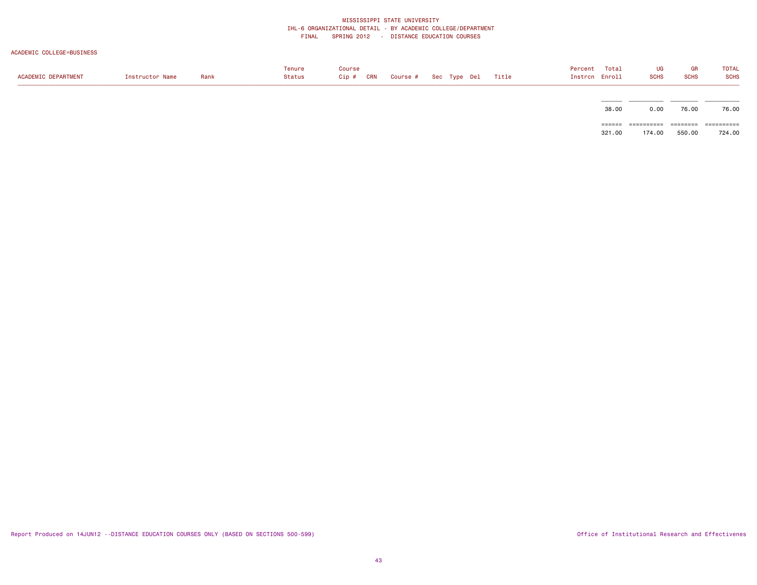MISSISSIPPI STATE UNIVERSITY
IHL-6 ORGANIZATIONAL DETAIL - BY ACADEMIC COLLEGE/DEPARTMENT
FINAL SPRING 2012 - DISTANCE EDUCATION COURSES

ACADEMIC COLLEGE=BUSINESS

| ACADEMIC DEPARTMENT | Instructor Name | Rank | Tenure Status | Course Cip # | CRN | Course # | Sec | Type | Del | Title | Percent Instrcn | Total Enroll | UG SCHS | GR SCHS | TOTAL SCHS |
|---|---|---|---|---|---|---|---|---|---|---|---|---|---|---|---|
| | | | | | | | | | | | | 38.00 | 0.00 | 76.00 | 76.00 |
| | | | | | | | | | | | | 321.00 | 174.00 | 550.00 | 724.00 |

Report Produced on 14JUN12 --DISTANCE EDUCATION COURSES ONLY (BASED ON SECTIONS 500-599)

Office of Institutional Research and Effectivenes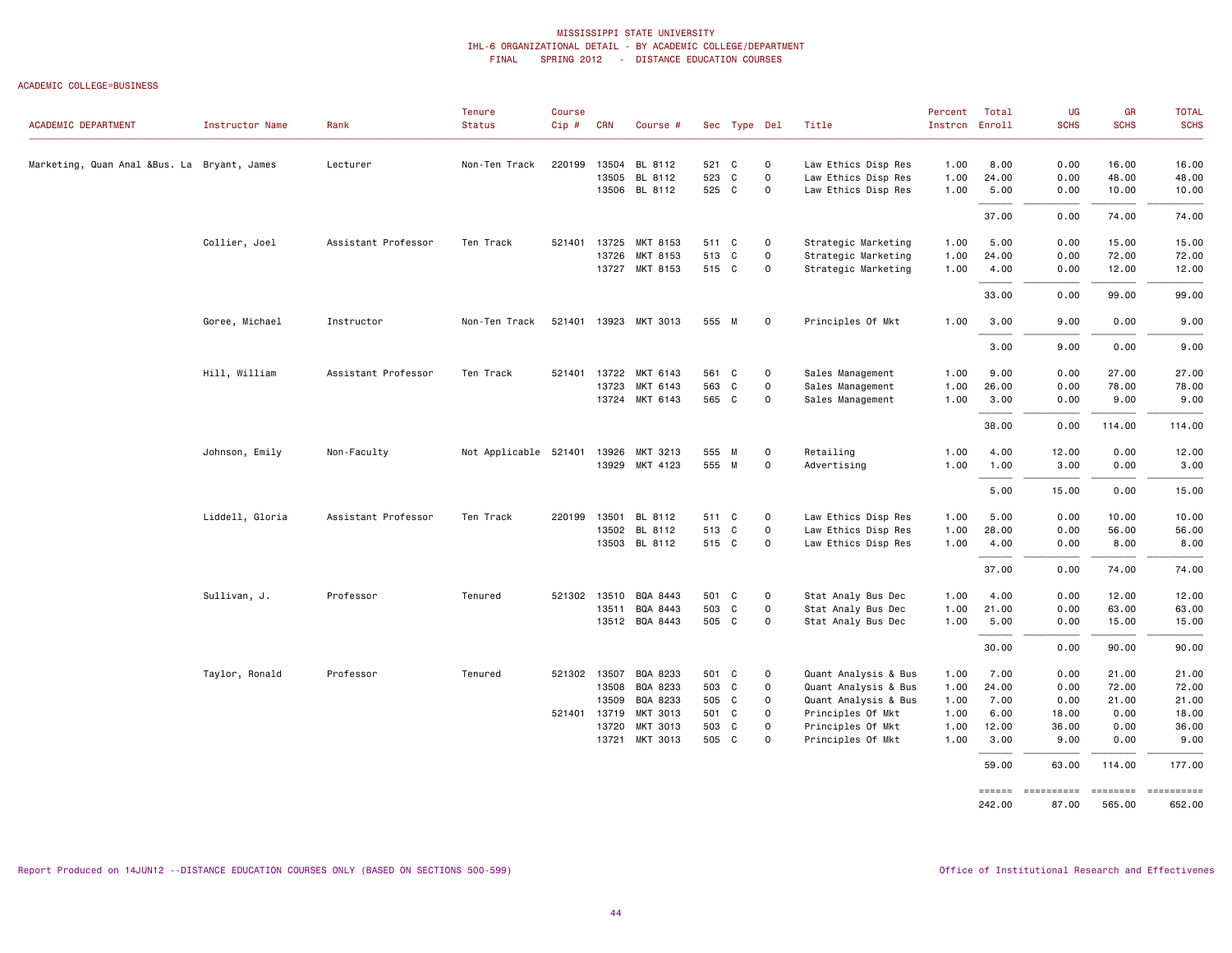MISSISSIPPI STATE UNIVERSITY
IHL-6 ORGANIZATIONAL DETAIL - BY ACADEMIC COLLEGE/DEPARTMENT
FINAL SPRING 2012 - DISTANCE EDUCATION COURSES

ACADEMIC COLLEGE=BUSINESS

| ACADEMIC DEPARTMENT | Instructor Name | Rank | Tenure Status | Course Cip # | CRN | Course # | Sec | Type | Del | Title | Percent Instrcn | Total Enroll | UG SCHS | GR SCHS | TOTAL SCHS |
|---|---|---|---|---|---|---|---|---|---|---|---|---|---|---|---|
| Marketing, Quan Anal &Bus. La | Bryant, James | Lecturer | Non-Ten Track | 220199 | 13504 | BL 8112 | 521 | C | 0 | Law Ethics Disp Res | 1.00 | 8.00 | 0.00 | 16.00 | 16.00 |
| | | | | | 13505 | BL 8112 | 523 | C | 0 | Law Ethics Disp Res | 1.00 | 24.00 | 0.00 | 48.00 | 48.00 |
| | | | | | 13506 | BL 8112 | 525 | C | 0 | Law Ethics Disp Res | 1.00 | 5.00 | 0.00 | 10.00 | 10.00 |
| | | | | | | | | | | | | 37.00 | 0.00 | 74.00 | 74.00 |
| | Collier, Joel | Assistant Professor | Ten Track | 521401 | 13725 | MKT 8153 | 511 | C | 0 | Strategic Marketing | 1.00 | 5.00 | 0.00 | 15.00 | 15.00 |
| | | | | | 13726 | MKT 8153 | 513 | C | 0 | Strategic Marketing | 1.00 | 24.00 | 0.00 | 72.00 | 72.00 |
| | | | | | 13727 | MKT 8153 | 515 | C | 0 | Strategic Marketing | 1.00 | 4.00 | 0.00 | 12.00 | 12.00 |
| | | | | | | | | | | | | 33.00 | 0.00 | 99.00 | 99.00 |
| | Goree, Michael | Instructor | Non-Ten Track | 521401 | 13923 | MKT 3013 | 555 | M | 0 | Principles Of Mkt | 1.00 | 3.00 | 9.00 | 0.00 | 9.00 |
| | | | | | | | | | | | | 3.00 | 9.00 | 0.00 | 9.00 |
| | Hill, William | Assistant Professor | Ten Track | 521401 | 13722 | MKT 6143 | 561 | C | 0 | Sales Management | 1.00 | 9.00 | 0.00 | 27.00 | 27.00 |
| | | | | | 13723 | MKT 6143 | 563 | C | 0 | Sales Management | 1.00 | 26.00 | 0.00 | 78.00 | 78.00 |
| | | | | | 13724 | MKT 6143 | 565 | C | 0 | Sales Management | 1.00 | 3.00 | 0.00 | 9.00 | 9.00 |
| | | | | | | | | | | | | 38.00 | 0.00 | 114.00 | 114.00 |
| | Johnson, Emily | Non-Faculty | Not Applicable | 521401 | 13926 | MKT 3213 | 555 | M | 0 | Retailing | 1.00 | 4.00 | 12.00 | 0.00 | 12.00 |
| | | | | | 13929 | MKT 4123 | 555 | M | 0 | Advertising | 1.00 | 1.00 | 3.00 | 0.00 | 3.00 |
| | | | | | | | | | | | | 5.00 | 15.00 | 0.00 | 15.00 |
| | Liddell, Gloria | Assistant Professor | Ten Track | 220199 | 13501 | BL 8112 | 511 | C | 0 | Law Ethics Disp Res | 1.00 | 5.00 | 0.00 | 10.00 | 10.00 |
| | | | | | 13502 | BL 8112 | 513 | C | 0 | Law Ethics Disp Res | 1.00 | 28.00 | 0.00 | 56.00 | 56.00 |
| | | | | | 13503 | BL 8112 | 515 | C | 0 | Law Ethics Disp Res | 1.00 | 4.00 | 0.00 | 8.00 | 8.00 |
| | | | | | | | | | | | | 37.00 | 0.00 | 74.00 | 74.00 |
| | Sullivan, J. | Professor | Tenured | 521302 | 13510 | BQA 8443 | 501 | C | 0 | Stat Analy Bus Dec | 1.00 | 4.00 | 0.00 | 12.00 | 12.00 |
| | | | | | 13511 | BQA 8443 | 503 | C | 0 | Stat Analy Bus Dec | 1.00 | 21.00 | 0.00 | 63.00 | 63.00 |
| | | | | | 13512 | BQA 8443 | 505 | C | 0 | Stat Analy Bus Dec | 1.00 | 5.00 | 0.00 | 15.00 | 15.00 |
| | | | | | | | | | | | | 30.00 | 0.00 | 90.00 | 90.00 |
| | Taylor, Ronald | Professor | Tenured | 521302 | 13507 | BQA 8233 | 501 | C | 0 | Quant Analysis & Bus | 1.00 | 7.00 | 0.00 | 21.00 | 21.00 |
| | | | | | 13508 | BQA 8233 | 503 | C | 0 | Quant Analysis & Bus | 1.00 | 24.00 | 0.00 | 72.00 | 72.00 |
| | | | | | 13509 | BQA 8233 | 505 | C | 0 | Quant Analysis & Bus | 1.00 | 7.00 | 0.00 | 21.00 | 21.00 |
| | | | | 521401 | 13719 | MKT 3013 | 501 | C | 0 | Principles Of Mkt | 1.00 | 6.00 | 18.00 | 0.00 | 18.00 |
| | | | | | 13720 | MKT 3013 | 503 | C | 0 | Principles Of Mkt | 1.00 | 12.00 | 36.00 | 0.00 | 36.00 |
| | | | | | 13721 | MKT 3013 | 505 | C | 0 | Principles Of Mkt | 1.00 | 3.00 | 9.00 | 0.00 | 9.00 |
| | | | | | | | | | | | | 59.00 | 63.00 | 114.00 | 177.00 |
| | | | | | | | | | | | | 242.00 | 87.00 | 565.00 | 652.00 |

Report Produced on 14JUN12 --DISTANCE EDUCATION COURSES ONLY (BASED ON SECTIONS 500-599)

Office of Institutional Research and Effectivenes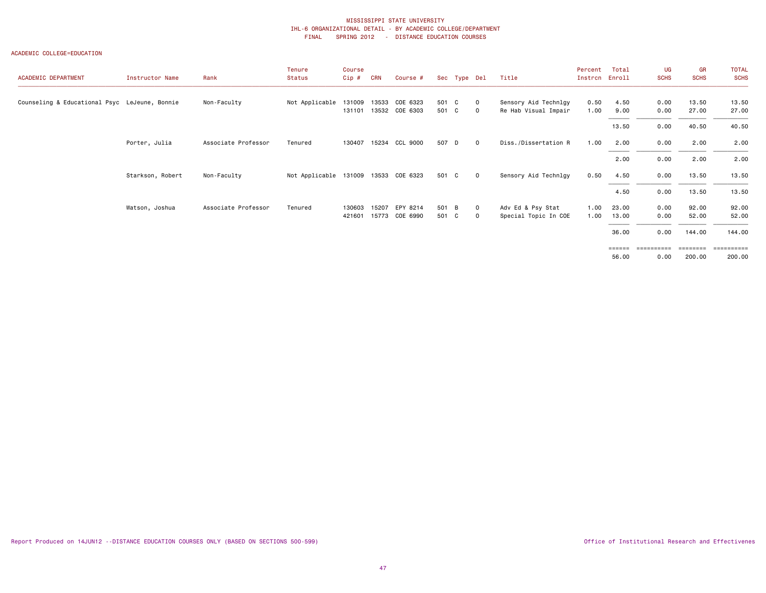# MISSISSIPPI STATE UNIVERSITY
## IHL-6 ORGANIZATIONAL DETAIL - BY ACADEMIC COLLEGE/DEPARTMENT
### FINAL SPRING 2012 - DISTANCE EDUCATION COURSES

ACADEMIC COLLEGE=EDUCATION

| ACADEMIC DEPARTMENT | Instructor Name | Rank | Tenure Status | Course Cip # | CRN | Course # | Sec | Type | Del | Title | Percent Instrcn | Total Enroll | UG SCHS | GR SCHS | TOTAL SCHS |
|---|---|---|---|---|---|---|---|---|---|---|---|---|---|---|---|
| Counseling & Educational Psyc | LeJeune, Bonnie | Non-Faculty | Not Applicable | 131009 | 13533 | COE 6323 | 501 | C | 0 | Sensory Aid Technlgy | 0.50 | 4.50 | 0.00 | 13.50 | 13.50 |
| | | | | 131101 | 13532 | COE 6303 | 501 | C | 0 | Re Hab Visual Impair | 1.00 | 9.00 | 0.00 | 27.00 | 27.00 |
| | | | | | | | | | | | | 13.50 | 0.00 | 40.50 | 40.50 |
| | Porter, Julia | Associate Professor | Tenured | 130407 | 15234 | CCL 9000 | 507 | D | 0 | Diss./Dissertation R | 1.00 | 2.00 | 0.00 | 2.00 | 2.00 |
| | | | | | | | | | | | | 2.00 | 0.00 | 2.00 | 2.00 |
| | Starkson, Robert | Non-Faculty | Not Applicable | 131009 | 13533 | COE 6323 | 501 | C | 0 | Sensory Aid Technlgy | 0.50 | 4.50 | 0.00 | 13.50 | 13.50 |
| | | | | | | | | | | | | 4.50 | 0.00 | 13.50 | 13.50 |
| | Watson, Joshua | Associate Professor | Tenured | 130603 | 15207 | EPY 8214 | 501 | B | 0 | Adv Ed & Psy Stat | 1.00 | 23.00 | 0.00 | 92.00 | 92.00 |
| | | | | 421601 | 15773 | COE 6990 | 501 | C | 0 | Special Topic In COE | 1.00 | 13.00 | 0.00 | 52.00 | 52.00 |
| | | | | | | | | | | | | 36.00 | 0.00 | 144.00 | 144.00 |
| | | | | | | | | | | | | 56.00 | 0.00 | 200.00 | 200.00 |

Report Produced on 14JUN12 --DISTANCE EDUCATION COURSES ONLY (BASED ON SECTIONS 500-599)

Office of Institutional Research and Effectivenes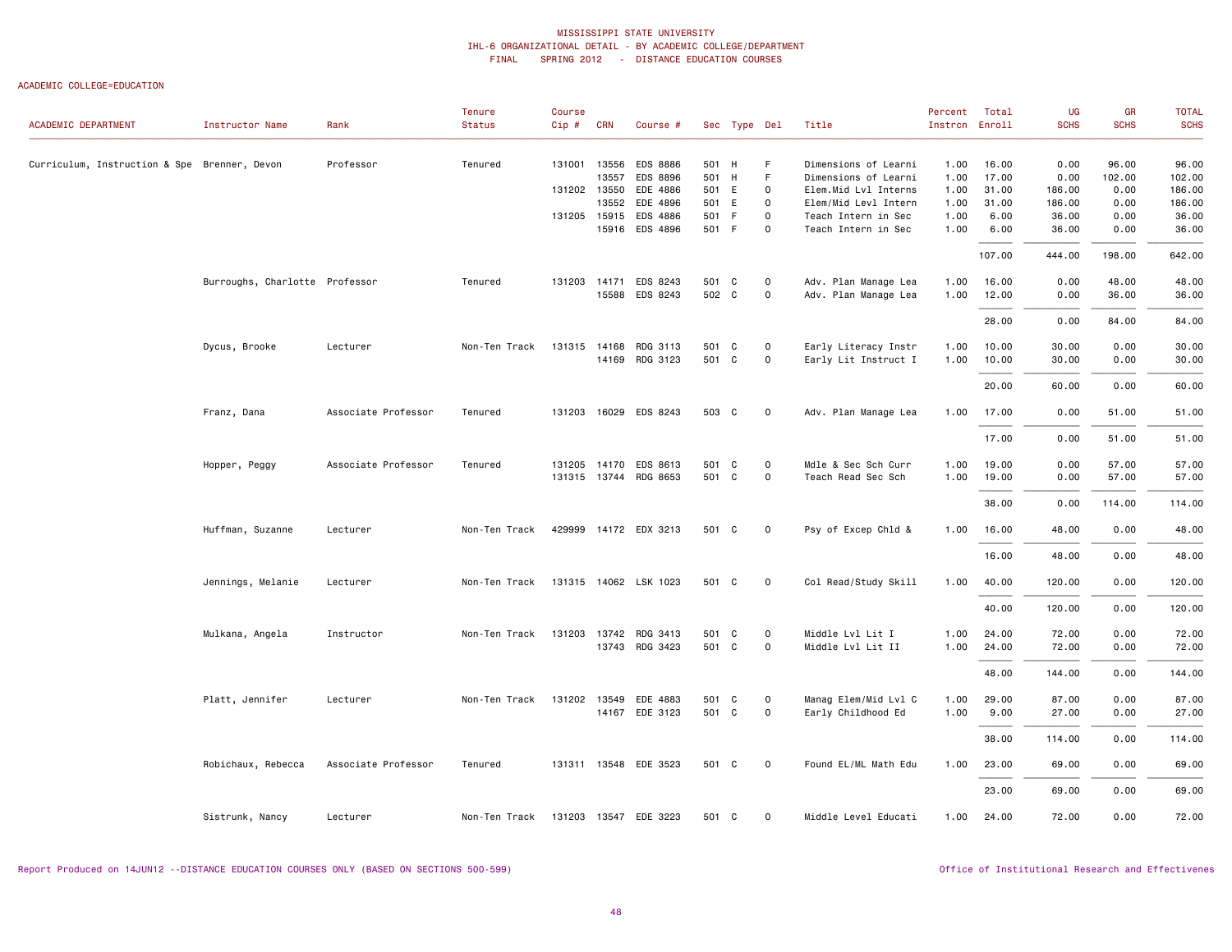# MISSISSIPPI STATE UNIVERSITY
## IHL-6 ORGANIZATIONAL DETAIL - BY ACADEMIC COLLEGE/DEPARTMENT
### FINAL SPRING 2012 - DISTANCE EDUCATION COURSES

ACADEMIC COLLEGE=EDUCATION

| ACADEMIC DEPARTMENT | Instructor Name | Rank | Tenure Status | Course Cip # | CRN | Course # | Sec | Type | Del | Title | Percent Instrcn | Total Enroll | UG SCHS | GR SCHS | TOTAL SCHS |
|---|---|---|---|---|---|---|---|---|---|---|---|---|---|---|---|
| Curriculum, Instruction & Spe | Brenner, Devon | Professor | Tenured | 131001 | 13556 | EDS 8886 | 501 | H | F | Dimensions of Learni | 1.00 | 16.00 | 0.00 | 96.00 | 96.00 |
| | | | | | 13557 | EDS 8896 | 501 | H | F | Dimensions of Learni | 1.00 | 17.00 | 0.00 | 102.00 | 102.00 |
| | | | | 131202 | 13550 | EDE 4886 | 501 | E | O | Elem.Mid Lvl Interns | 1.00 | 31.00 | 186.00 | 0.00 | 186.00 |
| | | | | | 13552 | EDE 4896 | 501 | E | O | Elem/Mid Levl Intern | 1.00 | 31.00 | 186.00 | 0.00 | 186.00 |
| | | | | 131205 | 15915 | EDS 4886 | 501 | F | O | Teach Intern in Sec | 1.00 | 6.00 | 36.00 | 0.00 | 36.00 |
| | | | | | 15916 | EDS 4896 | 501 | F | O | Teach Intern in Sec | 1.00 | 6.00 | 36.00 | 0.00 | 36.00 |
| | | | | | | | | | | | | 107.00 | 444.00 | 198.00 | 642.00 |
| | Burroughs, Charlotte | Professor | Tenured | 131203 | 14171 | EDS 8243 | 501 | C | O | Adv. Plan Manage Lea | 1.00 | 16.00 | 0.00 | 48.00 | 48.00 |
| | | | | | 15588 | EDS 8243 | 502 | C | O | Adv. Plan Manage Lea | 1.00 | 12.00 | 0.00 | 36.00 | 36.00 |
| | | | | | | | | | | | | 28.00 | 0.00 | 84.00 | 84.00 |
| | Dycus, Brooke | Lecturer | Non-Ten Track | 131315 | 14168 | RDG 3113 | 501 | C | O | Early Literacy Instr | 1.00 | 10.00 | 30.00 | 0.00 | 30.00 |
| | | | | | 14169 | RDG 3123 | 501 | C | O | Early Lit Instruct I | 1.00 | 10.00 | 30.00 | 0.00 | 30.00 |
| | | | | | | | | | | | | 20.00 | 60.00 | 0.00 | 60.00 |
| | Franz, Dana | Associate Professor | Tenured | 131203 | 16029 | EDS 8243 | 503 | C | O | Adv. Plan Manage Lea | 1.00 | 17.00 | 0.00 | 51.00 | 51.00 |
| | | | | | | | | | | | | 17.00 | 0.00 | 51.00 | 51.00 |
| | Hopper, Peggy | Associate Professor | Tenured | 131205 | 14170 | EDS 8613 | 501 | C | O | Mdle & Sec Sch Curr | 1.00 | 19.00 | 0.00 | 57.00 | 57.00 |
| | | | | 131315 | 13744 | RDG 8653 | 501 | C | O | Teach Read Sec Sch | 1.00 | 19.00 | 0.00 | 57.00 | 57.00 |
| | | | | | | | | | | | | 38.00 | 0.00 | 114.00 | 114.00 |
| | Huffman, Suzanne | Lecturer | Non-Ten Track | 429999 | 14172 | EDX 3213 | 501 | C | O | Psy of Excep Chld & | 1.00 | 16.00 | 48.00 | 0.00 | 48.00 |
| | | | | | | | | | | | | 16.00 | 48.00 | 0.00 | 48.00 |
| | Jennings, Melanie | Lecturer | Non-Ten Track | 131315 | 14062 | LSK 1023 | 501 | C | O | Col Read/Study Skill | 1.00 | 40.00 | 120.00 | 0.00 | 120.00 |
| | | | | | | | | | | | | 40.00 | 120.00 | 0.00 | 120.00 |
| | Mulkana, Angela | Instructor | Non-Ten Track | 131203 | 13742 | RDG 3413 | 501 | C | O | Middle Lvl Lit I | 1.00 | 24.00 | 72.00 | 0.00 | 72.00 |
| | | | | | 13743 | RDG 3423 | 501 | C | O | Middle Lvl Lit II | 1.00 | 24.00 | 72.00 | 0.00 | 72.00 |
| | | | | | | | | | | | | 48.00 | 144.00 | 0.00 | 144.00 |
| | Platt, Jennifer | Lecturer | Non-Ten Track | 131202 | 13549 | EDE 4883 | 501 | C | O | Manag Elem/Mid Lvl C | 1.00 | 29.00 | 87.00 | 0.00 | 87.00 |
| | | | | | 14167 | EDE 3123 | 501 | C | O | Early Childhood Ed | 1.00 | 9.00 | 27.00 | 0.00 | 27.00 |
| | | | | | | | | | | | | 38.00 | 114.00 | 0.00 | 114.00 |
| | Robichaux, Rebecca | Associate Professor | Tenured | 131311 | 13548 | EDE 3523 | 501 | C | O | Found EL/ML Math Edu | 1.00 | 23.00 | 69.00 | 0.00 | 69.00 |
| | | | | | | | | | | | | 23.00 | 69.00 | 0.00 | 69.00 |
| | Sistrunk, Nancy | Lecturer | Non-Ten Track | 131203 | 13547 | EDE 3223 | 501 | C | O | Middle Level Educati | 1.00 | 24.00 | 72.00 | 0.00 | 72.00 |

Report Produced on 14JUN12 --DISTANCE EDUCATION COURSES ONLY (BASED ON SECTIONS 500-599)

Office of Institutional Research and Effectivenes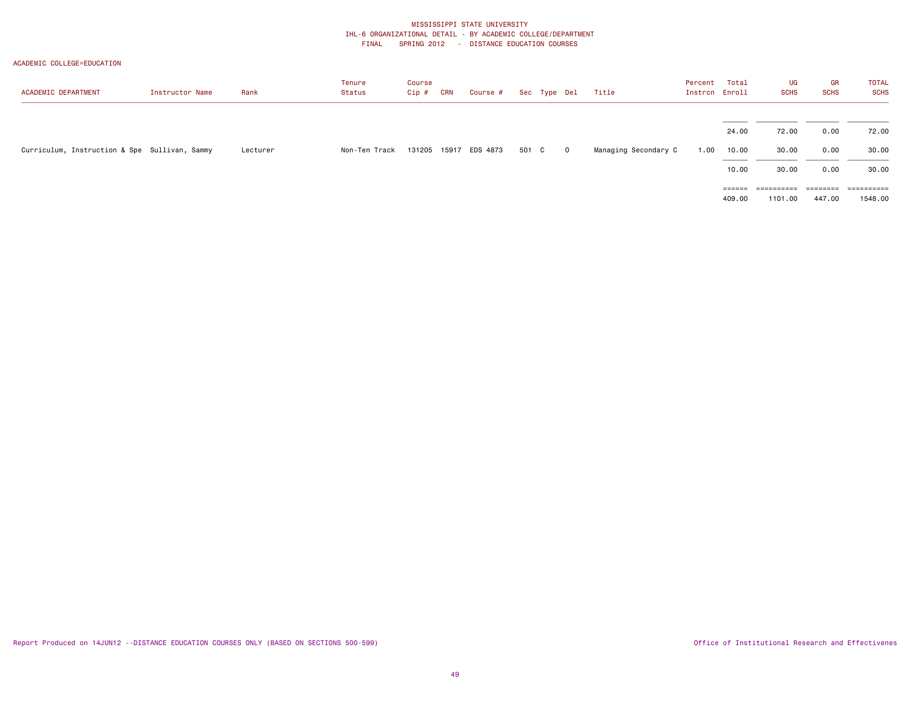MISSISSIPPI STATE UNIVERSITY
IHL-6 ORGANIZATIONAL DETAIL - BY ACADEMIC COLLEGE/DEPARTMENT
FINAL SPRING 2012 - DISTANCE EDUCATION COURSES

ACADEMIC COLLEGE=EDUCATION

| ACADEMIC DEPARTMENT | Instructor Name | Rank | Tenure Status | Course Cip # | CRN | Course # | Sec | Type | Del | Title | Percent Instrcn | Total Enroll | UG SCHS | GR SCHS | TOTAL SCHS |
|---|---|---|---|---|---|---|---|---|---|---|---|---|---|---|---|
| | | | | | | | | | | | | 24.00 | 72.00 | 0.00 | 72.00 |
| Curriculum, Instruction & Spe | Sullivan, Sammy | Lecturer | Non-Ten Track | 131205 | 15917 | EDS 4873 | 501 | C | O | Managing Secondary C | 1.00 | 10.00 | 30.00 | 0.00 | 30.00 |
| | | | | | | | | | | | | 10.00 | 30.00 | 0.00 | 30.00 |
| | | | | | | | | | | | | 409.00 | 1101.00 | 447.00 | 1548.00 |

Report Produced on 14JUN12 --DISTANCE EDUCATION COURSES ONLY (BASED ON SECTIONS 500-599)

Office of Institutional Research and Effectivenes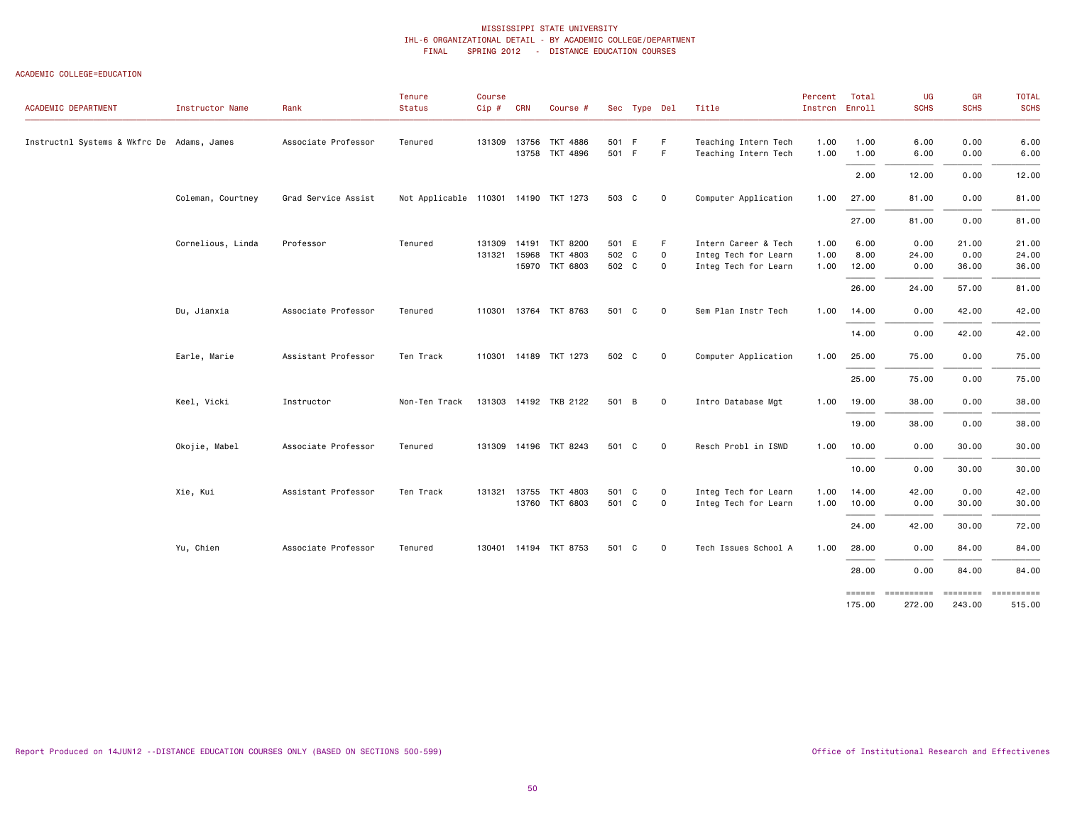MISSISSIPPI STATE UNIVERSITY
IHL-6 ORGANIZATIONAL DETAIL - BY ACADEMIC COLLEGE/DEPARTMENT
FINAL SPRING 2012 - DISTANCE EDUCATION COURSES

ACADEMIC COLLEGE=EDUCATION

| ACADEMIC DEPARTMENT | Instructor Name | Rank | Tenure Status | Course Cip # | CRN | Course # | Sec | Type | Del | Title | Percent Instrcn | Total Enroll | UG SCHS | GR SCHS | TOTAL SCHS |
|---|---|---|---|---|---|---|---|---|---|---|---|---|---|---|---|
| Instructnl Systems & Wkfrc De | Adams, James | Associate Professor | Tenured | 131309 | 13756 | TKT 4886 | 501 | F | F | Teaching Intern Tech | 1.00 | 1.00 | 6.00 | 0.00 | 6.00 |
| | | | | | 13758 | TKT 4896 | 501 | F | F | Teaching Intern Tech | 1.00 | 1.00 | 6.00 | 0.00 | 6.00 |
| | | | | | | | | | | | | 2.00 | 12.00 | 0.00 | 12.00 |
| | Coleman, Courtney | Grad Service Assist | Not Applicable | 110301 | 14190 | TKT 1273 | 503 | C | O | Computer Application | 1.00 | 27.00 | 81.00 | 0.00 | 81.00 |
| | | | | | | | | | | | | 27.00 | 81.00 | 0.00 | 81.00 |
| | Cornelious, Linda | Professor | Tenured | 131309 | 14191 | TKT 8200 | 501 | E | F | Intern Career & Tech | 1.00 | 6.00 | 0.00 | 21.00 | 21.00 |
| | | | | 131321 | 15968 | TKT 4803 | 502 | C | O | Integ Tech for Learn | 1.00 | 8.00 | 24.00 | 0.00 | 24.00 |
| | | | | | 15970 | TKT 6803 | 502 | C | O | Integ Tech for Learn | 1.00 | 12.00 | 0.00 | 36.00 | 36.00 |
| | | | | | | | | | | | | 26.00 | 24.00 | 57.00 | 81.00 |
| | Du, Jianxia | Associate Professor | Tenured | 110301 | 13764 | TKT 8763 | 501 | C | O | Sem Plan Instr Tech | 1.00 | 14.00 | 0.00 | 42.00 | 42.00 |
| | | | | | | | | | | | | 14.00 | 0.00 | 42.00 | 42.00 |
| | Earle, Marie | Assistant Professor | Ten Track | 110301 | 14189 | TKT 1273 | 502 | C | O | Computer Application | 1.00 | 25.00 | 75.00 | 0.00 | 75.00 |
| | | | | | | | | | | | | 25.00 | 75.00 | 0.00 | 75.00 |
| | Keel, Vicki | Instructor | Non-Ten Track | 131303 | 14192 | TKB 2122 | 501 | B | O | Intro Database Mgt | 1.00 | 19.00 | 38.00 | 0.00 | 38.00 |
| | | | | | | | | | | | | 19.00 | 38.00 | 0.00 | 38.00 |
| | Okojie, Mabel | Associate Professor | Tenured | 131309 | 14196 | TKT 8243 | 501 | C | O | Resch Probl in ISWD | 1.00 | 10.00 | 0.00 | 30.00 | 30.00 |
| | | | | | | | | | | | | 10.00 | 0.00 | 30.00 | 30.00 |
| | Xie, Kui | Assistant Professor | Ten Track | 131321 | 13755 | TKT 4803 | 501 | C | O | Integ Tech for Learn | 1.00 | 14.00 | 42.00 | 0.00 | 42.00 |
| | | | | | 13760 | TKT 6803 | 501 | C | O | Integ Tech for Learn | 1.00 | 10.00 | 0.00 | 30.00 | 30.00 |
| | | | | | | | | | | | | 24.00 | 42.00 | 30.00 | 72.00 |
| | Yu, Chien | Associate Professor | Tenured | 130401 | 14194 | TKT 8753 | 501 | C | O | Tech Issues School A | 1.00 | 28.00 | 0.00 | 84.00 | 84.00 |
| | | | | | | | | | | | | 28.00 | 0.00 | 84.00 | 84.00 |
| | | | | | | | | | | | | 175.00 | 272.00 | 243.00 | 515.00 |

Report Produced on 14JUN12 --DISTANCE EDUCATION COURSES ONLY (BASED ON SECTIONS 500-599)

Office of Institutional Research and Effectivenes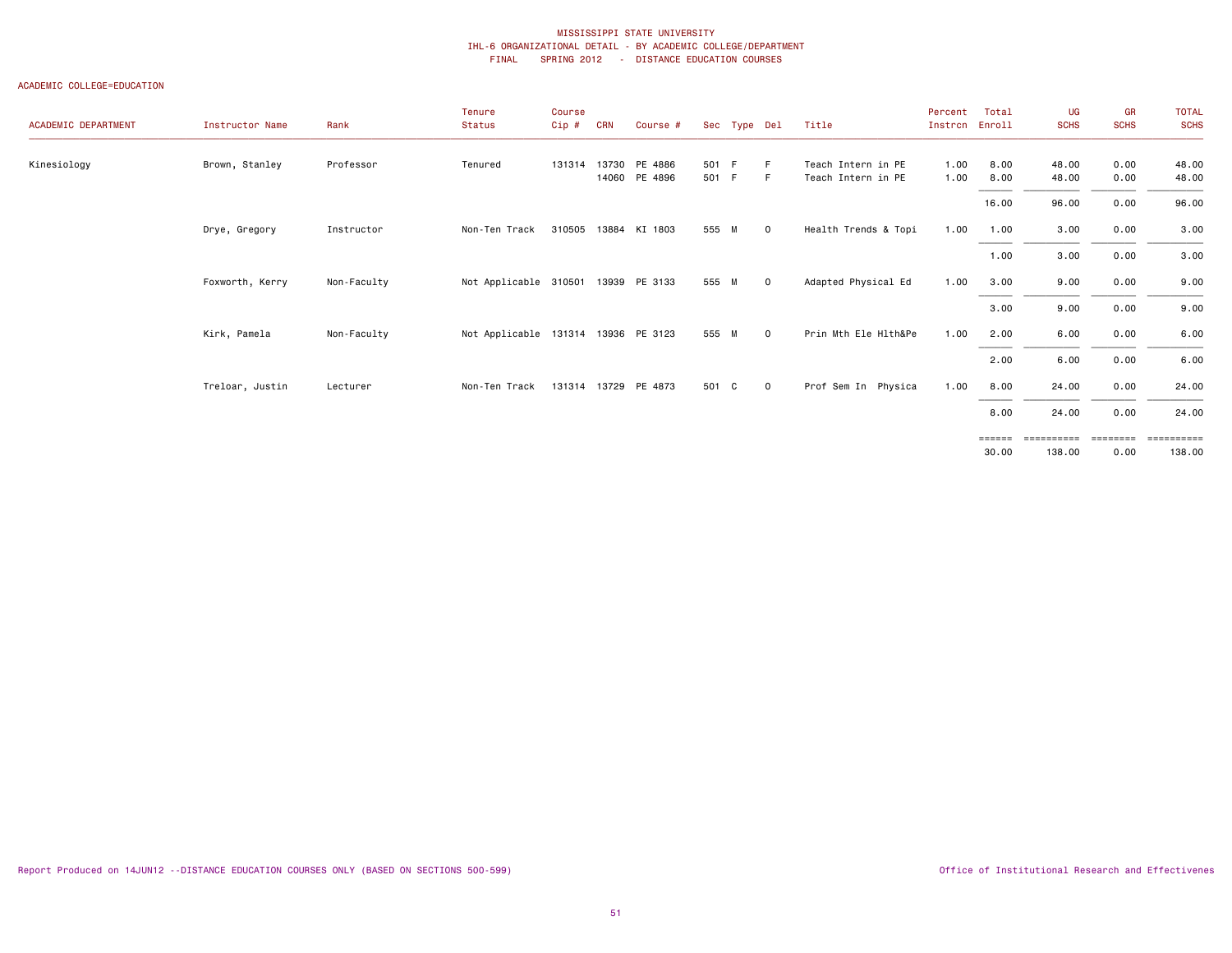# MISSISSIPPI STATE UNIVERSITY
## IHL-6 ORGANIZATIONAL DETAIL - BY ACADEMIC COLLEGE/DEPARTMENT
### FINAL SPRING 2012 - DISTANCE EDUCATION COURSES

ACADEMIC COLLEGE=EDUCATION

| ACADEMIC DEPARTMENT | Instructor Name | Rank | Tenure Status | Course Cip # | CRN | Course # | Sec | Type | Del | Title | Percent Instrcn | Total Enroll | UG SCHS | GR SCHS | TOTAL SCHS |
|---|---|---|---|---|---|---|---|---|---|---|---|---|---|---|---|
| Kinesiology | Brown, Stanley | Professor | Tenured | 131314 | 13730 | PE 4886 | 501 | F | F | Teach Intern in PE | 1.00 | 8.00 | 48.00 | 0.00 | 48.00 |
| | | | | | 14060 | PE 4896 | 501 | F | F | Teach Intern in PE | 1.00 | 8.00 | 48.00 | 0.00 | 48.00 |
| | | | | | | | | | | | | 16.00 | 96.00 | 0.00 | 96.00 |
| | Drye, Gregory | Instructor | Non-Ten Track | 310505 | 13884 | KI 1803 | 555 | M | O | Health Trends & Topi | 1.00 | 1.00 | 3.00 | 0.00 | 3.00 |
| | | | | | | | | | | | | 1.00 | 3.00 | 0.00 | 3.00 |
| | Foxworth, Kerry | Non-Faculty | Not Applicable | 310501 | 13939 | PE 3133 | 555 | M | O | Adapted Physical Ed | 1.00 | 3.00 | 9.00 | 0.00 | 9.00 |
| | | | | | | | | | | | | 3.00 | 9.00 | 0.00 | 9.00 |
| | Kirk, Pamela | Non-Faculty | Not Applicable | 131314 | 13936 | PE 3123 | 555 | M | O | Prin Mth Ele Hlth&Pe | 1.00 | 2.00 | 6.00 | 0.00 | 6.00 |
| | | | | | | | | | | | | 2.00 | 6.00 | 0.00 | 6.00 |
| | Treloar, Justin | Lecturer | Non-Ten Track | 131314 | 13729 | PE 4873 | 501 | C | O | Prof Sem In Physica | 1.00 | 8.00 | 24.00 | 0.00 | 24.00 |
| | | | | | | | | | | | | 8.00 | 24.00 | 0.00 | 24.00 |
| | | | | | | | | | | | | ====== | ========== | ======== | ========== |
| | | | | | | | | | | | | 30.00 | 138.00 | 0.00 | 138.00 |

Report Produced on 14JUN12 --DISTANCE EDUCATION COURSES ONLY (BASED ON SECTIONS 500-599) Office of Institutional Research and Effectivenes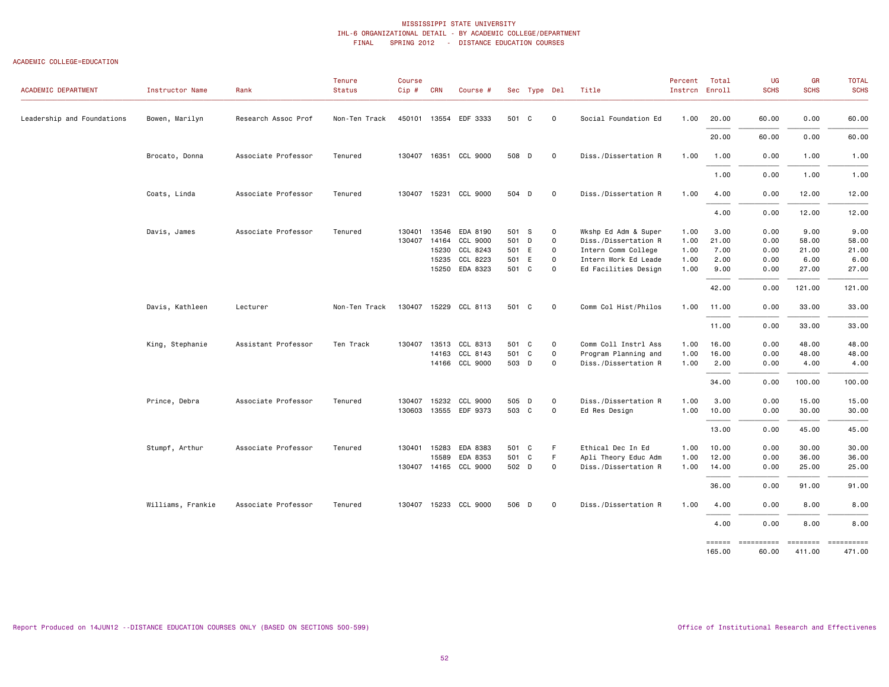MISSISSIPPI STATE UNIVERSITY
IHL-6 ORGANIZATIONAL DETAIL - BY ACADEMIC COLLEGE/DEPARTMENT
FINAL SPRING 2012 - DISTANCE EDUCATION COURSES

ACADEMIC COLLEGE=EDUCATION

| ACADEMIC DEPARTMENT | Instructor Name | Rank | Tenure Status | Course Cip # | CRN | Course # | Sec | Type | Del | Title | Percent Instrcn | Total Enroll | UG SCHS | GR SCHS | TOTAL SCHS |
|---|---|---|---|---|---|---|---|---|---|---|---|---|---|---|---|
| Leadership and Foundations | Bowen, Marilyn | Research Assoc Prof | Non-Ten Track | 450101 | 13554 | EDF 3333 | 501 | C | O | Social Foundation Ed | 1.00 | 20.00 | 60.00 | 0.00 | 60.00 |
| | | | | | | | | | | | | 20.00 | 60.00 | 0.00 | 60.00 |
| | Brocato, Donna | Associate Professor | Tenured | 130407 | 16351 | CCL 9000 | 508 | D | O | Diss./Dissertation R | 1.00 | 1.00 | 0.00 | 1.00 | 1.00 |
| | | | | | | | | | | | | 1.00 | 0.00 | 1.00 | 1.00 |
| | Coats, Linda | Associate Professor | Tenured | 130407 | 15231 | CCL 9000 | 504 | D | O | Diss./Dissertation R | 1.00 | 4.00 | 0.00 | 12.00 | 12.00 |
| | | | | | | | | | | | | 4.00 | 0.00 | 12.00 | 12.00 |
| | Davis, James | Associate Professor | Tenured | 130401 | 13546 | EDA 8190 | 501 | S | O | Wkshp Ed Adm & Super | 1.00 | 3.00 | 0.00 | 9.00 | 9.00 |
| | | | | 130407 | 14164 | CCL 9000 | 501 | D | O | Diss./Dissertation R | 1.00 | 21.00 | 0.00 | 58.00 | 58.00 |
| | | | | | 15230 | CCL 8243 | 501 | E | O | Intern Comm College | 1.00 | 7.00 | 0.00 | 21.00 | 21.00 |
| | | | | | 15235 | CCL 8223 | 501 | E | O | Intern Work Ed Leade | 1.00 | 2.00 | 0.00 | 6.00 | 6.00 |
| | | | | | 15250 | EDA 8323 | 501 | C | O | Ed Facilities Design | 1.00 | 9.00 | 0.00 | 27.00 | 27.00 |
| | | | | | | | | | | | | 42.00 | 0.00 | 121.00 | 121.00 |
| | Davis, Kathleen | Lecturer | Non-Ten Track | 130407 | 15229 | CCL 8113 | 501 | C | O | Comm Col Hist/Philos | 1.00 | 11.00 | 0.00 | 33.00 | 33.00 |
| | | | | | | | | | | | | 11.00 | 0.00 | 33.00 | 33.00 |
| | King, Stephanie | Assistant Professor | Ten Track | 130407 | 13513 | CCL 8313 | 501 | C | O | Comm Coll Instrl Ass | 1.00 | 16.00 | 0.00 | 48.00 | 48.00 |
| | | | | | 14163 | CCL 8143 | 501 | C | O | Program Planning and | 1.00 | 16.00 | 0.00 | 48.00 | 48.00 |
| | | | | | 14166 | CCL 9000 | 503 | D | O | Diss./Dissertation R | 1.00 | 2.00 | 0.00 | 4.00 | 4.00 |
| | | | | | | | | | | | | 34.00 | 0.00 | 100.00 | 100.00 |
| | Prince, Debra | Associate Professor | Tenured | 130407 | 15232 | CCL 9000 | 505 | D | O | Diss./Dissertation R | 1.00 | 3.00 | 0.00 | 15.00 | 15.00 |
| | | | | 130603 | 13555 | EDF 9373 | 503 | C | O | Ed Res Design | 1.00 | 10.00 | 0.00 | 30.00 | 30.00 |
| | | | | | | | | | | | | 13.00 | 0.00 | 45.00 | 45.00 |
| | Stumpf, Arthur | Associate Professor | Tenured | 130401 | 15283 | EDA 8383 | 501 | C | F | Ethical Dec In Ed | 1.00 | 10.00 | 0.00 | 30.00 | 30.00 |
| | | | | | 15589 | EDA 8353 | 501 | C | F | Apli Theory Educ Adm | 1.00 | 12.00 | 0.00 | 36.00 | 36.00 |
| | | | | 130407 | 14165 | CCL 9000 | 502 | D | O | Diss./Dissertation R | 1.00 | 14.00 | 0.00 | 25.00 | 25.00 |
| | | | | | | | | | | | | 36.00 | 0.00 | 91.00 | 91.00 |
| | Williams, Frankie | Associate Professor | Tenured | 130407 | 15233 | CCL 9000 | 506 | D | O | Diss./Dissertation R | 1.00 | 4.00 | 0.00 | 8.00 | 8.00 |
| | | | | | | | | | | | | 4.00 | 0.00 | 8.00 | 8.00 |
| | | | | | | | | | | | | 165.00 | 60.00 | 411.00 | 471.00 |

Report Produced on 14JUN12 --DISTANCE EDUCATION COURSES ONLY (BASED ON SECTIONS 500-599)

Office of Institutional Research and Effectivenes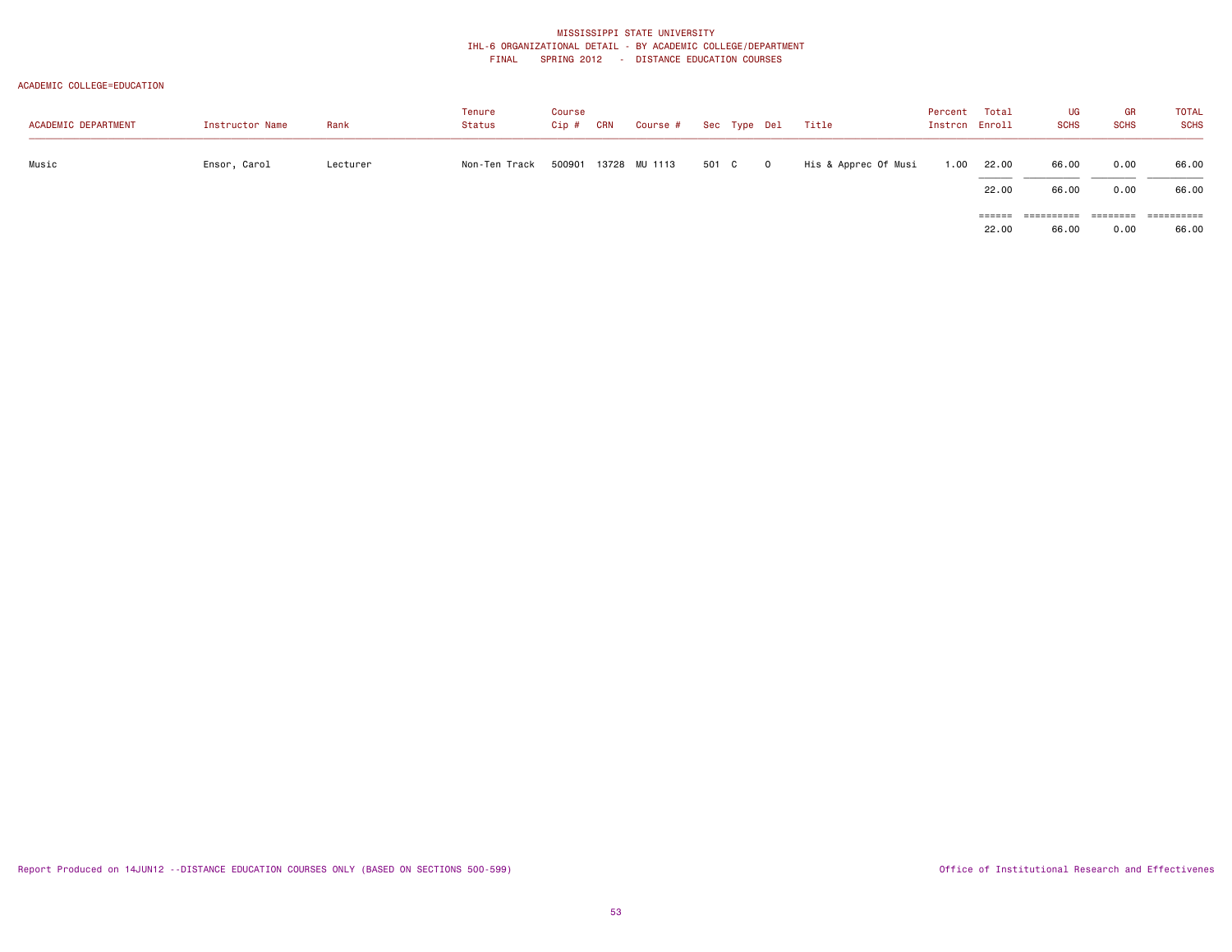MISSISSIPPI STATE UNIVERSITY
IHL-6 ORGANIZATIONAL DETAIL - BY ACADEMIC COLLEGE/DEPARTMENT
FINAL SPRING 2012 - DISTANCE EDUCATION COURSES

ACADEMIC COLLEGE=EDUCATION

| ACADEMIC DEPARTMENT | Instructor Name | Rank | Tenure Status | Course Cip # | CRN | Course # | Sec | Type | Del | Title | Percent Instrcn | Total Enroll | UG SCHS | GR SCHS | TOTAL SCHS |
|---|---|---|---|---|---|---|---|---|---|---|---|---|---|---|---|
| Music | Ensor, Carol | Lecturer | Non-Ten Track | 500901 | 13728 | MU 1113 | 501 | C | O | His & Apprec Of Musi | 1.00 | 22.00 | 66.00 | 0.00 | 66.00 |
| | | | | | | | | | | | | 22.00 | 66.00 | 0.00 | 66.00 |
| | | | | | | | | | | | | 22.00 | 66.00 | 0.00 | 66.00 |

Report Produced on 14JUN12 --DISTANCE EDUCATION COURSES ONLY (BASED ON SECTIONS 500-599)

Office of Institutional Research and Effectivenes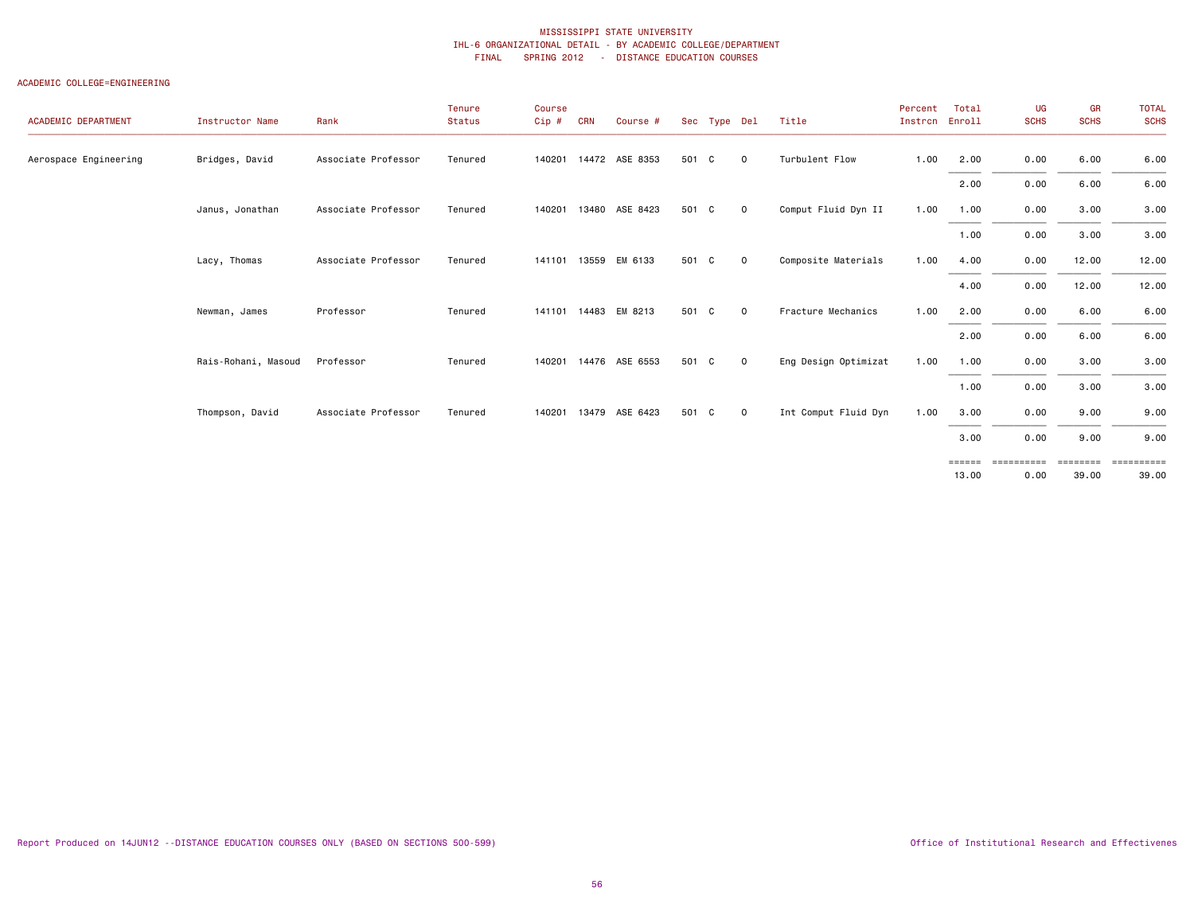MISSISSIPPI STATE UNIVERSITY
IHL-6 ORGANIZATIONAL DETAIL - BY ACADEMIC COLLEGE/DEPARTMENT
FINAL SPRING 2012 - DISTANCE EDUCATION COURSES

ACADEMIC COLLEGE=ENGINEERING

| ACADEMIC DEPARTMENT | Instructor Name | Rank | Tenure Status | Course Cip # | CRN | Course # | Sec | Type | Del | Title | Percent Instrcn | Total Enroll | UG SCHS | GR SCHS | TOTAL SCHS |
|---|---|---|---|---|---|---|---|---|---|---|---|---|---|---|---|
| Aerospace Engineering | Bridges, David | Associate Professor | Tenured | 140201 | 14472 | ASE 8353 | 501 | C | 0 | Turbulent Flow | 1.00 | 2.00 | 0.00 | 6.00 | 6.00 |
| | | | | | | | | | | | | 2.00 | 0.00 | 6.00 | 6.00 |
| | Janus, Jonathan | Associate Professor | Tenured | 140201 | 13480 | ASE 8423 | 501 | C | 0 | Comput Fluid Dyn II | 1.00 | 1.00 | 0.00 | 3.00 | 3.00 |
| | | | | | | | | | | | | 1.00 | 0.00 | 3.00 | 3.00 |
| | Lacy, Thomas | Associate Professor | Tenured | 141101 | 13559 | EM 6133 | 501 | C | 0 | Composite Materials | 1.00 | 4.00 | 0.00 | 12.00 | 12.00 |
| | | | | | | | | | | | | 4.00 | 0.00 | 12.00 | 12.00 |
| | Newman, James | Professor | Tenured | 141101 | 14483 | EM 8213 | 501 | C | 0 | Fracture Mechanics | 1.00 | 2.00 | 0.00 | 6.00 | 6.00 |
| | | | | | | | | | | | | 2.00 | 0.00 | 6.00 | 6.00 |
| | Rais-Rohani, Masoud | Professor | Tenured | 140201 | 14476 | ASE 6553 | 501 | C | 0 | Eng Design Optimizat | 1.00 | 1.00 | 0.00 | 3.00 | 3.00 |
| | | | | | | | | | | | | 1.00 | 0.00 | 3.00 | 3.00 |
| | Thompson, David | Associate Professor | Tenured | 140201 | 13479 | ASE 6423 | 501 | C | 0 | Int Comput Fluid Dyn | 1.00 | 3.00 | 0.00 | 9.00 | 9.00 |
| | | | | | | | | | | | | 3.00 | 0.00 | 9.00 | 9.00 |
| | | | | | | | | | | | | 13.00 | 0.00 | 39.00 | 39.00 |

Report Produced on 14JUN12 --DISTANCE EDUCATION COURSES ONLY (BASED ON SECTIONS 500-599)

Office of Institutional Research and Effectivenes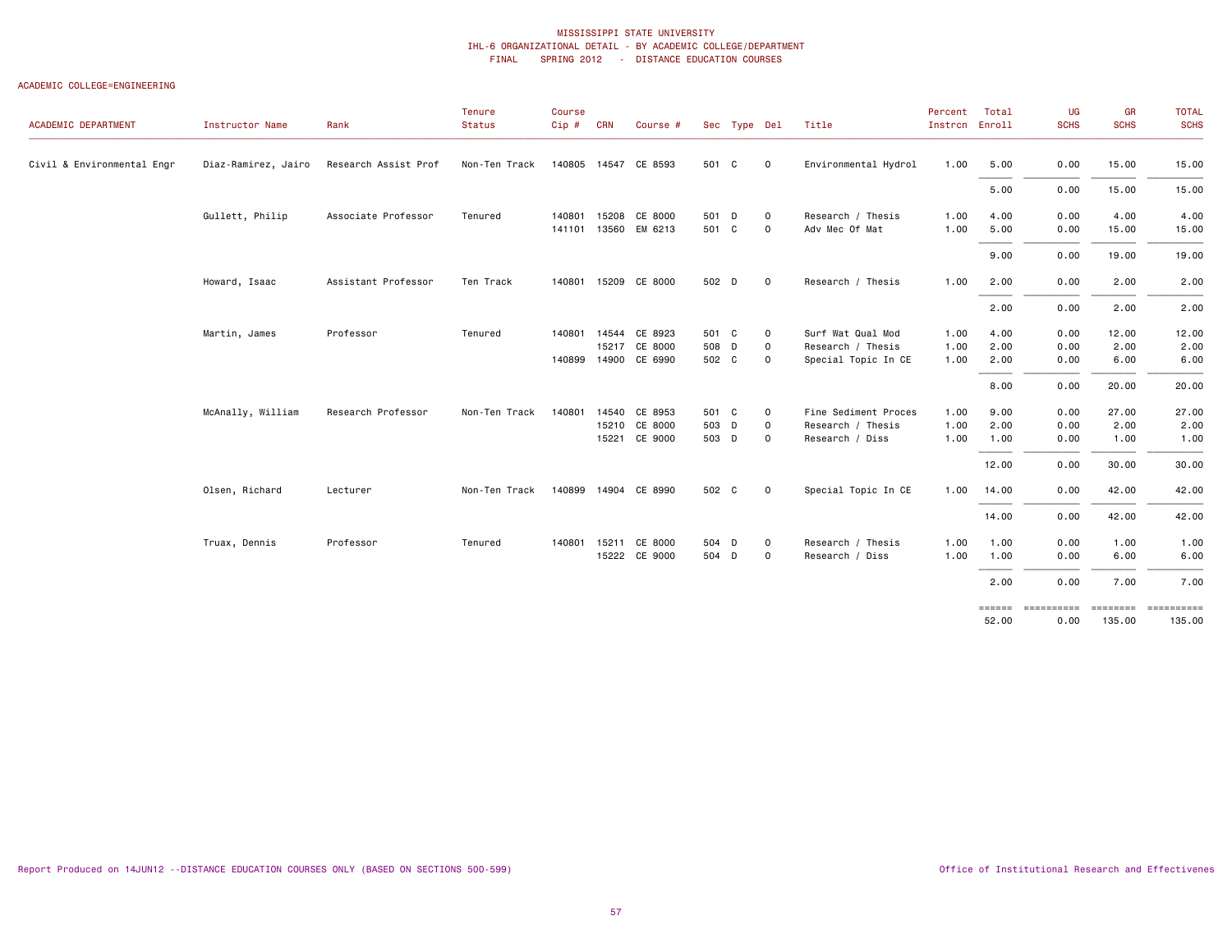MISSISSIPPI STATE UNIVERSITY
IHL-6 ORGANIZATIONAL DETAIL - BY ACADEMIC COLLEGE/DEPARTMENT
FINAL SPRING 2012 - DISTANCE EDUCATION COURSES

ACADEMIC COLLEGE=ENGINEERING

| ACADEMIC DEPARTMENT | Instructor Name | Rank | Tenure Status | Course Cip # | CRN | Course # | Sec | Type | Del | Title | Percent Instrcn | Total Enroll | UG SCHS | GR SCHS | TOTAL SCHS |
|---|---|---|---|---|---|---|---|---|---|---|---|---|---|---|---|
| Civil & Environmental Engr | Diaz-Ramirez, Jairo | Research Assist Prof | Non-Ten Track | 140805 | 14547 | CE 8593 | 501 | C | 0 | Environmental Hydrol | 1.00 | 5.00 | 0.00 | 15.00 | 15.00 |
| | | | | | | | | | | | | 5.00 | 0.00 | 15.00 | 15.00 |
| | Gullett, Philip | Associate Professor | Tenured | 140801 | 15208 | CE 8000 | 501 | D | 0 | Research / Thesis | 1.00 | 4.00 | 0.00 | 4.00 | 4.00 |
| | | | | 141101 | 13560 | EM 6213 | 501 | C | 0 | Adv Mec Of Mat | 1.00 | 5.00 | 0.00 | 15.00 | 15.00 |
| | | | | | | | | | | | | 9.00 | 0.00 | 19.00 | 19.00 |
| | Howard, Isaac | Assistant Professor | Ten Track | 140801 | 15209 | CE 8000 | 502 | D | 0 | Research / Thesis | 1.00 | 2.00 | 0.00 | 2.00 | 2.00 |
| | | | | | | | | | | | | 2.00 | 0.00 | 2.00 | 2.00 |
| | Martin, James | Professor | Tenured | 140801 | 14544 | CE 8923 | 501 | C | 0 | Surf Wat Qual Mod | 1.00 | 4.00 | 0.00 | 12.00 | 12.00 |
| | | | | | 15217 | CE 8000 | 508 | D | 0 | Research / Thesis | 1.00 | 2.00 | 0.00 | 2.00 | 2.00 |
| | | | | 140899 | 14900 | CE 6990 | 502 | C | 0 | Special Topic In CE | 1.00 | 2.00 | 0.00 | 6.00 | 6.00 |
| | | | | | | | | | | | | 8.00 | 0.00 | 20.00 | 20.00 |
| | McAnally, William | Research Professor | Non-Ten Track | 140801 | 14540 | CE 8953 | 501 | C | 0 | Fine Sediment Proces | 1.00 | 9.00 | 0.00 | 27.00 | 27.00 |
| | | | | | 15210 | CE 8000 | 503 | D | 0 | Research / Thesis | 1.00 | 2.00 | 0.00 | 2.00 | 2.00 |
| | | | | | 15221 | CE 9000 | 503 | D | 0 | Research / Diss | 1.00 | 1.00 | 0.00 | 1.00 | 1.00 |
| | | | | | | | | | | | | 12.00 | 0.00 | 30.00 | 30.00 |
| | Olsen, Richard | Lecturer | Non-Ten Track | 140899 | 14904 | CE 8990 | 502 | C | 0 | Special Topic In CE | 1.00 | 14.00 | 0.00 | 42.00 | 42.00 |
| | | | | | | | | | | | | 14.00 | 0.00 | 42.00 | 42.00 |
| | Truax, Dennis | Professor | Tenured | 140801 | 15211 | CE 8000 | 504 | D | 0 | Research / Thesis | 1.00 | 1.00 | 0.00 | 1.00 | 1.00 |
| | | | | | 15222 | CE 9000 | 504 | D | 0 | Research / Diss | 1.00 | 1.00 | 0.00 | 6.00 | 6.00 |
| | | | | | | | | | | | | 2.00 | 0.00 | 7.00 | 7.00 |
| | | | | | | | | | | | | 52.00 | 0.00 | 135.00 | 135.00 |

Report Produced on 14JUN12 --DISTANCE EDUCATION COURSES ONLY (BASED ON SECTIONS 500-599)

Office of Institutional Research and Effectivenes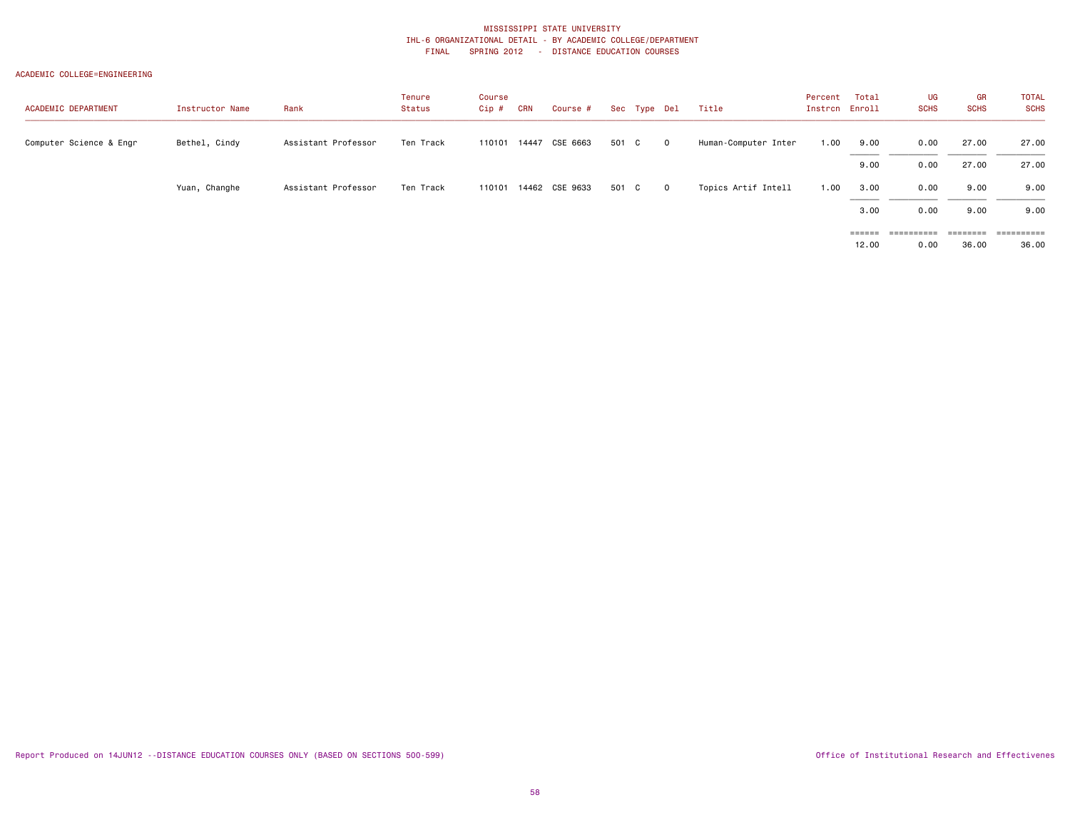MISSISSIPPI STATE UNIVERSITY
IHL-6 ORGANIZATIONAL DETAIL - BY ACADEMIC COLLEGE/DEPARTMENT
FINAL SPRING 2012 - DISTANCE EDUCATION COURSES

ACADEMIC COLLEGE=ENGINEERING

| ACADEMIC DEPARTMENT | Instructor Name | Rank | Tenure Status | Course Cip # | CRN | Course # | Sec | Type | Del | Title | Percent Instrcn | Total Enroll | UG SCHS | GR SCHS | TOTAL SCHS |
|---|---|---|---|---|---|---|---|---|---|---|---|---|---|---|---|
| Computer Science & Engr | Bethel, Cindy | Assistant Professor | Ten Track | 110101 | 14447 | CSE 6663 | 501 | C | O | Human-Computer Inter | 1.00 | 9.00 | 0.00 | 27.00 | 27.00 |
| | | | | | | | | | | | | 9.00 | 0.00 | 27.00 | 27.00 |
| | Yuan, Changhe | Assistant Professor | Ten Track | 110101 | 14462 | CSE 9633 | 501 | C | O | Topics Artif Intell | 1.00 | 3.00 | 0.00 | 9.00 | 9.00 |
| | | | | | | | | | | | | 3.00 | 0.00 | 9.00 | 9.00 |
| | | | | | | | | | | | | 12.00 | 0.00 | 36.00 | 36.00 |

Report Produced on 14JUN12 --DISTANCE EDUCATION COURSES ONLY (BASED ON SECTIONS 500-599)

Office of Institutional Research and Effectivenes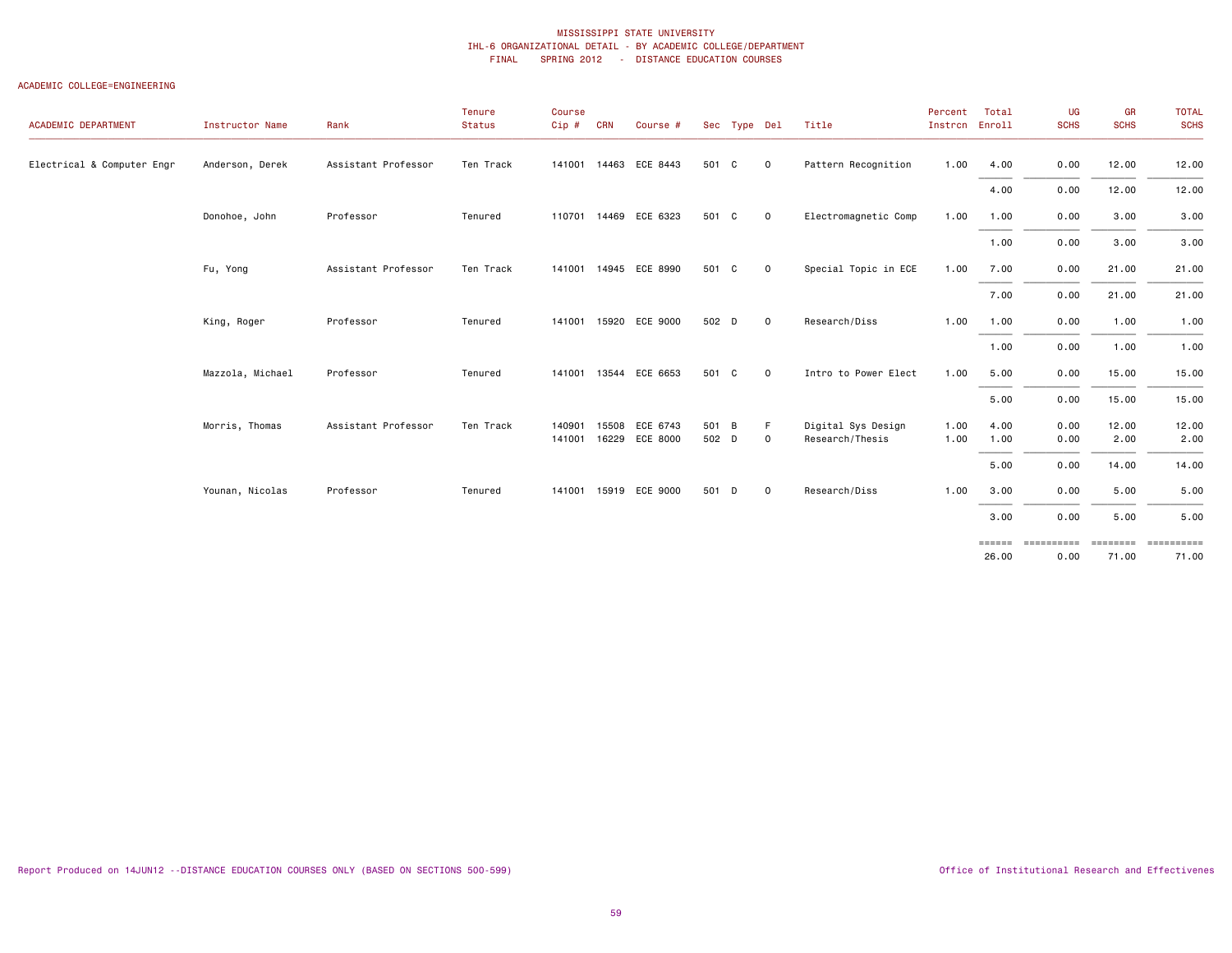MISSISSIPPI STATE UNIVERSITY
IHL-6 ORGANIZATIONAL DETAIL - BY ACADEMIC COLLEGE/DEPARTMENT
FINAL SPRING 2012 - DISTANCE EDUCATION COURSES

ACADEMIC COLLEGE=ENGINEERING

| ACADEMIC DEPARTMENT | Instructor Name | Rank | Tenure Status | Course Cip # | CRN | Course # | Sec | Type | Del | Title | Percent Instrcn | Total Enroll | UG SCHS | GR SCHS | TOTAL SCHS |
|---|---|---|---|---|---|---|---|---|---|---|---|---|---|---|---|
| Electrical & Computer Engr | Anderson, Derek | Assistant Professor | Ten Track | 141001 | 14463 | ECE 8443 | 501 | C | O | Pattern Recognition | 1.00 | 4.00 | 0.00 | 12.00 | 12.00 |
| | | | | | | | | | | | | 4.00 | 0.00 | 12.00 | 12.00 |
| | Donohoe, John | Professor | Tenured | 110701 | 14469 | ECE 6323 | 501 | C | O | Electromagnetic Comp | 1.00 | 1.00 | 0.00 | 3.00 | 3.00 |
| | | | | | | | | | | | | 1.00 | 0.00 | 3.00 | 3.00 |
| | Fu, Yong | Assistant Professor | Ten Track | 141001 | 14945 | ECE 8990 | 501 | C | O | Special Topic in ECE | 1.00 | 7.00 | 0.00 | 21.00 | 21.00 |
| | | | | | | | | | | | | 7.00 | 0.00 | 21.00 | 21.00 |
| | King, Roger | Professor | Tenured | 141001 | 15920 | ECE 9000 | 502 | D | O | Research/Diss | 1.00 | 1.00 | 0.00 | 1.00 | 1.00 |
| | | | | | | | | | | | | 1.00 | 0.00 | 1.00 | 1.00 |
| | Mazzola, Michael | Professor | Tenured | 141001 | 13544 | ECE 6653 | 501 | C | O | Intro to Power Elect | 1.00 | 5.00 | 0.00 | 15.00 | 15.00 |
| | | | | | | | | | | | | 5.00 | 0.00 | 15.00 | 15.00 |
| | Morris, Thomas | Assistant Professor | Ten Track | 140901 | 15508 | ECE 6743 | 501 | B | F | Digital Sys Design | 1.00 | 4.00 | 0.00 | 12.00 | 12.00 |
| | | | | 141001 | 16229 | ECE 8000 | 502 | D | O | Research/Thesis | 1.00 | 1.00 | 0.00 | 2.00 | 2.00 |
| | | | | | | | | | | | | 5.00 | 0.00 | 14.00 | 14.00 |
| | Younan, Nicolas | Professor | Tenured | 141001 | 15919 | ECE 9000 | 501 | D | O | Research/Diss | 1.00 | 3.00 | 0.00 | 5.00 | 5.00 |
| | | | | | | | | | | | | 3.00 | 0.00 | 5.00 | 5.00 |
| | | | | | | | | | | | | 26.00 | 0.00 | 71.00 | 71.00 |

Report Produced on 14JUN12 --DISTANCE EDUCATION COURSES ONLY (BASED ON SECTIONS 500-599)

Office of Institutional Research and Effectivenes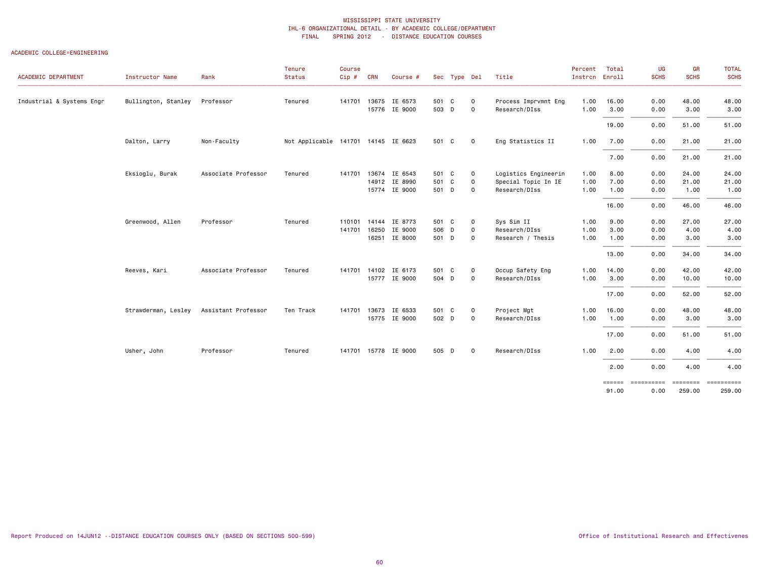MISSISSIPPI STATE UNIVERSITY
IHL-6 ORGANIZATIONAL DETAIL - BY ACADEMIC COLLEGE/DEPARTMENT
FINAL SPRING 2012 - DISTANCE EDUCATION COURSES

ACADEMIC COLLEGE=ENGINEERING

| ACADEMIC DEPARTMENT | Instructor Name | Rank | Tenure Status | Course Cip # | CRN | Course # | Sec | Type | Del | Title | Percent Instrcn | Total Enroll | UG SCHS | GR SCHS | TOTAL SCHS |
|---|---|---|---|---|---|---|---|---|---|---|---|---|---|---|---|
| Industrial & Systems Engr | Bullington, Stanley | Professor | Tenured | 141701 | 13675 | IE 6573 | 501 | C | 0 | Process Imprvmnt Eng | 1.00 | 16.00 | 0.00 | 48.00 | 48.00 |
| | | | | | 15776 | IE 9000 | 503 | D | 0 | Research/DIss | 1.00 | 3.00 | 0.00 | 3.00 | 3.00 |
| | | | | | | | | | | | | 19.00 | 0.00 | 51.00 | 51.00 |
| | Dalton, Larry | Non-Faculty | Not Applicable | 141701 | 14145 | IE 6623 | 501 | C | 0 | Eng Statistics II | 1.00 | 7.00 | 0.00 | 21.00 | 21.00 |
| | | | | | | | | | | | | 7.00 | 0.00 | 21.00 | 21.00 |
| | Eksioglu, Burak | Associate Professor | Tenured | 141701 | 13674 | IE 6543 | 501 | C | 0 | Logistics Engineerin | 1.00 | 8.00 | 0.00 | 24.00 | 24.00 |
| | | | | | 14912 | IE 8990 | 501 | C | 0 | Special Topic In IE | 1.00 | 7.00 | 0.00 | 21.00 | 21.00 |
| | | | | | 15774 | IE 9000 | 501 | D | 0 | Research/DIss | 1.00 | 1.00 | 0.00 | 1.00 | 1.00 |
| | | | | | | | | | | | | 16.00 | 0.00 | 46.00 | 46.00 |
| | Greenwood, Allen | Professor | Tenured | 110101 | 14144 | IE 8773 | 501 | C | 0 | Sys Sim II | 1.00 | 9.00 | 0.00 | 27.00 | 27.00 |
| | | | | 141701 | 16250 | IE 9000 | 506 | D | 0 | Research/DIss | 1.00 | 3.00 | 0.00 | 4.00 | 4.00 |
| | | | | | 16251 | IE 8000 | 501 | D | 0 | Research / Thesis | 1.00 | 1.00 | 0.00 | 3.00 | 3.00 |
| | | | | | | | | | | | | 13.00 | 0.00 | 34.00 | 34.00 |
| | Reeves, Kari | Associate Professor | Tenured | 141701 | 14102 | IE 6173 | 501 | C | 0 | Occup Safety Eng | 1.00 | 14.00 | 0.00 | 42.00 | 42.00 |
| | | | | | 15777 | IE 9000 | 504 | D | 0 | Research/DIss | 1.00 | 3.00 | 0.00 | 10.00 | 10.00 |
| | | | | | | | | | | | | 17.00 | 0.00 | 52.00 | 52.00 |
| | Strawderman, Lesley | Assistant Professor | Ten Track | 141701 | 13673 | IE 6533 | 501 | C | 0 | Project Mgt | 1.00 | 16.00 | 0.00 | 48.00 | 48.00 |
| | | | | | 15775 | IE 9000 | 502 | D | 0 | Research/DIss | 1.00 | 1.00 | 0.00 | 3.00 | 3.00 |
| | | | | | | | | | | | | 17.00 | 0.00 | 51.00 | 51.00 |
| | Usher, John | Professor | Tenured | 141701 | 15778 | IE 9000 | 505 | D | 0 | Research/DIss | 1.00 | 2.00 | 0.00 | 4.00 | 4.00 |
| | | | | | | | | | | | | 2.00 | 0.00 | 4.00 | 4.00 |
| | | | | | | | | | | | | 91.00 | 0.00 | 259.00 | 259.00 |

Report Produced on 14JUN12 --DISTANCE EDUCATION COURSES ONLY (BASED ON SECTIONS 500-599)

Office of Institutional Research and Effectivenes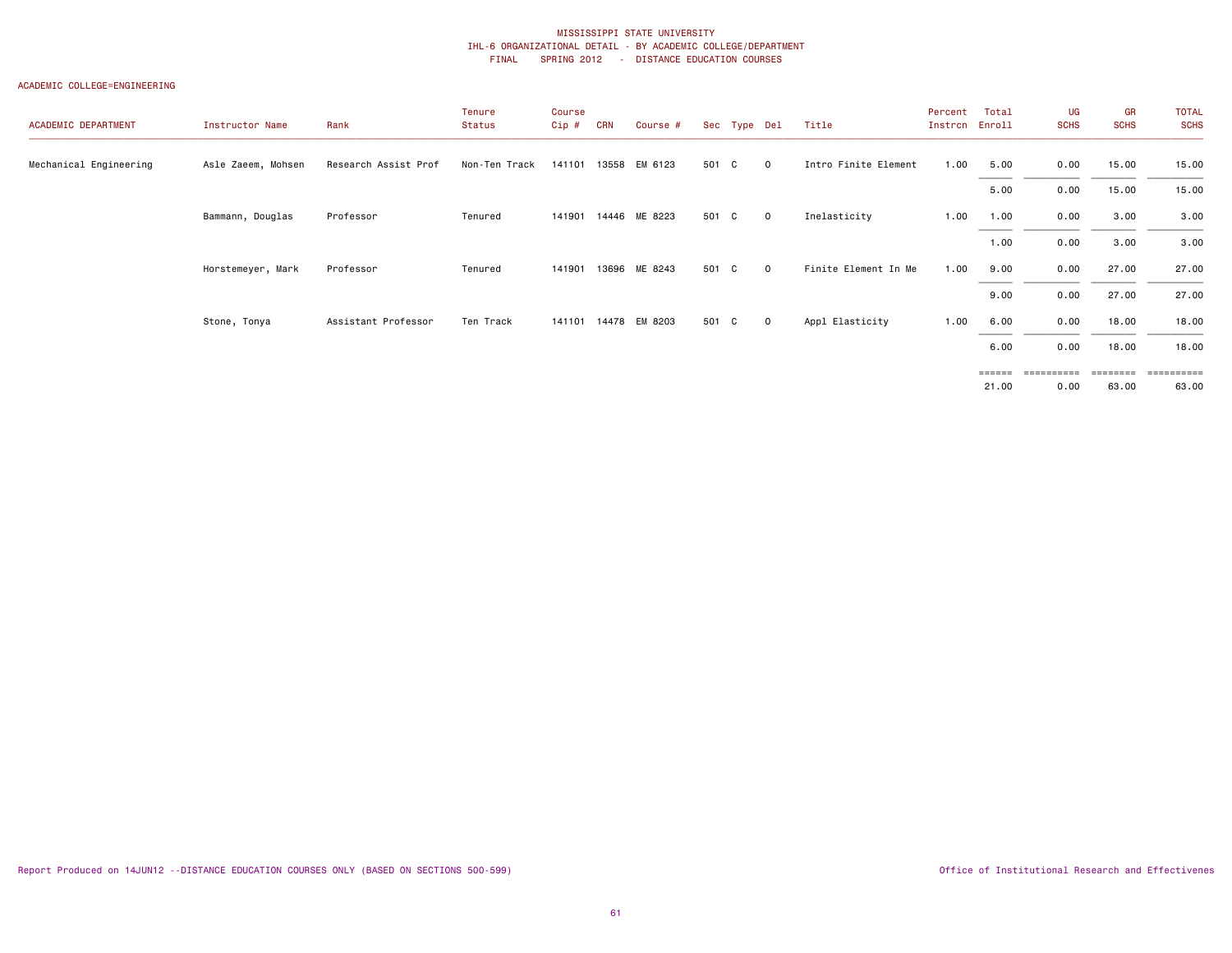# MISSISSIPPI STATE UNIVERSITY
## IHL-6 ORGANIZATIONAL DETAIL - BY ACADEMIC COLLEGE/DEPARTMENT
### FINAL SPRING 2012 - DISTANCE EDUCATION COURSES

ACADEMIC COLLEGE=ENGINEERING

| ACADEMIC DEPARTMENT | Instructor Name | Rank | Tenure Status | Course Cip # | CRN | Course # | Sec | Type | Del | Title | Percent Instrcn | Total Enroll | UG SCHS | GR SCHS | TOTAL SCHS |
|---|---|---|---|---|---|---|---|---|---|---|---|---|---|---|---|
| Mechanical Engineering | Asle Zaeem, Mohsen | Research Assist Prof | Non-Ten Track | 141101 | 13558 | EM 6123 | 501 | C | O | Intro Finite Element | 1.00 | 5.00 | 0.00 | 15.00 | 15.00 |
| | | | | | | | | | | | | 5.00 | 0.00 | 15.00 | 15.00 |
| | Bammann, Douglas | Professor | Tenured | 141901 | 14446 | ME 8223 | 501 | C | O | Inelasticity | 1.00 | 1.00 | 0.00 | 3.00 | 3.00 |
| | | | | | | | | | | | | 1.00 | 0.00 | 3.00 | 3.00 |
| | Horstemeyer, Mark | Professor | Tenured | 141901 | 13696 | ME 8243 | 501 | C | O | Finite Element In Me | 1.00 | 9.00 | 0.00 | 27.00 | 27.00 |
| | | | | | | | | | | | | 9.00 | 0.00 | 27.00 | 27.00 |
| | Stone, Tonya | Assistant Professor | Ten Track | 141101 | 14478 | EM 8203 | 501 | C | O | Appl Elasticity | 1.00 | 6.00 | 0.00 | 18.00 | 18.00 |
| | | | | | | | | | | | | 6.00 | 0.00 | 18.00 | 18.00 |
| | | | | | | | | | | | | 21.00 | 0.00 | 63.00 | 63.00 |

Report Produced on 14JUN12 --DISTANCE EDUCATION COURSES ONLY (BASED ON SECTIONS 500-599)

Office of Institutional Research and Effectivenes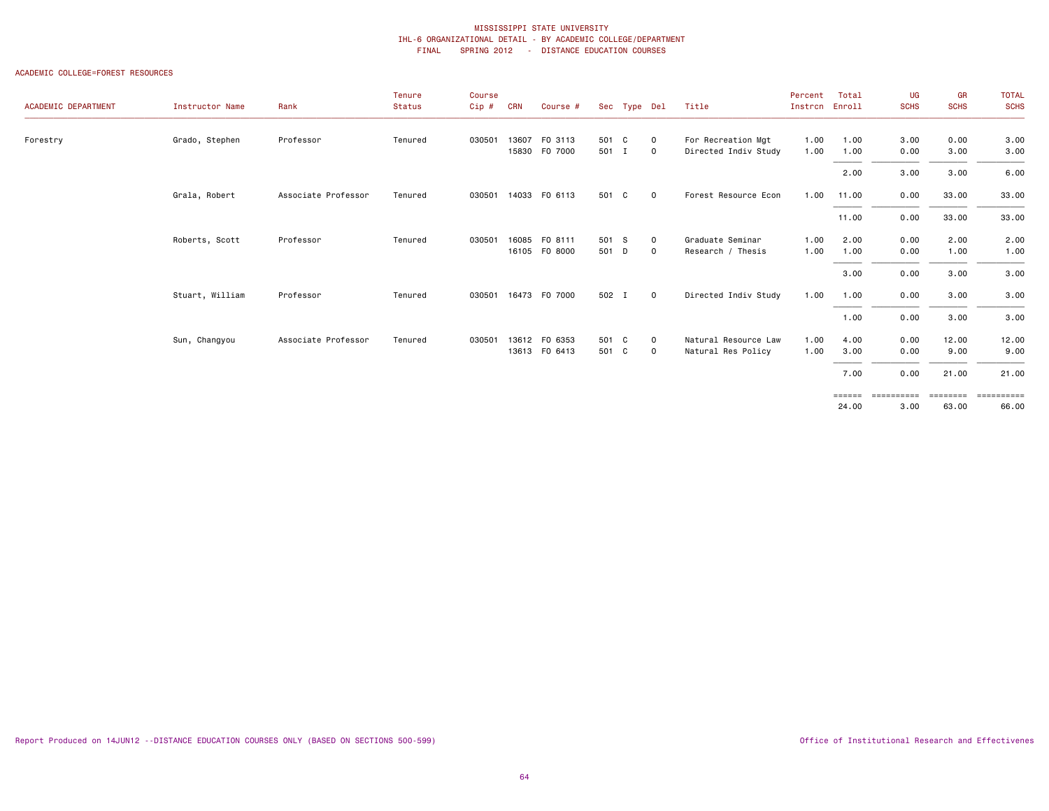MISSISSIPPI STATE UNIVERSITY
IHL-6 ORGANIZATIONAL DETAIL - BY ACADEMIC COLLEGE/DEPARTMENT
FINAL SPRING 2012 - DISTANCE EDUCATION COURSES

ACADEMIC COLLEGE=FOREST RESOURCES

| ACADEMIC DEPARTMENT | Instructor Name | Rank | Tenure Status | Course Cip # | CRN | Course # | Sec | Type | Del | Title | Percent Instrcn | Total Enroll | UG SCHS | GR SCHS | TOTAL SCHS |
|---|---|---|---|---|---|---|---|---|---|---|---|---|---|---|---|
| Forestry | Grado, Stephen | Professor | Tenured | 030501 | 13607 | FO 3113 | 501 | C | 0 | For Recreation Mgt | 1.00 | 1.00 | 3.00 | 0.00 | 3.00 |
| | | | | | 15830 | FO 7000 | 501 | I | 0 | Directed Indiv Study | 1.00 | 1.00 | 0.00 | 3.00 | 3.00 |
| | | | | | | | | | | | | 2.00 | 3.00 | 3.00 | 6.00 |
| | Grala, Robert | Associate Professor | Tenured | 030501 | 14033 | FO 6113 | 501 | C | 0 | Forest Resource Econ | 1.00 | 11.00 | 0.00 | 33.00 | 33.00 |
| | | | | | | | | | | | | 11.00 | 0.00 | 33.00 | 33.00 |
| | Roberts, Scott | Professor | Tenured | 030501 | 16085 | FO 8111 | 501 | S | 0 | Graduate Seminar | 1.00 | 2.00 | 0.00 | 2.00 | 2.00 |
| | | | | | 16105 | FO 8000 | 501 | D | 0 | Research / Thesis | 1.00 | 1.00 | 0.00 | 1.00 | 1.00 |
| | | | | | | | | | | | | 3.00 | 0.00 | 3.00 | 3.00 |
| | Stuart, William | Professor | Tenured | 030501 | 16473 | FO 7000 | 502 | I | 0 | Directed Indiv Study | 1.00 | 1.00 | 0.00 | 3.00 | 3.00 |
| | | | | | | | | | | | | 1.00 | 0.00 | 3.00 | 3.00 |
| | Sun, Changyou | Associate Professor | Tenured | 030501 | 13612 | FO 6353 | 501 | C | 0 | Natural Resource Law | 1.00 | 4.00 | 0.00 | 12.00 | 12.00 |
| | | | | | 13613 | FO 6413 | 501 | C | 0 | Natural Res Policy | 1.00 | 3.00 | 0.00 | 9.00 | 9.00 |
| | | | | | | | | | | | | 7.00 | 0.00 | 21.00 | 21.00 |
| | | | | | | | | | | | | 24.00 | 3.00 | 63.00 | 66.00 |

Report Produced on 14JUN12 --DISTANCE EDUCATION COURSES ONLY (BASED ON SECTIONS 500-599)

Office of Institutional Research and Effectivenes